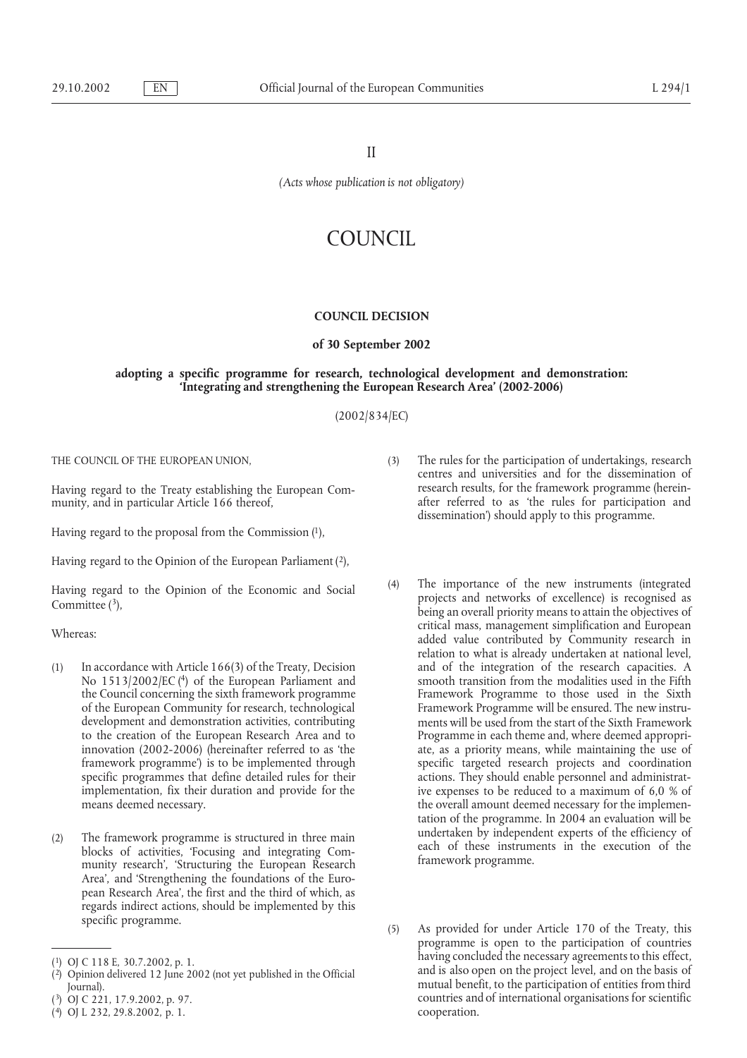II

*(Acts whose publication is not obligatory)*

# COUNCIL

## COUNCIL DECISION

### of 30 September 2002

### adopting a specific programme for research, technological development and demonstration: 'Integrating and strengthening the European Research Area' (2002-2006)

(2002/834/EC)

THE COUNCIL OF THE EUROPEAN UNION,

Having regard to the Treaty establishing the European Community, and in particular Article 166 thereof,

Having regard to the proposal from the Commission [1],

Having regard to the Opinion of the European Parliament [2],

Having regard to the Opinion of the Economic and Social Committee [3],

Whereas:

(1) In accordance with Article 166(3) of the Treaty, Decision No 1513/2002/EC [4] of the European Parliament and the Council concerning the sixth framework programme of the European Community for research, technological development and demonstration activities, contributing to the creation of the European Research Area and to innovation (2002-2006) (hereinafter referred to as 'the framework programme') is to be implemented through specific programmes that define detailed rules for their implementation, fix their duration and provide for the means deemed necessary.

(2) The framework programme is structured in three main blocks of activities, 'Focusing and integrating Community research', 'Structuring the European Research Area', and 'Strengthening the foundations of the European Research Area', the first and the third of which, as regards indirect actions, should be implemented by this specific programme.

(3) The rules for the participation of undertakings, research centres and universities and for the dissemination of research results, for the framework programme (hereinafter referred to as 'the rules for participation and dissemination') should apply to this programme.

(4) The importance of the new instruments (integrated projects and networks of excellence) is recognised as being an overall priority means to attain the objectives of critical mass, management simplification and European added value contributed by Community research in relation to what is already undertaken at national level, and of the integration of the research capacities. A smooth transition from the modalities used in the Fifth Framework Programme to those used in the Sixth Framework Programme will be ensured. The new instruments will be used from the start of the Sixth Framework Programme in each theme and, where deemed appropriate, as a priority means, while maintaining the use of specific targeted research projects and coordination actions. They should enable personnel and administrative expenses to be reduced to a maximum of 6,0 % of the overall amount deemed necessary for the implementation of the programme. In 2004 an evaluation will be undertaken by independent experts of the efficiency of each of these instruments in the execution of the framework programme.

(5) As provided for under Article 170 of the Treaty, this programme is open to the participation of countries having concluded the necessary agreements to this effect, and is also open on the project level, and on the basis of mutual benefit, to the participation of entities from third countries and of international organisations for scientific cooperation.

---

[1] OJ C 118 E, 30.7.2002, p. 1.

[2] Opinion delivered 12 June 2002 (not yet published in the Official Journal).

[3] OJ C 221, 17.9.2002, p. 97.

[4] OJ L 232, 29.8.2002, p. 1.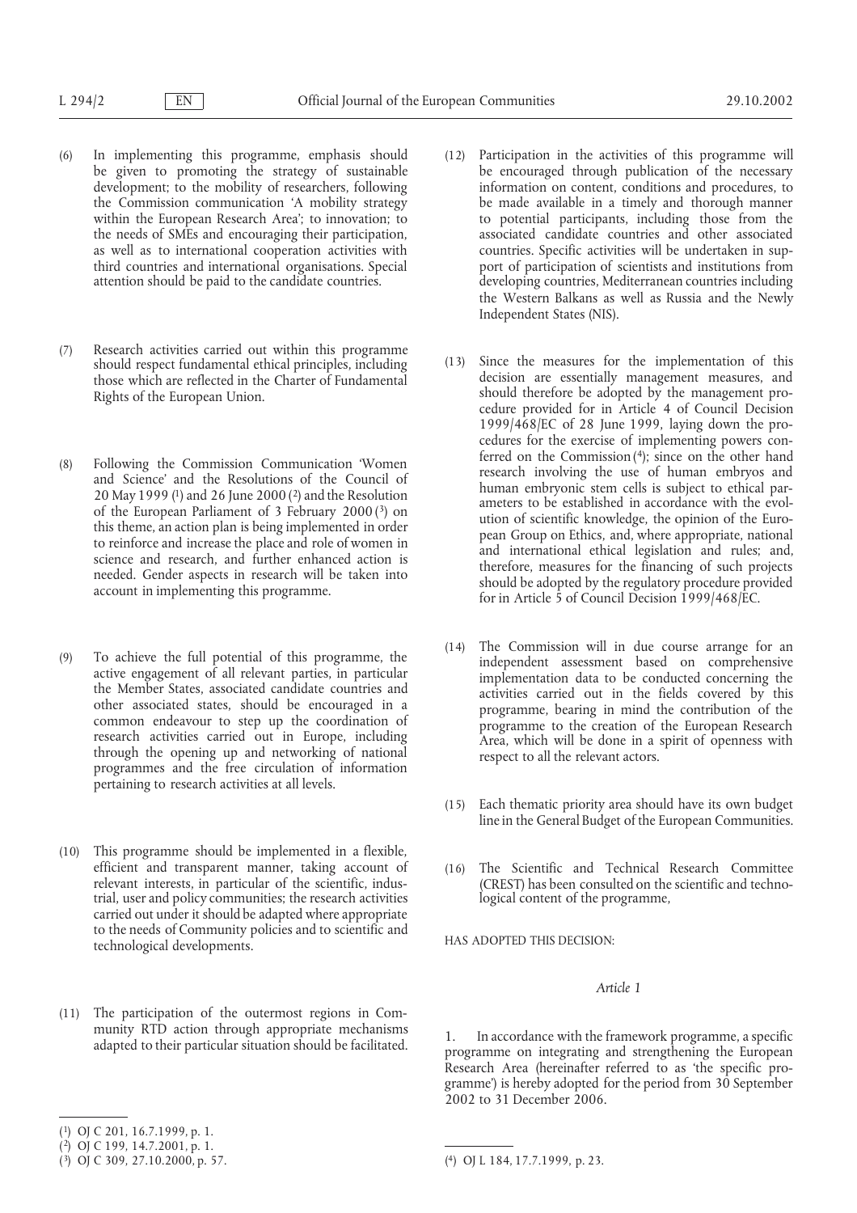(6) In implementing this programme, emphasis should be given to promoting the strategy of sustainable development; to the mobility of researchers, following the Commission communication 'A mobility strategy within the European Research Area'; to innovation; to the needs of SMEs and encouraging their participation, as well as to international cooperation activities with third countries and international organisations. Special attention should be paid to the candidate countries.

(7) Research activities carried out within this programme should respect fundamental ethical principles, including those which are reflected in the Charter of Fundamental Rights of the European Union.

(8) Following the Commission Communication 'Women and Science' and the Resolutions of the Council of 20 May 1999 [1] and 26 June 2000 [2] and the Resolution of the European Parliament of 3 February 2000 [3] on this theme, an action plan is being implemented in order to reinforce and increase the place and role of women in science and research, and further enhanced action is needed. Gender aspects in research will be taken into account in implementing this programme.

(9) To achieve the full potential of this programme, the active engagement of all relevant parties, in particular the Member States, associated candidate countries and other associated states, should be encouraged in a common endeavour to step up the coordination of research activities carried out in Europe, including through the opening up and networking of national programmes and the free circulation of information pertaining to research activities at all levels.

(10) This programme should be implemented in a flexible, efficient and transparent manner, taking account of relevant interests, in particular of the scientific, industrial, user and policy communities; the research activities carried out under it should be adapted where appropriate to the needs of Community policies and to scientific and technological developments.

(11) The participation of the outermost regions in Community RTD action through appropriate mechanisms adapted to their particular situation should be facilitated.

(12) Participation in the activities of this programme will be encouraged through publication of the necessary information on content, conditions and procedures, to be made available in a timely and thorough manner to potential participants, including those from the associated candidate countries and other associated countries. Specific activities will be undertaken in support of participation of scientists and institutions from developing countries, Mediterranean countries including the Western Balkans as well as Russia and the Newly Independent States (NIS).

(13) Since the measures for the implementation of this decision are essentially management measures, and should therefore be adopted by the management procedure provided for in Article 4 of Council Decision 1999/468/EC of 28 June 1999, laying down the procedures for the exercise of implementing powers conferred on the Commission [4]; since on the other hand research involving the use of human embryos and human embryonic stem cells is subject to ethical parameters to be established in accordance with the evolution of scientific knowledge, the opinion of the European Group on Ethics, and, where appropriate, national and international ethical legislation and rules; and, therefore, measures for the financing of such projects should be adopted by the regulatory procedure provided for in Article 5 of Council Decision 1999/468/EC.

(14) The Commission will in due course arrange for an independent assessment based on comprehensive implementation data to be conducted concerning the activities carried out in the fields covered by this programme, bearing in mind the contribution of the programme to the creation of the European Research Area, which will be done in a spirit of openness with respect to all the relevant actors.

(15) Each thematic priority area should have its own budget line in the General Budget of the European Communities.

(16) The Scientific and Technical Research Committee (CREST) has been consulted on the scientific and technological content of the programme,

HAS ADOPTED THIS DECISION:

*Article 1*

1. In accordance with the framework programme, a specific programme on integrating and strengthening the European Research Area (hereinafter referred to as 'the specific programme') is hereby adopted for the period from 30 September 2002 to 31 December 2006.

---

[1] OJ C 201, 16.7.1999, p. 1.

[2] OJ C 199, 14.7.2001, p. 1.

[3] OJ C 309, 27.10.2000, p. 57.

[4] OJ L 184, 17.7.1999, p. 23.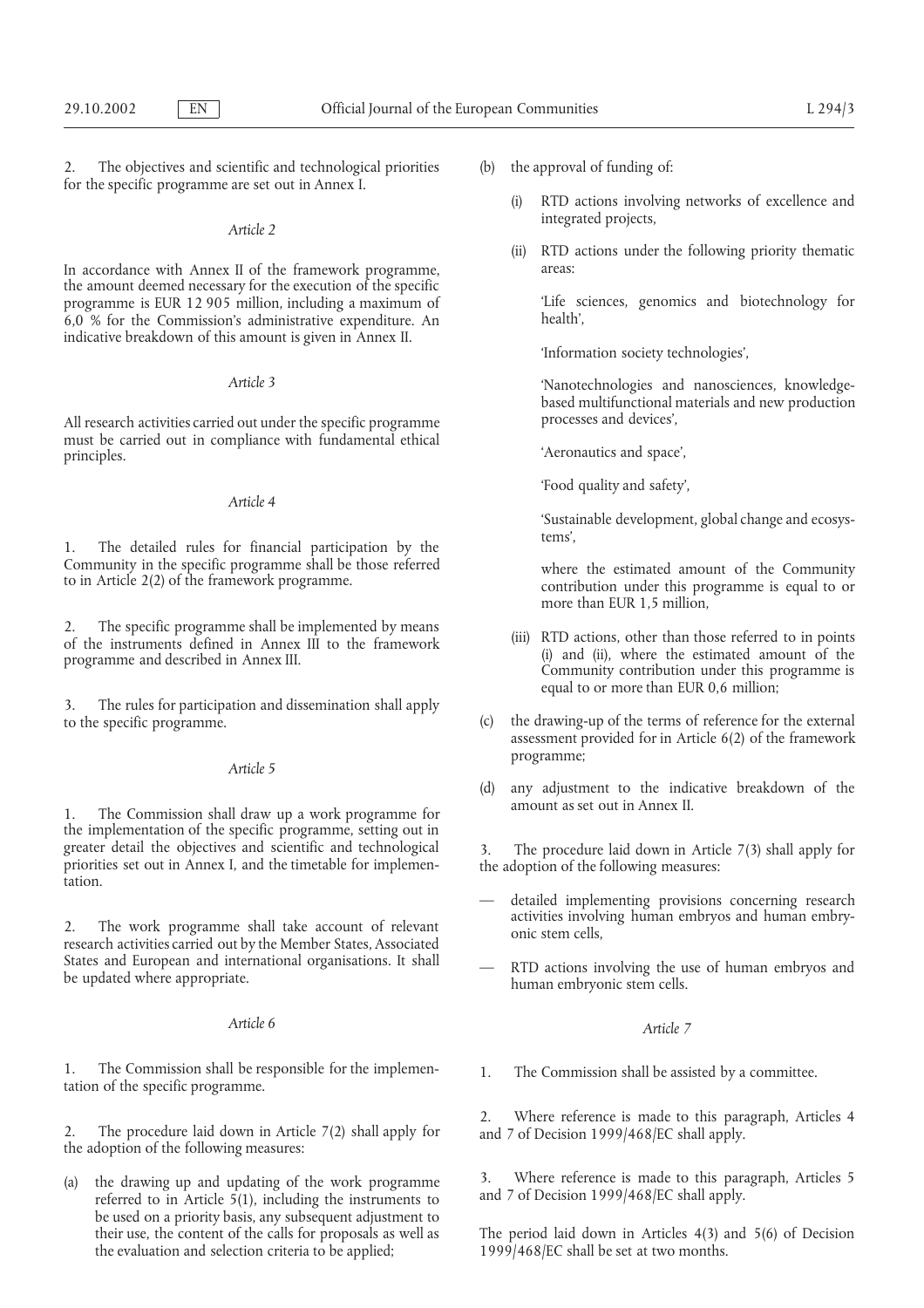2. The objectives and scientific and technological priorities for the specific programme are set out in Annex I.

*Article 2*

In accordance with Annex II of the framework programme, the amount deemed necessary for the execution of the specific programme is EUR 12 905 million, including a maximum of 6,0 % for the Commission's administrative expenditure. An indicative breakdown of this amount is given in Annex II.

*Article 3*

All research activities carried out under the specific programme must be carried out in compliance with fundamental ethical principles.

*Article 4*

1. The detailed rules for financial participation by the Community in the specific programme shall be those referred to in Article 2(2) of the framework programme.

2. The specific programme shall be implemented by means of the instruments defined in Annex III to the framework programme and described in Annex III.

3. The rules for participation and dissemination shall apply to the specific programme.

*Article 5*

1. The Commission shall draw up a work programme for the implementation of the specific programme, setting out in greater detail the objectives and scientific and technological priorities set out in Annex I, and the timetable for implementation.

2. The work programme shall take account of relevant research activities carried out by the Member States, Associated States and European and international organisations. It shall be updated where appropriate.

*Article 6*

1. The Commission shall be responsible for the implementation of the specific programme.

2. The procedure laid down in Article 7(2) shall apply for the adoption of the following measures:

(a) the drawing up and updating of the work programme referred to in Article 5(1), including the instruments to be used on a priority basis, any subsequent adjustment to their use, the content of the calls for proposals as well as the evaluation and selection criteria to be applied;

(b) the approval of funding of:

   (i) RTD actions involving networks of excellence and integrated projects,

   (ii) RTD actions under the following priority thematic areas:

   'Life sciences, genomics and biotechnology for health',

   'Information society technologies',

   'Nanotechnologies and nanosciences, knowledge-based multifunctional materials and new production processes and devices',

   'Aeronautics and space',

   'Food quality and safety',

   'Sustainable development, global change and ecosystems',

   where the estimated amount of the Community contribution under this programme is equal to or more than EUR 1,5 million,

   (iii) RTD actions, other than those referred to in points (i) and (ii), where the estimated amount of the Community contribution under this programme is equal to or more than EUR 0,6 million;

(c) the drawing-up of the terms of reference for the external assessment provided for in Article 6(2) of the framework programme;

(d) any adjustment to the indicative breakdown of the amount as set out in Annex II.

3. The procedure laid down in Article 7(3) shall apply for the adoption of the following measures:

— detailed implementing provisions concerning research activities involving human embryos and human embryonic stem cells,

— RTD actions involving the use of human embryos and human embryonic stem cells.

*Article 7*

1. The Commission shall be assisted by a committee.

2. Where reference is made to this paragraph, Articles 4 and 7 of Decision 1999/468/EC shall apply.

3. Where reference is made to this paragraph, Articles 5 and 7 of Decision 1999/468/EC shall apply.

The period laid down in Articles 4(3) and 5(6) of Decision 1999/468/EC shall be set at two months.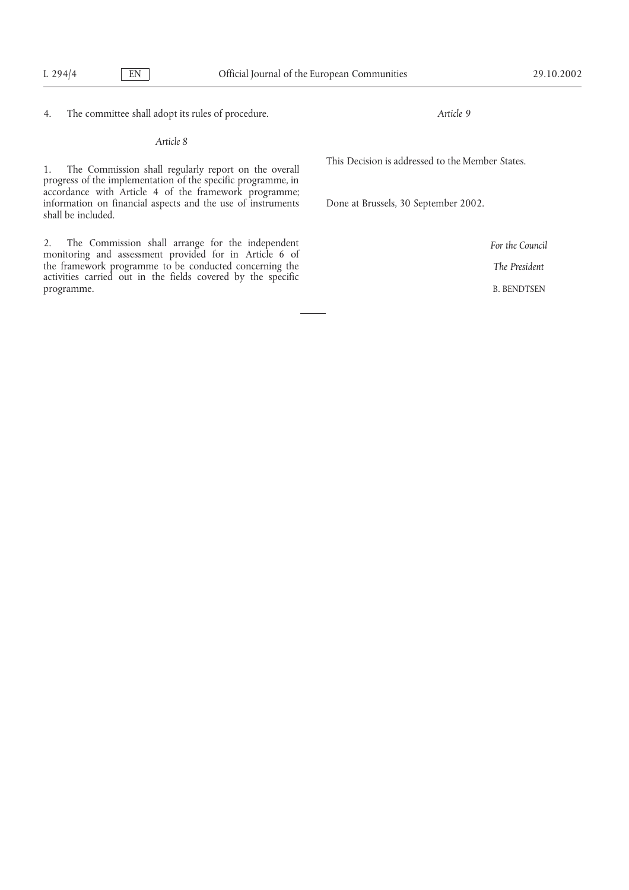4. The committee shall adopt its rules of procedure.

*Article 8*

1. The Commission shall regularly report on the overall progress of the implementation of the specific programme, in accordance with Article 4 of the framework programme; information on financial aspects and the use of instruments shall be included.

2. The Commission shall arrange for the independent monitoring and assessment provided for in Article 6 of the framework programme to be conducted concerning the activities carried out in the fields covered by the specific programme.

*Article 9*

This Decision is addressed to the Member States.

Done at Brussels, 30 September 2002.

*For the Council*

*The President*

B. BENDTSEN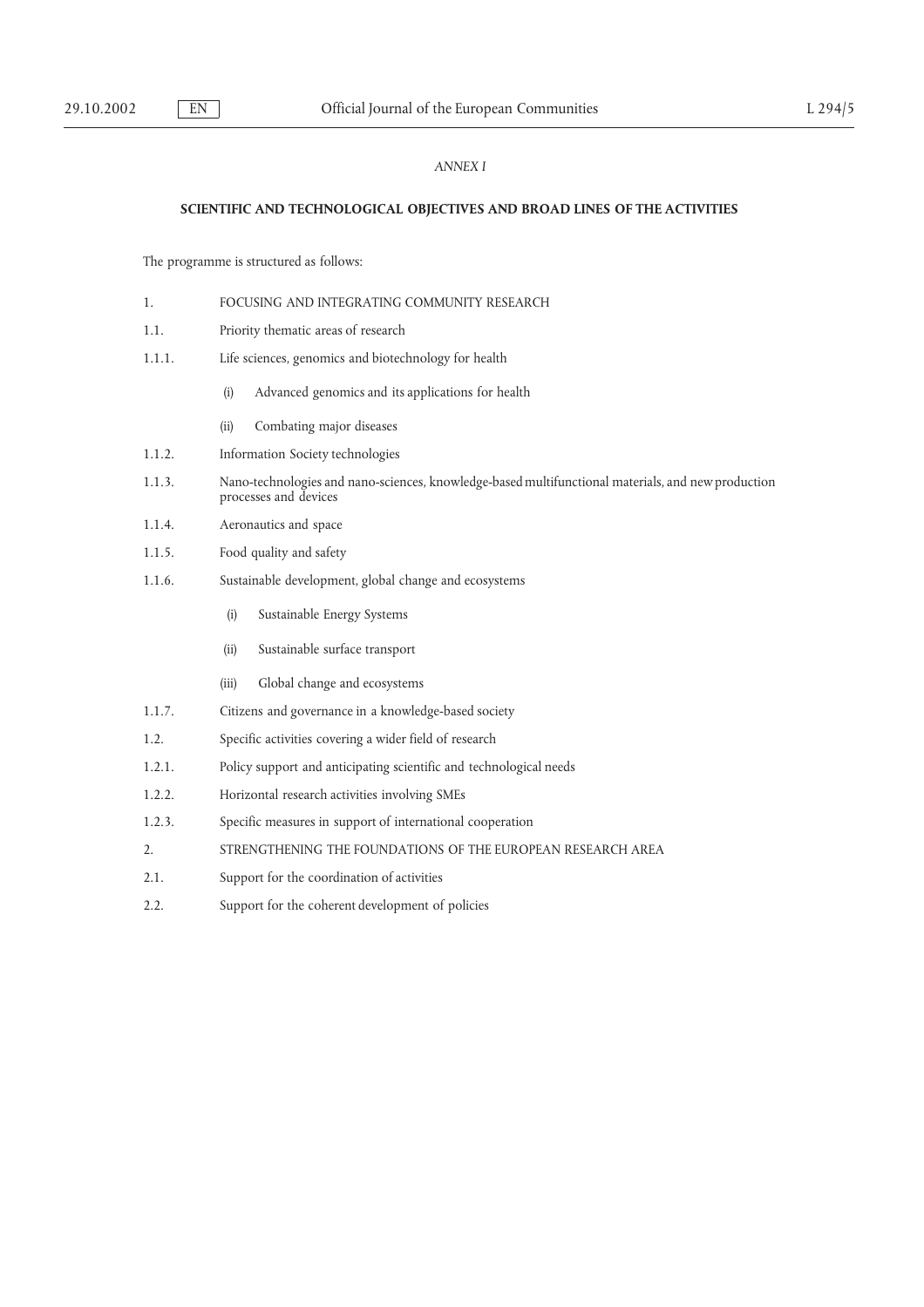*ANNEX I*

**SCIENTIFIC AND TECHNOLOGICAL OBJECTIVES AND BROAD LINES OF THE ACTIVITIES**

The programme is structured as follows:

1. FOCUSING AND INTEGRATING COMMUNITY RESEARCH

1.1. Priority thematic areas of research

1.1.1. Life sciences, genomics and biotechnology for health

- (i) Advanced genomics and its applications for health
- (ii) Combating major diseases

1.1.2. Information Society technologies

1.1.3. Nano-technologies and nano-sciences, knowledge-based multifunctional materials, and new production processes and devices

1.1.4. Aeronautics and space

1.1.5. Food quality and safety

1.1.6. Sustainable development, global change and ecosystems

- (i) Sustainable Energy Systems
- (ii) Sustainable surface transport
- (iii) Global change and ecosystems

1.1.7. Citizens and governance in a knowledge-based society

1.2. Specific activities covering a wider field of research

1.2.1. Policy support and anticipating scientific and technological needs

1.2.2. Horizontal research activities involving SMEs

1.2.3. Specific measures in support of international cooperation

2. STRENGTHENING THE FOUNDATIONS OF THE EUROPEAN RESEARCH AREA

2.1. Support for the coordination of activities

2.2. Support for the coherent development of policies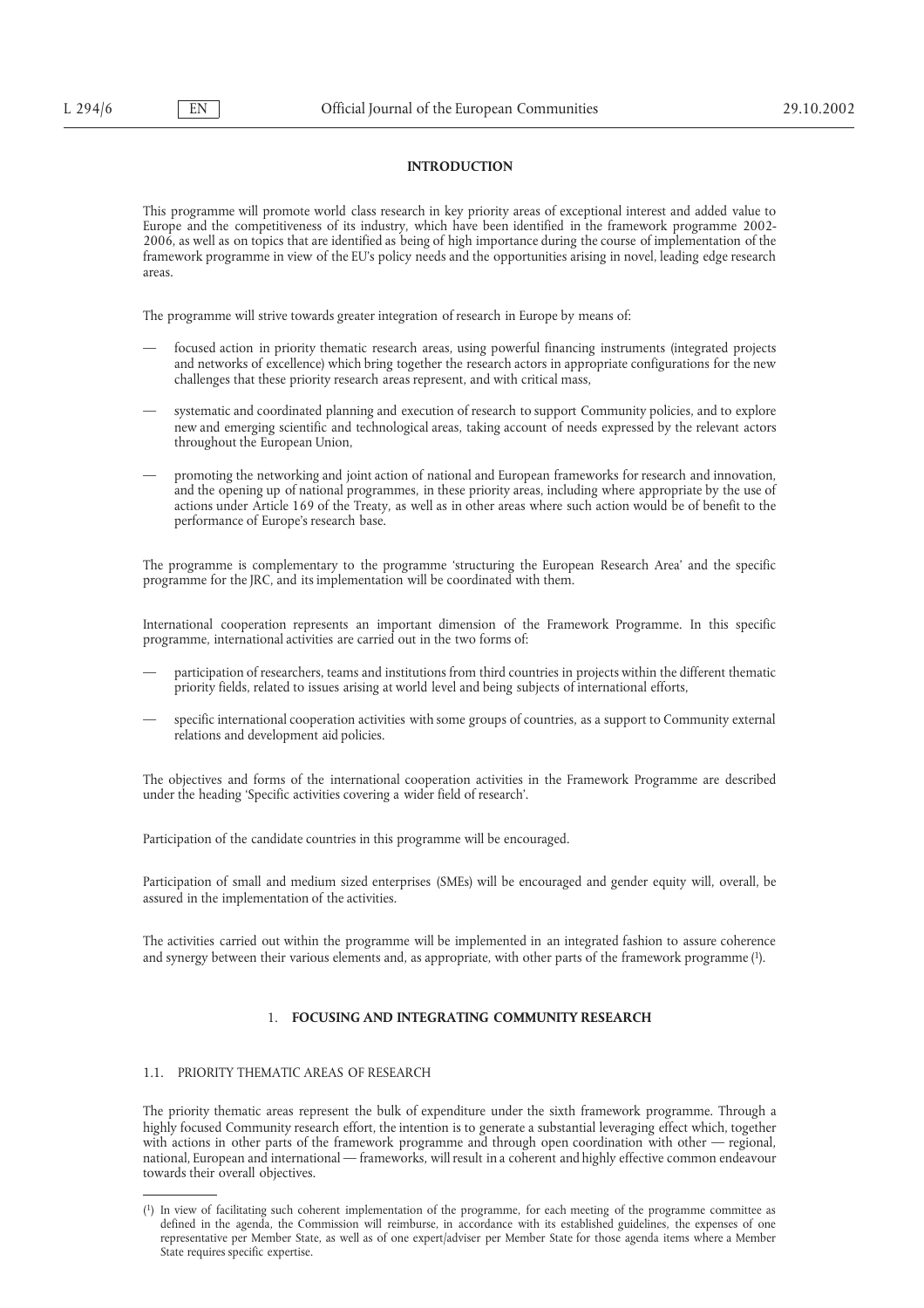## INTRODUCTION

This programme will promote world class research in key priority areas of exceptional interest and added value to Europe and the competitiveness of its industry, which have been identified in the framework programme 2002-2006, as well as on topics that are identified as being of high importance during the course of implementation of the framework programme in view of the EU's policy needs and the opportunities arising in novel, leading edge research areas.

The programme will strive towards greater integration of research in Europe by means of:

— focused action in priority thematic research areas, using powerful financing instruments (integrated projects and networks of excellence) which bring together the research actors in appropriate configurations for the new challenges that these priority research areas represent, and with critical mass,

— systematic and coordinated planning and execution of research to support Community policies, and to explore new and emerging scientific and technological areas, taking account of needs expressed by the relevant actors throughout the European Union,

— promoting the networking and joint action of national and European frameworks for research and innovation, and the opening up of national programmes, in these priority areas, including where appropriate by the use of actions under Article 169 of the Treaty, as well as in other areas where such action would be of benefit to the performance of Europe's research base.

The programme is complementary to the programme 'structuring the European Research Area' and the specific programme for the JRC, and its implementation will be coordinated with them.

International cooperation represents an important dimension of the Framework Programme. In this specific programme, international activities are carried out in the two forms of:

— participation of researchers, teams and institutions from third countries in projects within the different thematic priority fields, related to issues arising at world level and being subjects of international efforts,

— specific international cooperation activities with some groups of countries, as a support to Community external relations and development aid policies.

The objectives and forms of the international cooperation activities in the Framework Programme are described under the heading 'Specific activities covering a wider field of research'.

Participation of the candidate countries in this programme will be encouraged.

Participation of small and medium sized enterprises (SMEs) will be encouraged and gender equity will, overall, be assured in the implementation of the activities.

The activities carried out within the programme will be implemented in an integrated fashion to assure coherence and synergy between their various elements and, as appropriate, with other parts of the framework programme [1].

## 1. FOCUSING AND INTEGRATING COMMUNITY RESEARCH

### 1.1. PRIORITY THEMATIC AREAS OF RESEARCH

The priority thematic areas represent the bulk of expenditure under the sixth framework programme. Through a highly focused Community research effort, the intention is to generate a substantial leveraging effect which, together with actions in other parts of the framework programme and through open coordination with other — regional, national, European and international — frameworks, will result in a coherent and highly effective common endeavour towards their overall objectives.

---

[1] In view of facilitating such coherent implementation of the programme, for each meeting of the programme committee as defined in the agenda, the Commission will reimburse, in accordance with its established guidelines, the expenses of one representative per Member State, as well as of one expert/adviser per Member State for those agenda items where a Member State requires specific expertise.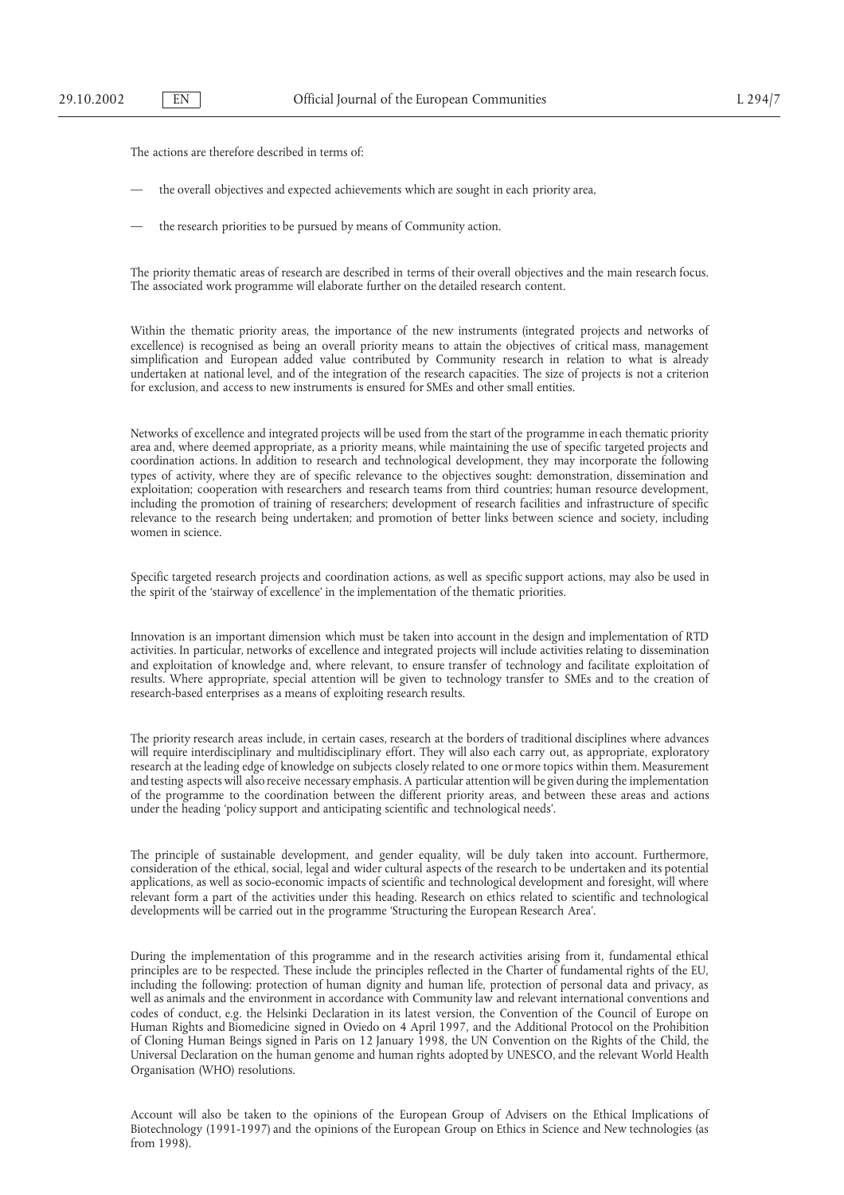The actions are therefore described in terms of:

- the overall objectives and expected achievements which are sought in each priority area,
- the research priorities to be pursued by means of Community action.

The priority thematic areas of research are described in terms of their overall objectives and the main research focus. The associated work programme will elaborate further on the detailed research content.

Within the thematic priority areas, the importance of the new instruments (integrated projects and networks of excellence) is recognised as being an overall priority means to attain the objectives of critical mass, management simplification and European added value contributed by Community research in relation to what is already undertaken at national level, and of the integration of the research capacities. The size of projects is not a criterion for exclusion, and access to new instruments is ensured for SMEs and other small entities.

Networks of excellence and integrated projects will be used from the start of the programme in each thematic priority area and, where deemed appropriate, as a priority means, while maintaining the use of specific targeted projects and coordination actions. In addition to research and technological development, they may incorporate the following types of activity, where they are of specific relevance to the objectives sought: demonstration, dissemination and exploitation; cooperation with researchers and research teams from third countries; human resource development, including the promotion of training of researchers; development of research facilities and infrastructure of specific relevance to the research being undertaken; and promotion of better links between science and society, including women in science.

Specific targeted research projects and coordination actions, as well as specific support actions, may also be used in the spirit of the 'stairway of excellence' in the implementation of the thematic priorities.

Innovation is an important dimension which must be taken into account in the design and implementation of RTD activities. In particular, networks of excellence and integrated projects will include activities relating to dissemination and exploitation of knowledge and, where relevant, to ensure transfer of technology and facilitate exploitation of results. Where appropriate, special attention will be given to technology transfer to SMEs and to the creation of research-based enterprises as a means of exploiting research results.

The priority research areas include, in certain cases, research at the borders of traditional disciplines where advances will require interdisciplinary and multidisciplinary effort. They will also each carry out, as appropriate, exploratory research at the leading edge of knowledge on subjects closely related to one or more topics within them. Measurement and testing aspects will also receive necessary emphasis. A particular attention will be given during the implementation of the programme to the coordination between the different priority areas, and between these areas and actions under the heading 'policy support and anticipating scientific and technological needs'.

The principle of sustainable development, and gender equality, will be duly taken into account. Furthermore, consideration of the ethical, social, legal and wider cultural aspects of the research to be undertaken and its potential applications, as well as socio-economic impacts of scientific and technological development and foresight, will where relevant form a part of the activities under this heading. Research on ethics related to scientific and technological developments will be carried out in the programme 'Structuring the European Research Area'.

During the implementation of this programme and in the research activities arising from it, fundamental ethical principles are to be respected. These include the principles reflected in the Charter of fundamental rights of the EU, including the following: protection of human dignity and human life, protection of personal data and privacy, as well as animals and the environment in accordance with Community law and relevant international conventions and codes of conduct, e.g. the Helsinki Declaration in its latest version, the Convention of the Council of Europe on Human Rights and Biomedicine signed in Oviedo on 4 April 1997, and the Additional Protocol on the Prohibition of Cloning Human Beings signed in Paris on 12 January 1998, the UN Convention on the Rights of the Child, the Universal Declaration on the human genome and human rights adopted by UNESCO, and the relevant World Health Organisation (WHO) resolutions.

Account will also be taken to the opinions of the European Group of Advisers on the Ethical Implications of Biotechnology (1991-1997) and the opinions of the European Group on Ethics in Science and New technologies (as from 1998).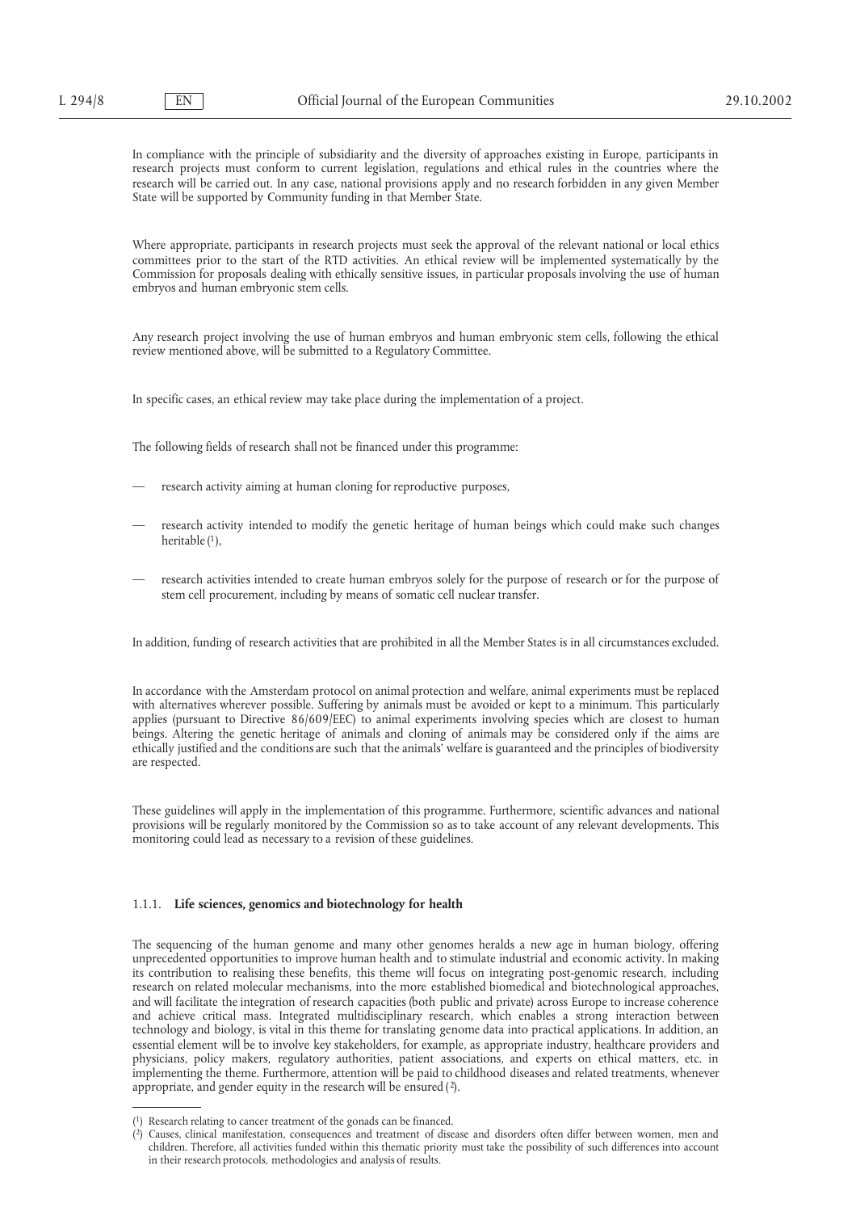In compliance with the principle of subsidiarity and the diversity of approaches existing in Europe, participants in research projects must conform to current legislation, regulations and ethical rules in the countries where the research will be carried out. In any case, national provisions apply and no research forbidden in any given Member State will be supported by Community funding in that Member State.

Where appropriate, participants in research projects must seek the approval of the relevant national or local ethics committees prior to the start of the RTD activities. An ethical review will be implemented systematically by the Commission for proposals dealing with ethically sensitive issues, in particular proposals involving the use of human embryos and human embryonic stem cells.

Any research project involving the use of human embryos and human embryonic stem cells, following the ethical review mentioned above, will be submitted to a Regulatory Committee.

In specific cases, an ethical review may take place during the implementation of a project.

The following fields of research shall not be financed under this programme:

— research activity aiming at human cloning for reproductive purposes,

— research activity intended to modify the genetic heritage of human beings which could make such changes heritable [1],

— research activities intended to create human embryos solely for the purpose of research or for the purpose of stem cell procurement, including by means of somatic cell nuclear transfer.

In addition, funding of research activities that are prohibited in all the Member States is in all circumstances excluded.

In accordance with the Amsterdam protocol on animal protection and welfare, animal experiments must be replaced with alternatives wherever possible. Suffering by animals must be avoided or kept to a minimum. This particularly applies (pursuant to Directive 86/609/EEC) to animal experiments involving species which are closest to human beings. Altering the genetic heritage of animals and cloning of animals may be considered only if the aims are ethically justified and the conditions are such that the animals' welfare is guaranteed and the principles of biodiversity are respected.

These guidelines will apply in the implementation of this programme. Furthermore, scientific advances and national provisions will be regularly monitored by the Commission so as to take account of any relevant developments. This monitoring could lead as necessary to a revision of these guidelines.

### 1.1.1. **Life sciences, genomics and biotechnology for health**

The sequencing of the human genome and many other genomes heralds a new age in human biology, offering unprecedented opportunities to improve human health and to stimulate industrial and economic activity. In making its contribution to realising these benefits, this theme will focus on integrating post-genomic research, including research on related molecular mechanisms, into the more established biomedical and biotechnological approaches, and will facilitate the integration of research capacities (both public and private) across Europe to increase coherence and achieve critical mass. Integrated multidisciplinary research, which enables a strong interaction between technology and biology, is vital in this theme for translating genome data into practical applications. In addition, an essential element will be to involve key stakeholders, for example, as appropriate industry, healthcare providers and physicians, policy makers, regulatory authorities, patient associations, and experts on ethical matters, etc. in implementing the theme. Furthermore, attention will be paid to childhood diseases and related treatments, whenever appropriate, and gender equity in the research will be ensured [2].

---

[1] Research relating to cancer treatment of the gonads can be financed.

[2] Causes, clinical manifestation, consequences and treatment of disease and disorders often differ between women, men and children. Therefore, all activities funded within this thematic priority must take the possibility of such differences into account in their research protocols, methodologies and analysis of results.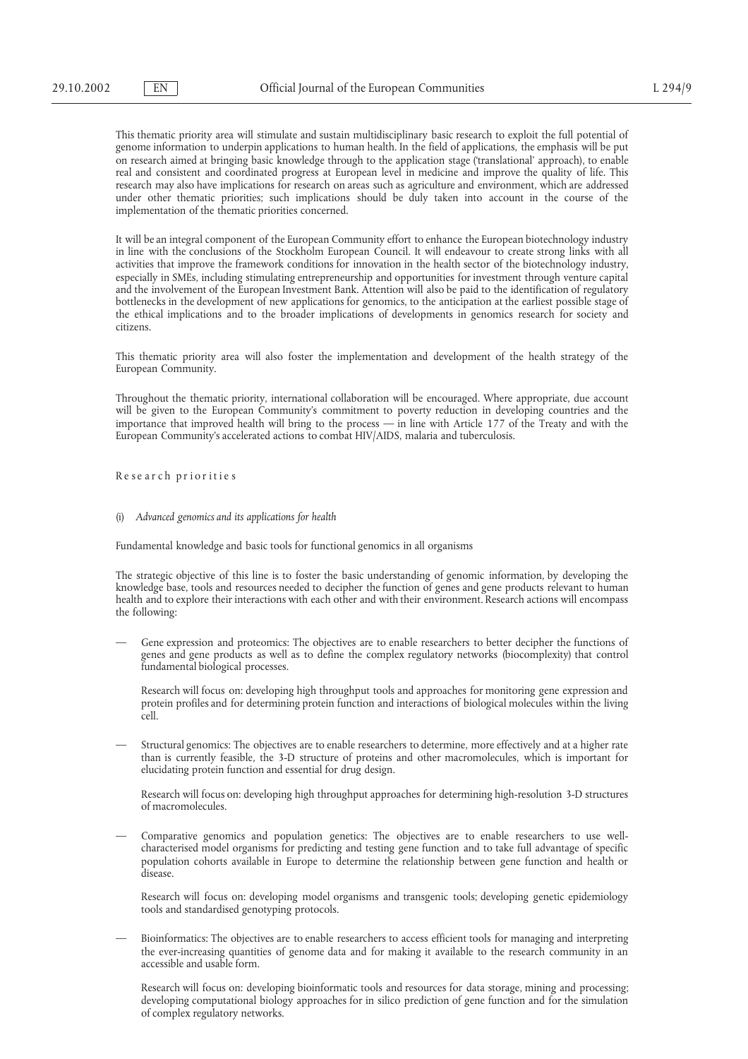This thematic priority area will stimulate and sustain multidisciplinary basic research to exploit the full potential of genome information to underpin applications to human health. In the field of applications, the emphasis will be put on research aimed at bringing basic knowledge through to the application stage ('translational' approach), to enable real and consistent and coordinated progress at European level in medicine and improve the quality of life. This research may also have implications for research on areas such as agriculture and environment, which are addressed under other thematic priorities; such implications should be duly taken into account in the course of the implementation of the thematic priorities concerned.

It will be an integral component of the European Community effort to enhance the European biotechnology industry in line with the conclusions of the Stockholm European Council. It will endeavour to create strong links with all activities that improve the framework conditions for innovation in the health sector of the biotechnology industry, especially in SMEs, including stimulating entrepreneurship and opportunities for investment through venture capital and the involvement of the European Investment Bank. Attention will also be paid to the identification of regulatory bottlenecks in the development of new applications for genomics, to the anticipation at the earliest possible stage of the ethical implications and to the broader implications of developments in genomics research for society and citizens.

This thematic priority area will also foster the implementation and development of the health strategy of the European Community.

Throughout the thematic priority, international collaboration will be encouraged. Where appropriate, due account will be given to the European Community's commitment to poverty reduction in developing countries and the importance that improved health will bring to the process — in line with Article 177 of the Treaty and with the European Community's accelerated actions to combat HIV/AIDS, malaria and tuberculosis.

Research priorities

(i) *Advanced genomics and its applications for health*

Fundamental knowledge and basic tools for functional genomics in all organisms

The strategic objective of this line is to foster the basic understanding of genomic information, by developing the knowledge base, tools and resources needed to decipher the function of genes and gene products relevant to human health and to explore their interactions with each other and with their environment. Research actions will encompass the following:

— Gene expression and proteomics: The objectives are to enable researchers to better decipher the functions of genes and gene products as well as to define the complex regulatory networks (biocomplexity) that control fundamental biological processes.

  Research will focus on: developing high throughput tools and approaches for monitoring gene expression and protein profiles and for determining protein function and interactions of biological molecules within the living cell.

— Structural genomics: The objectives are to enable researchers to determine, more effectively and at a higher rate than is currently feasible, the 3-D structure of proteins and other macromolecules, which is important for elucidating protein function and essential for drug design.

  Research will focus on: developing high throughput approaches for determining high-resolution 3-D structures of macromolecules.

— Comparative genomics and population genetics: The objectives are to enable researchers to use well-characterised model organisms for predicting and testing gene function and to take full advantage of specific population cohorts available in Europe to determine the relationship between gene function and health or disease.

  Research will focus on: developing model organisms and transgenic tools; developing genetic epidemiology tools and standardised genotyping protocols.

— Bioinformatics: The objectives are to enable researchers to access efficient tools for managing and interpreting the ever-increasing quantities of genome data and for making it available to the research community in an accessible and usable form.

  Research will focus on: developing bioinformatic tools and resources for data storage, mining and processing; developing computational biology approaches for in silico prediction of gene function and for the simulation of complex regulatory networks.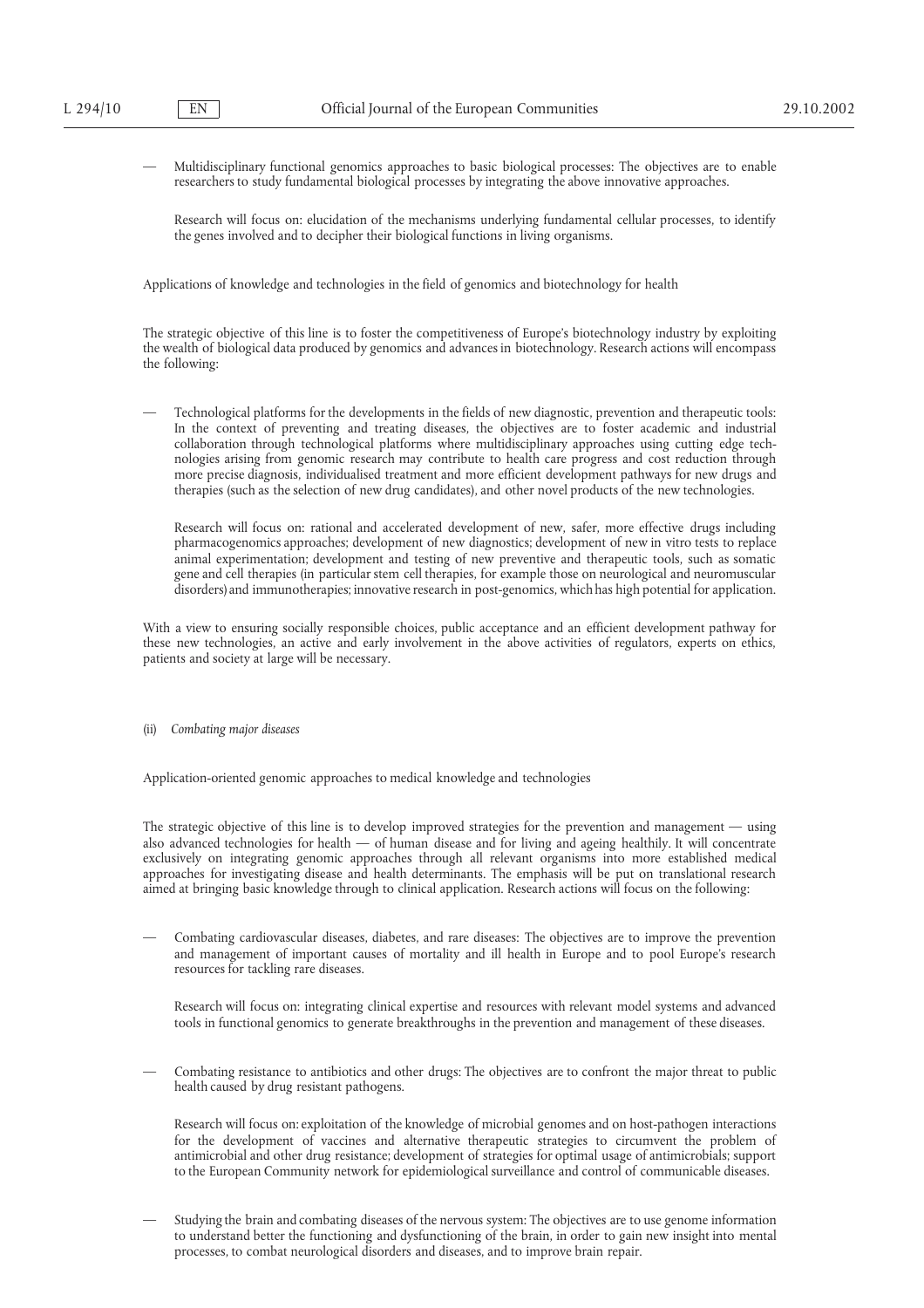— Multidisciplinary functional genomics approaches to basic biological processes: The objectives are to enable researchers to study fundamental biological processes by integrating the above innovative approaches.

  Research will focus on: elucidation of the mechanisms underlying fundamental cellular processes, to identify the genes involved and to decipher their biological functions in living organisms.

Applications of knowledge and technologies in the field of genomics and biotechnology for health

The strategic objective of this line is to foster the competitiveness of Europe's biotechnology industry by exploiting the wealth of biological data produced by genomics and advances in biotechnology. Research actions will encompass the following:

— Technological platforms for the developments in the fields of new diagnostic, prevention and therapeutic tools: In the context of preventing and treating diseases, the objectives are to foster academic and industrial collaboration through technological platforms where multidisciplinary approaches using cutting edge technologies arising from genomic research may contribute to health care progress and cost reduction through more precise diagnosis, individualised treatment and more efficient development pathways for new drugs and therapies (such as the selection of new drug candidates), and other novel products of the new technologies.

  Research will focus on: rational and accelerated development of new, safer, more effective drugs including pharmacogenomics approaches; development of new diagnostics; development of new in vitro tests to replace animal experimentation; development and testing of new preventive and therapeutic tools, such as somatic gene and cell therapies (in particular stem cell therapies, for example those on neurological and neuromuscular disorders) and immunotherapies; innovative research in post-genomics, which has high potential for application.

With a view to ensuring socially responsible choices, public acceptance and an efficient development pathway for these new technologies, an active and early involvement in the above activities of regulators, experts on ethics, patients and society at large will be necessary.

(ii) *Combating major diseases*

Application-oriented genomic approaches to medical knowledge and technologies

The strategic objective of this line is to develop improved strategies for the prevention and management — using also advanced technologies for health — of human disease and for living and ageing healthily. It will concentrate exclusively on integrating genomic approaches through all relevant organisms into more established medical approaches for investigating disease and health determinants. The emphasis will be put on translational research aimed at bringing basic knowledge through to clinical application. Research actions will focus on the following:

— Combating cardiovascular diseases, diabetes, and rare diseases: The objectives are to improve the prevention and management of important causes of mortality and ill health in Europe and to pool Europe's research resources for tackling rare diseases.

  Research will focus on: integrating clinical expertise and resources with relevant model systems and advanced tools in functional genomics to generate breakthroughs in the prevention and management of these diseases.

— Combating resistance to antibiotics and other drugs: The objectives are to confront the major threat to public health caused by drug resistant pathogens.

  Research will focus on: exploitation of the knowledge of microbial genomes and on host-pathogen interactions for the development of vaccines and alternative therapeutic strategies to circumvent the problem of antimicrobial and other drug resistance; development of strategies for optimal usage of antimicrobials; support to the European Community network for epidemiological surveillance and control of communicable diseases.

— Studying the brain and combating diseases of the nervous system: The objectives are to use genome information to understand better the functioning and dysfunctioning of the brain, in order to gain new insight into mental processes, to combat neurological disorders and diseases, and to improve brain repair.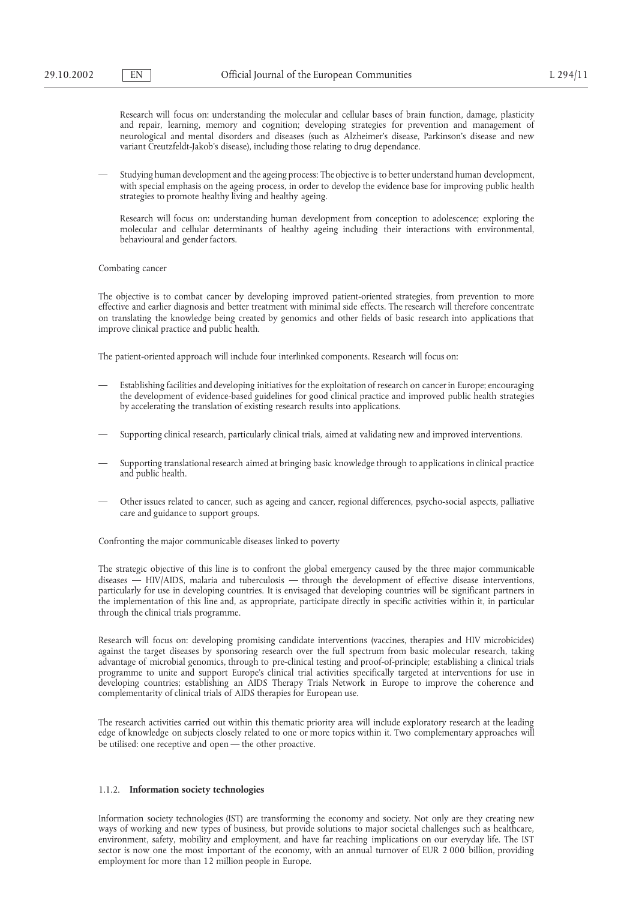Research will focus on: understanding the molecular and cellular bases of brain function, damage, plasticity and repair, learning, memory and cognition; developing strategies for prevention and management of neurological and mental disorders and diseases (such as Alzheimer's disease, Parkinson's disease and new variant Creutzfeldt-Jakob's disease), including those relating to drug dependance.

— Studying human development and the ageing process: The objective is to better understand human development, with special emphasis on the ageing process, in order to develop the evidence base for improving public health strategies to promote healthy living and healthy ageing.

Research will focus on: understanding human development from conception to adolescence; exploring the molecular and cellular determinants of healthy ageing including their interactions with environmental, behavioural and gender factors.

Combating cancer

The objective is to combat cancer by developing improved patient-oriented strategies, from prevention to more effective and earlier diagnosis and better treatment with minimal side effects. The research will therefore concentrate on translating the knowledge being created by genomics and other fields of basic research into applications that improve clinical practice and public health.

The patient-oriented approach will include four interlinked components. Research will focus on:

— Establishing facilities and developing initiatives for the exploitation of research on cancer in Europe; encouraging the development of evidence-based guidelines for good clinical practice and improved public health strategies by accelerating the translation of existing research results into applications.

— Supporting clinical research, particularly clinical trials, aimed at validating new and improved interventions.

— Supporting translational research aimed at bringing basic knowledge through to applications in clinical practice and public health.

— Other issues related to cancer, such as ageing and cancer, regional differences, psycho-social aspects, palliative care and guidance to support groups.

Confronting the major communicable diseases linked to poverty

The strategic objective of this line is to confront the global emergency caused by the three major communicable diseases — HIV/AIDS, malaria and tuberculosis — through the development of effective disease interventions, particularly for use in developing countries. It is envisaged that developing countries will be significant partners in the implementation of this line and, as appropriate, participate directly in specific activities within it, in particular through the clinical trials programme.

Research will focus on: developing promising candidate interventions (vaccines, therapies and HIV microbicides) against the target diseases by sponsoring research over the full spectrum from basic molecular research, taking advantage of microbial genomics, through to pre-clinical testing and proof-of-principle; establishing a clinical trials programme to unite and support Europe's clinical trial activities specifically targeted at interventions for use in developing countries; establishing an AIDS Therapy Trials Network in Europe to improve the coherence and complementarity of clinical trials of AIDS therapies for European use.

The research activities carried out within this thematic priority area will include exploratory research at the leading edge of knowledge on subjects closely related to one or more topics within it. Two complementary approaches will be utilised: one receptive and open — the other proactive.

### 1.1.2. **Information society technologies**

Information society technologies (IST) are transforming the economy and society. Not only are they creating new ways of working and new types of business, but provide solutions to major societal challenges such as healthcare, environment, safety, mobility and employment, and have far reaching implications on our everyday life. The IST sector is now one the most important of the economy, with an annual turnover of EUR 2 000 billion, providing employment for more than 12 million people in Europe.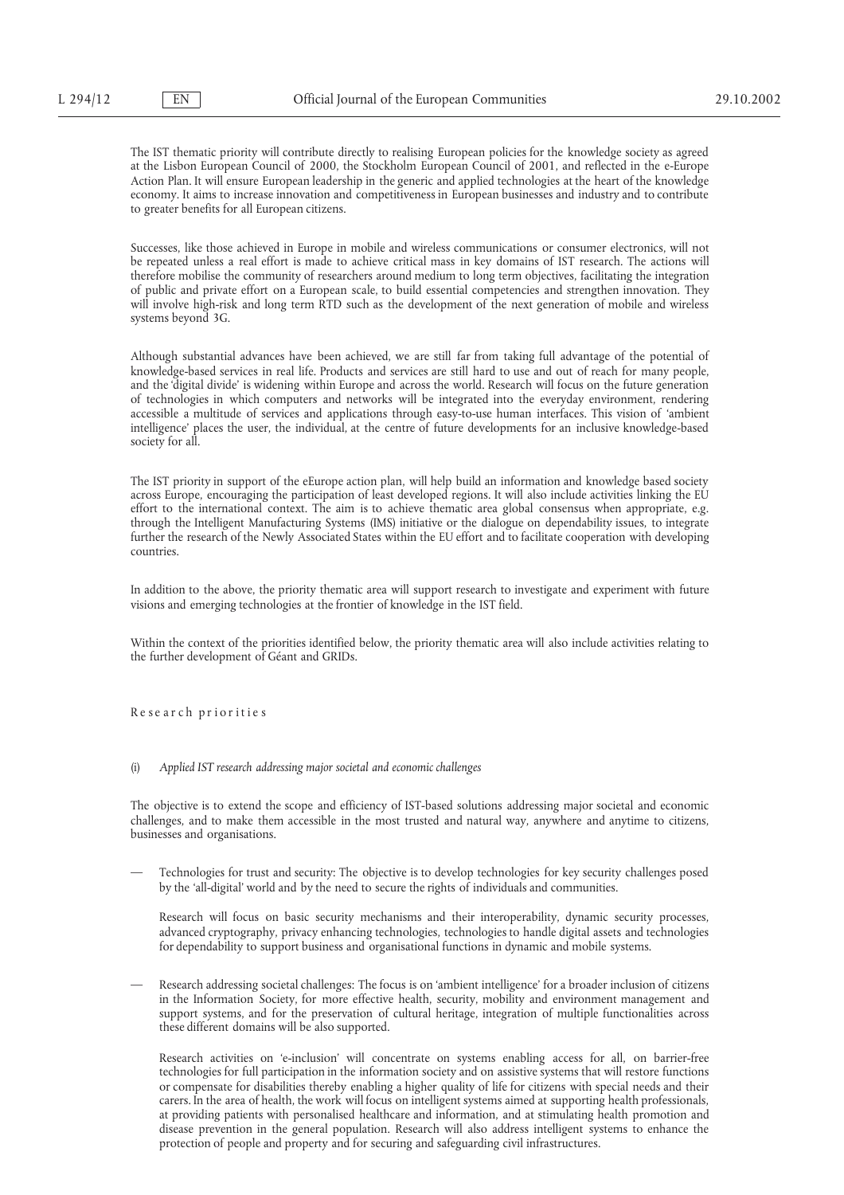The IST thematic priority will contribute directly to realising European policies for the knowledge society as agreed at the Lisbon European Council of 2000, the Stockholm European Council of 2001, and reflected in the e-Europe Action Plan. It will ensure European leadership in the generic and applied technologies at the heart of the knowledge economy. It aims to increase innovation and competitiveness in European businesses and industry and to contribute to greater benefits for all European citizens.

Successes, like those achieved in Europe in mobile and wireless communications or consumer electronics, will not be repeated unless a real effort is made to achieve critical mass in key domains of IST research. The actions will therefore mobilise the community of researchers around medium to long term objectives, facilitating the integration of public and private effort on a European scale, to build essential competencies and strengthen innovation. They will involve high-risk and long term RTD such as the development of the next generation of mobile and wireless systems beyond 3G.

Although substantial advances have been achieved, we are still far from taking full advantage of the potential of knowledge-based services in real life. Products and services are still hard to use and out of reach for many people, and the 'digital divide' is widening within Europe and across the world. Research will focus on the future generation of technologies in which computers and networks will be integrated into the everyday environment, rendering accessible a multitude of services and applications through easy-to-use human interfaces. This vision of 'ambient intelligence' places the user, the individual, at the centre of future developments for an inclusive knowledge-based society for all.

The IST priority in support of the eEurope action plan, will help build an information and knowledge based society across Europe, encouraging the participation of least developed regions. It will also include activities linking the EU effort to the international context. The aim is to achieve thematic area global consensus when appropriate, e.g. through the Intelligent Manufacturing Systems (IMS) initiative or the dialogue on dependability issues, to integrate further the research of the Newly Associated States within the EU effort and to facilitate cooperation with developing countries.

In addition to the above, the priority thematic area will support research to investigate and experiment with future visions and emerging technologies at the frontier of knowledge in the IST field.

Within the context of the priorities identified below, the priority thematic area will also include activities relating to the further development of Géant and GRIDs.

### Research priorities

#### (i) *Applied IST research addressing major societal and economic challenges*

The objective is to extend the scope and efficiency of IST-based solutions addressing major societal and economic challenges, and to make them accessible in the most trusted and natural way, anywhere and anytime to citizens, businesses and organisations.

— Technologies for trust and security: The objective is to develop technologies for key security challenges posed by the 'all-digital' world and by the need to secure the rights of individuals and communities.

  Research will focus on basic security mechanisms and their interoperability, dynamic security processes, advanced cryptography, privacy enhancing technologies, technologies to handle digital assets and technologies for dependability to support business and organisational functions in dynamic and mobile systems.

— Research addressing societal challenges: The focus is on 'ambient intelligence' for a broader inclusion of citizens in the Information Society, for more effective health, security, mobility and environment management and support systems, and for the preservation of cultural heritage, integration of multiple functionalities across these different domains will be also supported.

  Research activities on 'e-inclusion' will concentrate on systems enabling access for all, on barrier-free technologies for full participation in the information society and on assistive systems that will restore functions or compensate for disabilities thereby enabling a higher quality of life for citizens with special needs and their carers. In the area of health, the work will focus on intelligent systems aimed at supporting health professionals, at providing patients with personalised healthcare and information, and at stimulating health promotion and disease prevention in the general population. Research will also address intelligent systems to enhance the protection of people and property and for securing and safeguarding civil infrastructures.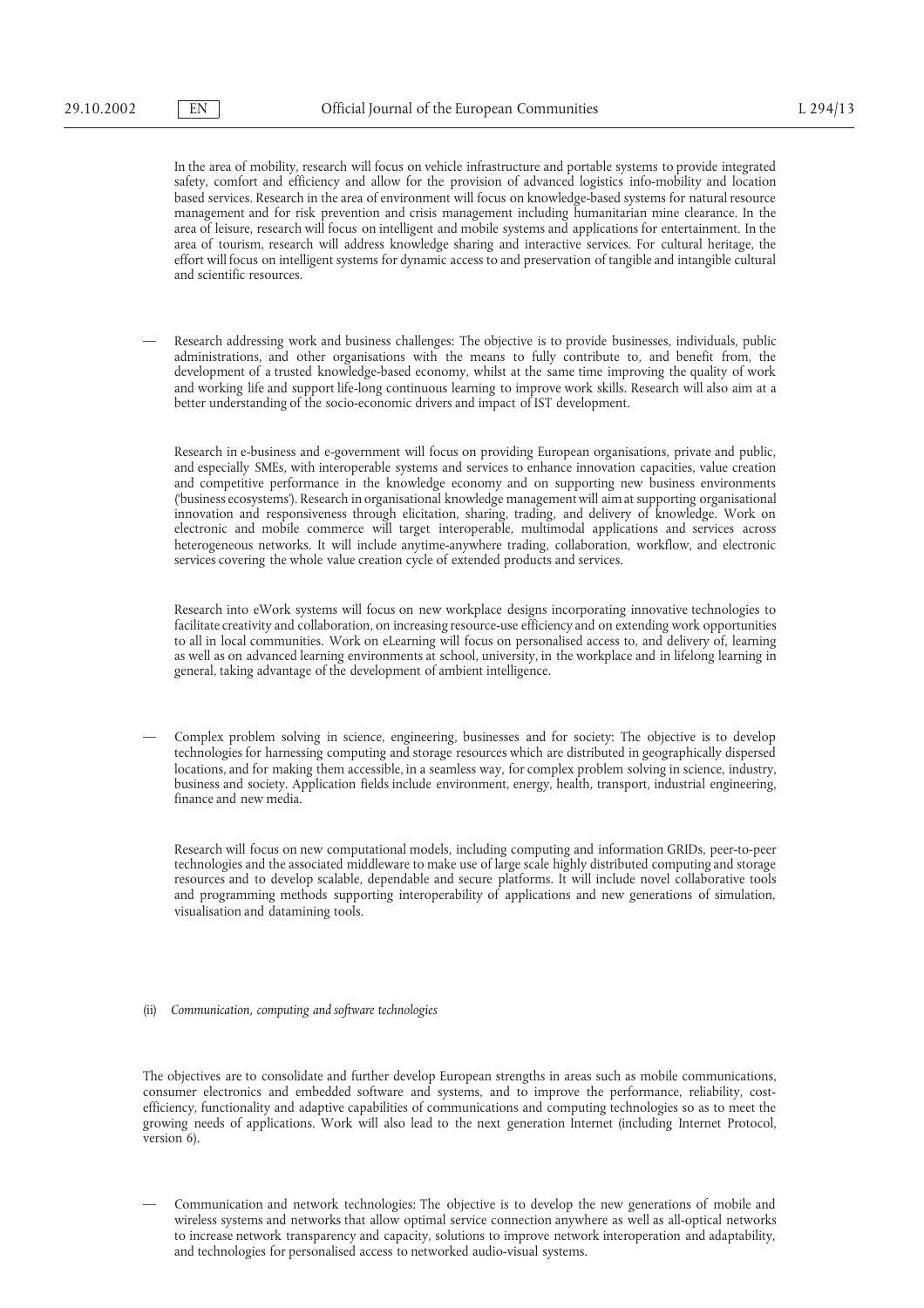In the area of mobility, research will focus on vehicle infrastructure and portable systems to provide integrated safety, comfort and efficiency and allow for the provision of advanced logistics info-mobility and location based services. Research in the area of environment will focus on knowledge-based systems for natural resource management and for risk prevention and crisis management including humanitarian mine clearance. In the area of leisure, research will focus on intelligent and mobile systems and applications for entertainment. In the area of tourism, research will address knowledge sharing and interactive services. For cultural heritage, the effort will focus on intelligent systems for dynamic access to and preservation of tangible and intangible cultural and scientific resources.

— Research addressing work and business challenges: The objective is to provide businesses, individuals, public administrations, and other organisations with the means to fully contribute to, and benefit from, the development of a trusted knowledge-based economy, whilst at the same time improving the quality of work and working life and support life-long continuous learning to improve work skills. Research will also aim at a better understanding of the socio-economic drivers and impact of IST development.

Research in e-business and e-government will focus on providing European organisations, private and public, and especially SMEs, with interoperable systems and services to enhance innovation capacities, value creation and competitive performance in the knowledge economy and on supporting new business environments ('business ecosystems'). Research in organisational knowledge management will aim at supporting organisational innovation and responsiveness through elicitation, sharing, trading, and delivery of knowledge. Work on electronic and mobile commerce will target interoperable, multimodal applications and services across heterogeneous networks. It will include anytime-anywhere trading, collaboration, workflow, and electronic services covering the whole value creation cycle of extended products and services.

Research into eWork systems will focus on new workplace designs incorporating innovative technologies to facilitate creativity and collaboration, on increasing resource-use efficiency and on extending work opportunities to all in local communities. Work on eLearning will focus on personalised access to, and delivery of, learning as well as on advanced learning environments at school, university, in the workplace and in lifelong learning in general, taking advantage of the development of ambient intelligence.

— Complex problem solving in science, engineering, businesses and for society: The objective is to develop technologies for harnessing computing and storage resources which are distributed in geographically dispersed locations, and for making them accessible, in a seamless way, for complex problem solving in science, industry, business and society. Application fields include environment, energy, health, transport, industrial engineering, finance and new media.

Research will focus on new computational models, including computing and information GRIDs, peer-to-peer technologies and the associated middleware to make use of large scale highly distributed computing and storage resources and to develop scalable, dependable and secure platforms. It will include novel collaborative tools and programming methods supporting interoperability of applications and new generations of simulation, visualisation and datamining tools.

(ii) *Communication, computing and software technologies*

The objectives are to consolidate and further develop European strengths in areas such as mobile communications, consumer electronics and embedded software and systems, and to improve the performance, reliability, cost-efficiency, functionality and adaptive capabilities of communications and computing technologies so as to meet the growing needs of applications. Work will also lead to the next generation Internet (including Internet Protocol, version 6).

— Communication and network technologies: The objective is to develop the new generations of mobile and wireless systems and networks that allow optimal service connection anywhere as well as all-optical networks to increase network transparency and capacity, solutions to improve network interoperation and adaptability, and technologies for personalised access to networked audio-visual systems.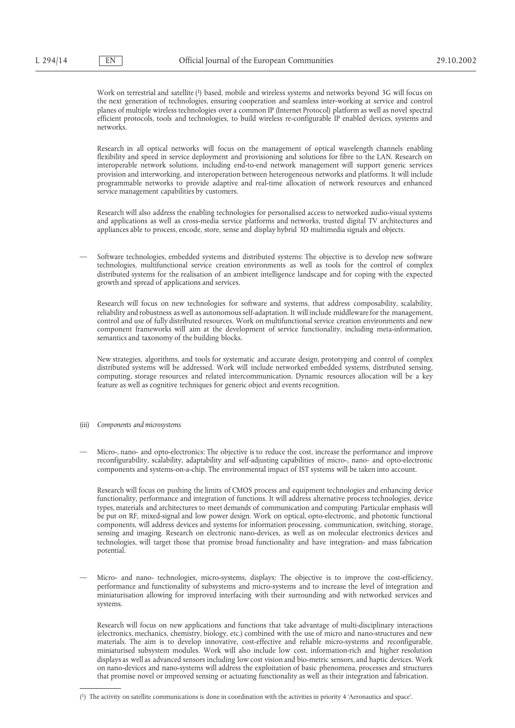Work on terrestrial and satellite [1] based, mobile and wireless systems and networks beyond 3G will focus on the next generation of technologies, ensuring cooperation and seamless inter-working at service and control planes of multiple wireless technologies over a common IP (Internet Protocol) platform as well as novel spectral efficient protocols, tools and technologies, to build wireless re-configurable IP enabled devices, systems and networks.

Research in all optical networks will focus on the management of optical wavelength channels enabling flexibility and speed in service deployment and provisioning and solutions for fibre to the LAN. Research on interoperable network solutions, including end-to-end network management will support generic services provision and interworking, and interoperation between heterogeneous networks and platforms. It will include programmable networks to provide adaptive and real-time allocation of network resources and enhanced service management capabilities by customers.

Research will also address the enabling technologies for personalised access to networked audio-visual systems and applications as well as cross-media service platforms and networks, trusted digital TV architectures and appliances able to process, encode, store, sense and display hybrid 3D multimedia signals and objects.

— Software technologies, embedded systems and distributed systems: The objective is to develop new software technologies, multifunctional service creation environments as well as tools for the control of complex distributed systems for the realisation of an ambient intelligence landscape and for coping with the expected growth and spread of applications and services.

Research will focus on new technologies for software and systems, that address composability, scalability, reliability and robustness as well as autonomous self-adaptation. It will include middleware for the management, control and use of fully distributed resources. Work on multifunctional service creation environments and new component frameworks will aim at the development of service functionality, including meta-information, semantics and taxonomy of the building blocks.

New strategies, algorithms, and tools for systematic and accurate design, prototyping and control of complex distributed systems will be addressed. Work will include networked embedded systems, distributed sensing, computing, storage resources and related intercommunication. Dynamic resources allocation will be a key feature as well as cognitive techniques for generic object and events recognition.

(iii) *Components and microsystems*

— Micro-, nano- and opto-electronics: The objective is to reduce the cost, increase the performance and improve reconfigurability, scalability, adaptability and self-adjusting capabilities of micro-, nano- and opto-electronic components and systems-on-a-chip. The environmental impact of IST systems will be taken into account.

Research will focus on pushing the limits of CMOS process and equipment technologies and enhancing device functionality, performance and integration of functions. It will address alternative process technologies, device types, materials and architectures to meet demands of communication and computing. Particular emphasis will be put on RF, mixed-signal and low power design. Work on optical, opto-electronic, and photonic functional components, will address devices and systems for information processing, communication, switching, storage, sensing and imaging. Research on electronic nano-devices, as well as on molecular electronics devices and technologies, will target those that promise broad functionality and have integration- and mass fabrication potential.

— Micro- and nano- technologies, micro-systems, displays: The objective is to improve the cost-efficiency, performance and functionality of subsystems and micro-systems and to increase the level of integration and miniaturisation allowing for improved interfacing with their surrounding and with networked services and systems.

Research will focus on new applications and functions that take advantage of multi-disciplinary interactions (electronics, mechanics, chemistry, biology, etc.) combined with the use of micro and nano-structures and new materials. The aim is to develop innovative, cost-effective and reliable micro-systems and reconfigurable, miniaturised subsystem modules. Work will also include low cost, information-rich and higher resolution displays as well as advanced sensors including low cost vision and bio-metric sensors, and haptic devices. Work on nano-devices and nano-systems will address the exploitation of basic phenomena, processes and structures that promise novel or improved sensing or actuating functionality as well as their integration and fabrication.

[1] The activity on satellite communications is done in coordination with the activities in priority 4 'Aeronautics and space'.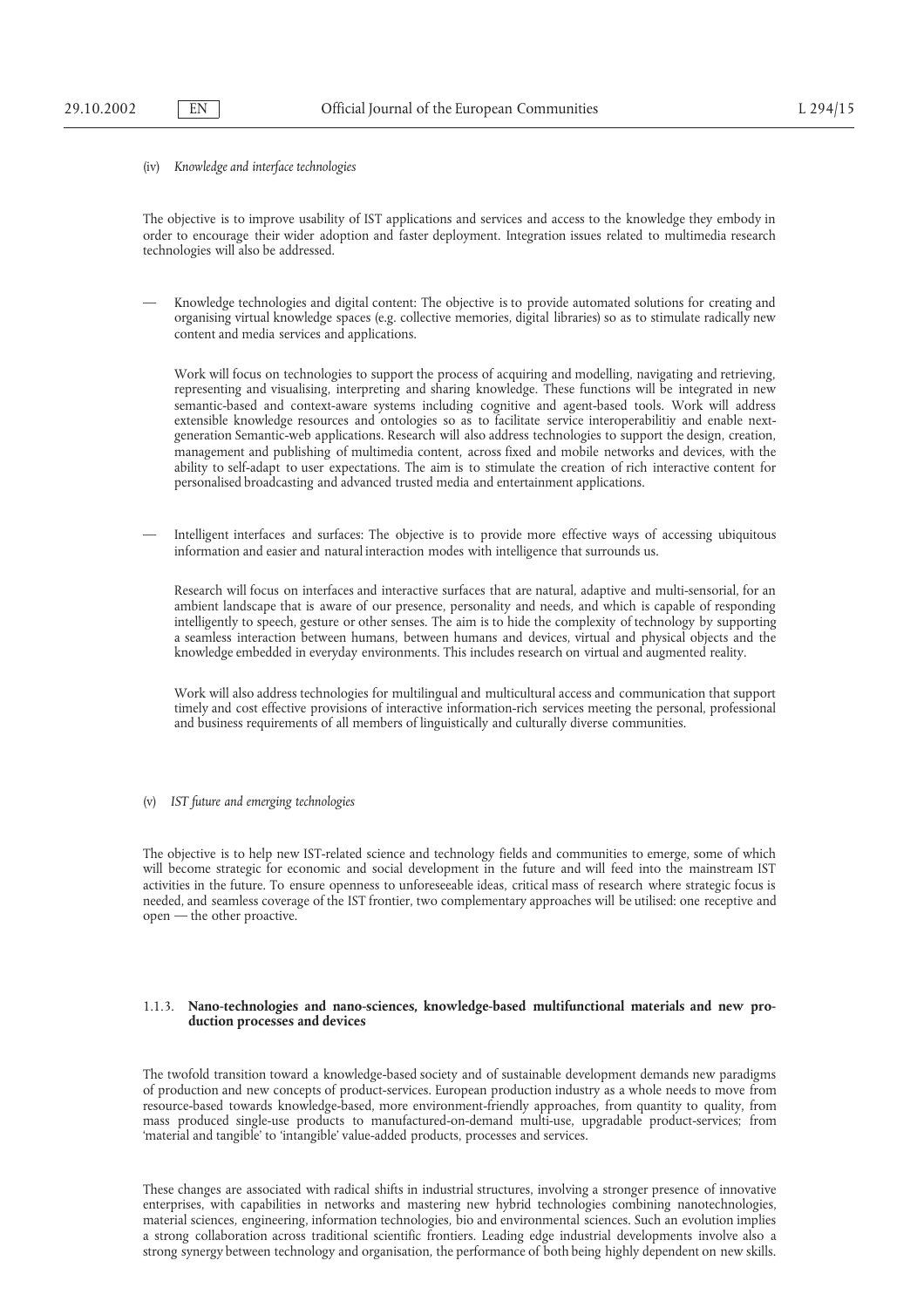(iv) *Knowledge and interface technologies*

The objective is to improve usability of IST applications and services and access to the knowledge they embody in order to encourage their wider adoption and faster deployment. Integration issues related to multimedia research technologies will also be addressed.

— Knowledge technologies and digital content: The objective is to provide automated solutions for creating and organising virtual knowledge spaces (e.g. collective memories, digital libraries) so as to stimulate radically new content and media services and applications.

  Work will focus on technologies to support the process of acquiring and modelling, navigating and retrieving, representing and visualising, interpreting and sharing knowledge. These functions will be integrated in new semantic-based and context-aware systems including cognitive and agent-based tools. Work will address extensible knowledge resources and ontologies so as to facilitate service interoperabilitiy and enable next-generation Semantic-web applications. Research will also address technologies to support the design, creation, management and publishing of multimedia content, across fixed and mobile networks and devices, with the ability to self-adapt to user expectations. The aim is to stimulate the creation of rich interactive content for personalised broadcasting and advanced trusted media and entertainment applications.

— Intelligent interfaces and surfaces: The objective is to provide more effective ways of accessing ubiquitous information and easier and natural interaction modes with intelligence that surrounds us.

  Research will focus on interfaces and interactive surfaces that are natural, adaptive and multi-sensorial, for an ambient landscape that is aware of our presence, personality and needs, and which is capable of responding intelligently to speech, gesture or other senses. The aim is to hide the complexity of technology by supporting a seamless interaction between humans, between humans and devices, virtual and physical objects and the knowledge embedded in everyday environments. This includes research on virtual and augmented reality.

  Work will also address technologies for multilingual and multicultural access and communication that support timely and cost effective provisions of interactive information-rich services meeting the personal, professional and business requirements of all members of linguistically and culturally diverse communities.

(v) *IST future and emerging technologies*

The objective is to help new IST-related science and technology fields and communities to emerge, some of which will become strategic for economic and social development in the future and will feed into the mainstream IST activities in the future. To ensure openness to unforeseeable ideas, critical mass of research where strategic focus is needed, and seamless coverage of the IST frontier, two complementary approaches will be utilised: one receptive and open — the other proactive.

### 1.1.3. **Nano-technologies and nano-sciences, knowledge-based multifunctional materials and new production processes and devices**

The twofold transition toward a knowledge-based society and of sustainable development demands new paradigms of production and new concepts of product-services. European production industry as a whole needs to move from resource-based towards knowledge-based, more environment-friendly approaches, from quantity to quality, from mass produced single-use products to manufactured-on-demand multi-use, upgradable product-services; from 'material and tangible' to 'intangible' value-added products, processes and services.

These changes are associated with radical shifts in industrial structures, involving a stronger presence of innovative enterprises, with capabilities in networks and mastering new hybrid technologies combining nanotechnologies, material sciences, engineering, information technologies, bio and environmental sciences. Such an evolution implies a strong collaboration across traditional scientific frontiers. Leading edge industrial developments involve also a strong synergy between technology and organisation, the performance of both being highly dependent on new skills.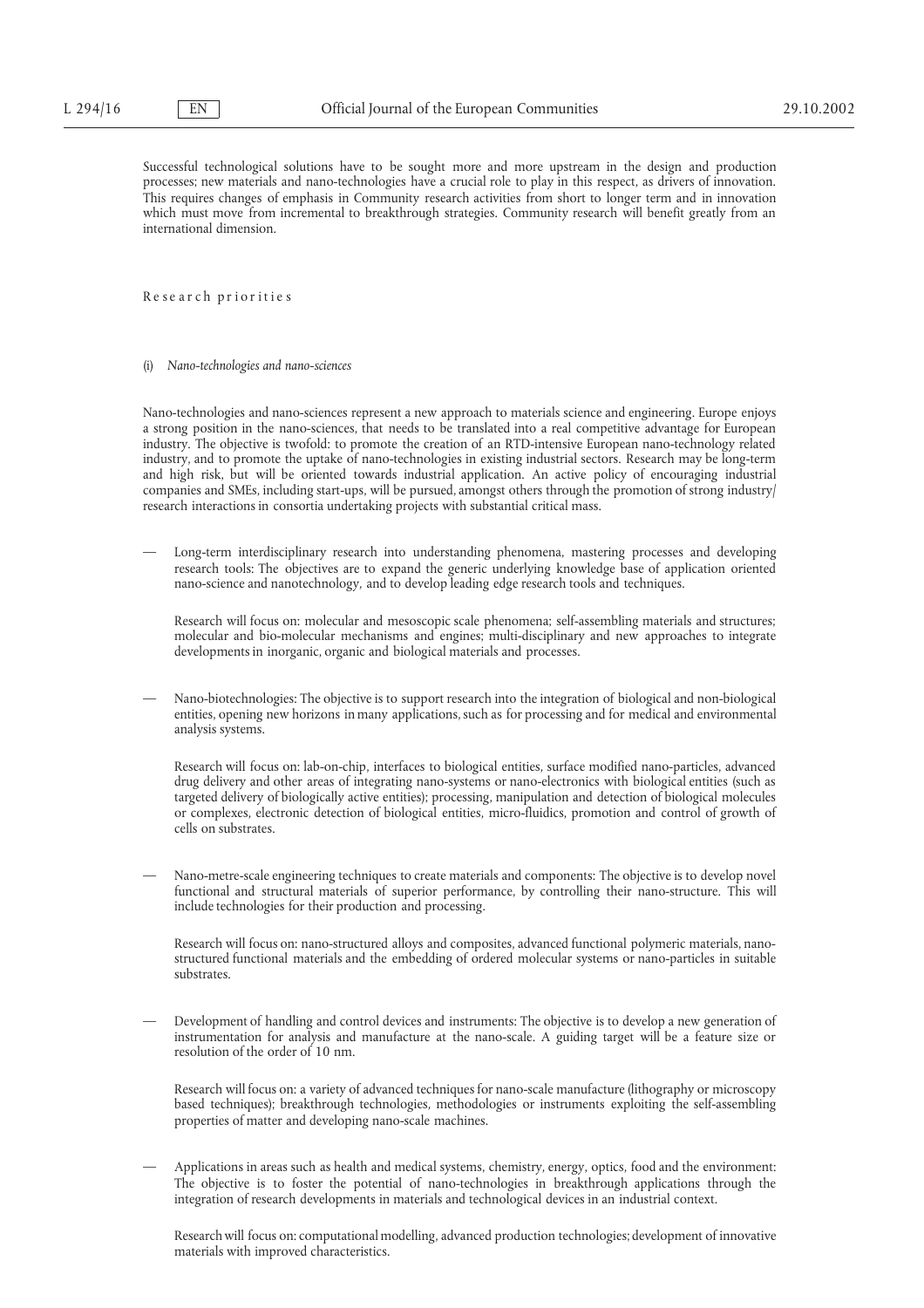Successful technological solutions have to be sought more and more upstream in the design and production processes; new materials and nano-technologies have a crucial role to play in this respect, as drivers of innovation. This requires changes of emphasis in Community research activities from short to longer term and in innovation which must move from incremental to breakthrough strategies. Community research will benefit greatly from an international dimension.

Research priorities

(i) *Nano-technologies and nano-sciences*

Nano-technologies and nano-sciences represent a new approach to materials science and engineering. Europe enjoys a strong position in the nano-sciences, that needs to be translated into a real competitive advantage for European industry. The objective is twofold: to promote the creation of an RTD-intensive European nano-technology related industry, and to promote the uptake of nano-technologies in existing industrial sectors. Research may be long-term and high risk, but will be oriented towards industrial application. An active policy of encouraging industrial companies and SMEs, including start-ups, will be pursued, amongst others through the promotion of strong industry/research interactions in consortia undertaking projects with substantial critical mass.

— Long-term interdisciplinary research into understanding phenomena, mastering processes and developing research tools: The objectives are to expand the generic underlying knowledge base of application oriented nano-science and nanotechnology, and to develop leading edge research tools and techniques.

  Research will focus on: molecular and mesoscopic scale phenomena; self-assembling materials and structures; molecular and bio-molecular mechanisms and engines; multi-disciplinary and new approaches to integrate developments in inorganic, organic and biological materials and processes.

— Nano-biotechnologies: The objective is to support research into the integration of biological and non-biological entities, opening new horizons in many applications, such as for processing and for medical and environmental analysis systems.

  Research will focus on: lab-on-chip, interfaces to biological entities, surface modified nano-particles, advanced drug delivery and other areas of integrating nano-systems or nano-electronics with biological entities (such as targeted delivery of biologically active entities); processing, manipulation and detection of biological molecules or complexes, electronic detection of biological entities, micro-fluidics, promotion and control of growth of cells on substrates.

— Nano-metre-scale engineering techniques to create materials and components: The objective is to develop novel functional and structural materials of superior performance, by controlling their nano-structure. This will include technologies for their production and processing.

  Research will focus on: nano-structured alloys and composites, advanced functional polymeric materials, nano-structured functional materials and the embedding of ordered molecular systems or nano-particles in suitable substrates.

— Development of handling and control devices and instruments: The objective is to develop a new generation of instrumentation for analysis and manufacture at the nano-scale. A guiding target will be a feature size or resolution of the order of 10 nm.

  Research will focus on: a variety of advanced techniques for nano-scale manufacture (lithography or microscopy based techniques); breakthrough technologies, methodologies or instruments exploiting the self-assembling properties of matter and developing nano-scale machines.

— Applications in areas such as health and medical systems, chemistry, energy, optics, food and the environment: The objective is to foster the potential of nano-technologies in breakthrough applications through the integration of research developments in materials and technological devices in an industrial context.

  Research will focus on: computational modelling, advanced production technologies; development of innovative materials with improved characteristics.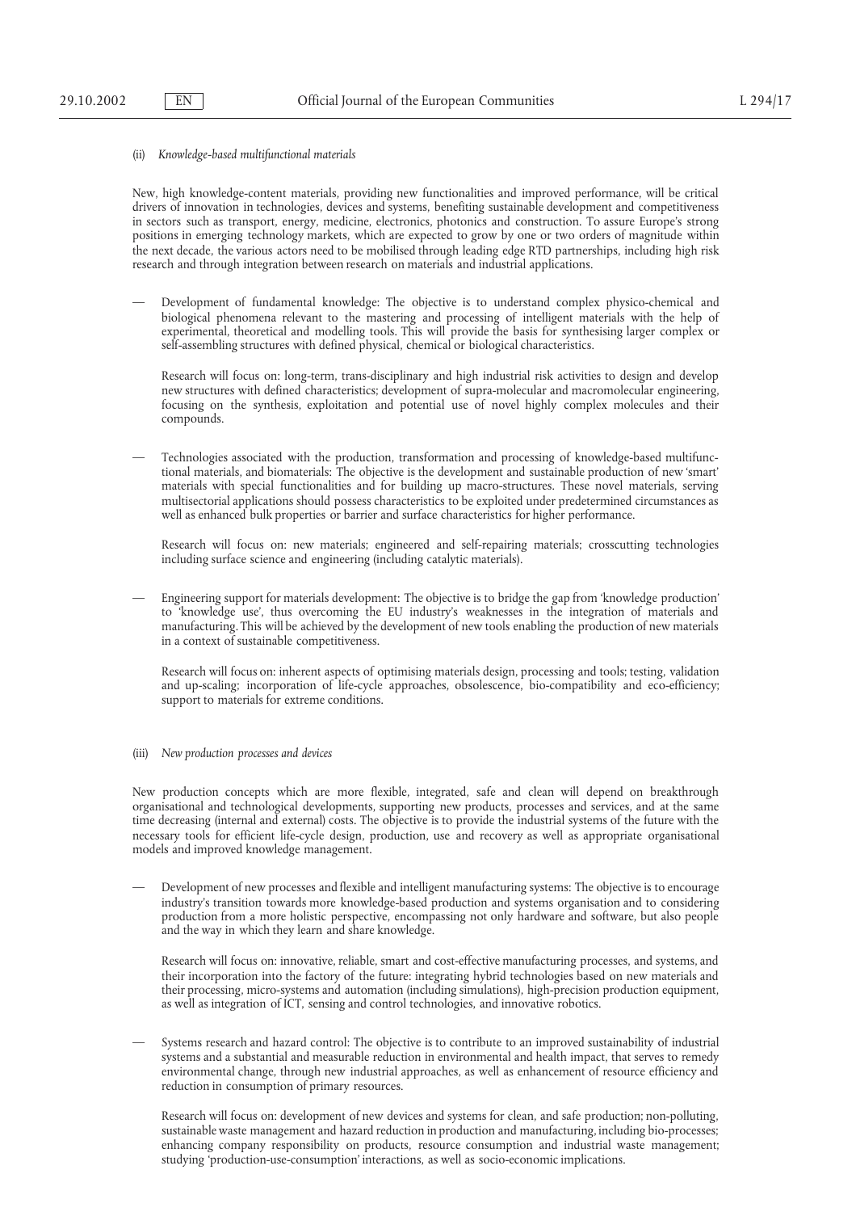(ii) *Knowledge-based multifunctional materials*

New, high knowledge-content materials, providing new functionalities and improved performance, will be critical drivers of innovation in technologies, devices and systems, benefiting sustainable development and competitiveness in sectors such as transport, energy, medicine, electronics, photonics and construction. To assure Europe's strong positions in emerging technology markets, which are expected to grow by one or two orders of magnitude within the next decade, the various actors need to be mobilised through leading edge RTD partnerships, including high risk research and through integration between research on materials and industrial applications.

— Development of fundamental knowledge: The objective is to understand complex physico-chemical and biological phenomena relevant to the mastering and processing of intelligent materials with the help of experimental, theoretical and modelling tools. This will provide the basis for synthesising larger complex or self-assembling structures with defined physical, chemical or biological characteristics.

  Research will focus on: long-term, trans-disciplinary and high industrial risk activities to design and develop new structures with defined characteristics; development of supra-molecular and macromolecular engineering, focusing on the synthesis, exploitation and potential use of novel highly complex molecules and their compounds.

— Technologies associated with the production, transformation and processing of knowledge-based multifunctional materials, and biomaterials: The objective is the development and sustainable production of new 'smart' materials with special functionalities and for building up macro-structures. These novel materials, serving multisectorial applications should possess characteristics to be exploited under predetermined circumstances as well as enhanced bulk properties or barrier and surface characteristics for higher performance.

  Research will focus on: new materials; engineered and self-repairing materials; crosscutting technologies including surface science and engineering (including catalytic materials).

— Engineering support for materials development: The objective is to bridge the gap from 'knowledge production' to 'knowledge use', thus overcoming the EU industry's weaknesses in the integration of materials and manufacturing. This will be achieved by the development of new tools enabling the production of new materials in a context of sustainable competitiveness.

  Research will focus on: inherent aspects of optimising materials design, processing and tools; testing, validation and up-scaling; incorporation of life-cycle approaches, obsolescence, bio-compatibility and eco-efficiency; support to materials for extreme conditions.

(iii) *New production processes and devices*

New production concepts which are more flexible, integrated, safe and clean will depend on breakthrough organisational and technological developments, supporting new products, processes and services, and at the same time decreasing (internal and external) costs. The objective is to provide the industrial systems of the future with the necessary tools for efficient life-cycle design, production, use and recovery as well as appropriate organisational models and improved knowledge management.

— Development of new processes and flexible and intelligent manufacturing systems: The objective is to encourage industry's transition towards more knowledge-based production and systems organisation and to considering production from a more holistic perspective, encompassing not only hardware and software, but also people and the way in which they learn and share knowledge.

  Research will focus on: innovative, reliable, smart and cost-effective manufacturing processes, and systems, and their incorporation into the factory of the future: integrating hybrid technologies based on new materials and their processing, micro-systems and automation (including simulations), high-precision production equipment, as well as integration of ICT, sensing and control technologies, and innovative robotics.

— Systems research and hazard control: The objective is to contribute to an improved sustainability of industrial systems and a substantial and measurable reduction in environmental and health impact, that serves to remedy environmental change, through new industrial approaches, as well as enhancement of resource efficiency and reduction in consumption of primary resources.

  Research will focus on: development of new devices and systems for clean, and safe production; non-polluting, sustainable waste management and hazard reduction in production and manufacturing, including bio-processes; enhancing company responsibility on products, resource consumption and industrial waste management; studying 'production-use-consumption' interactions, as well as socio-economic implications.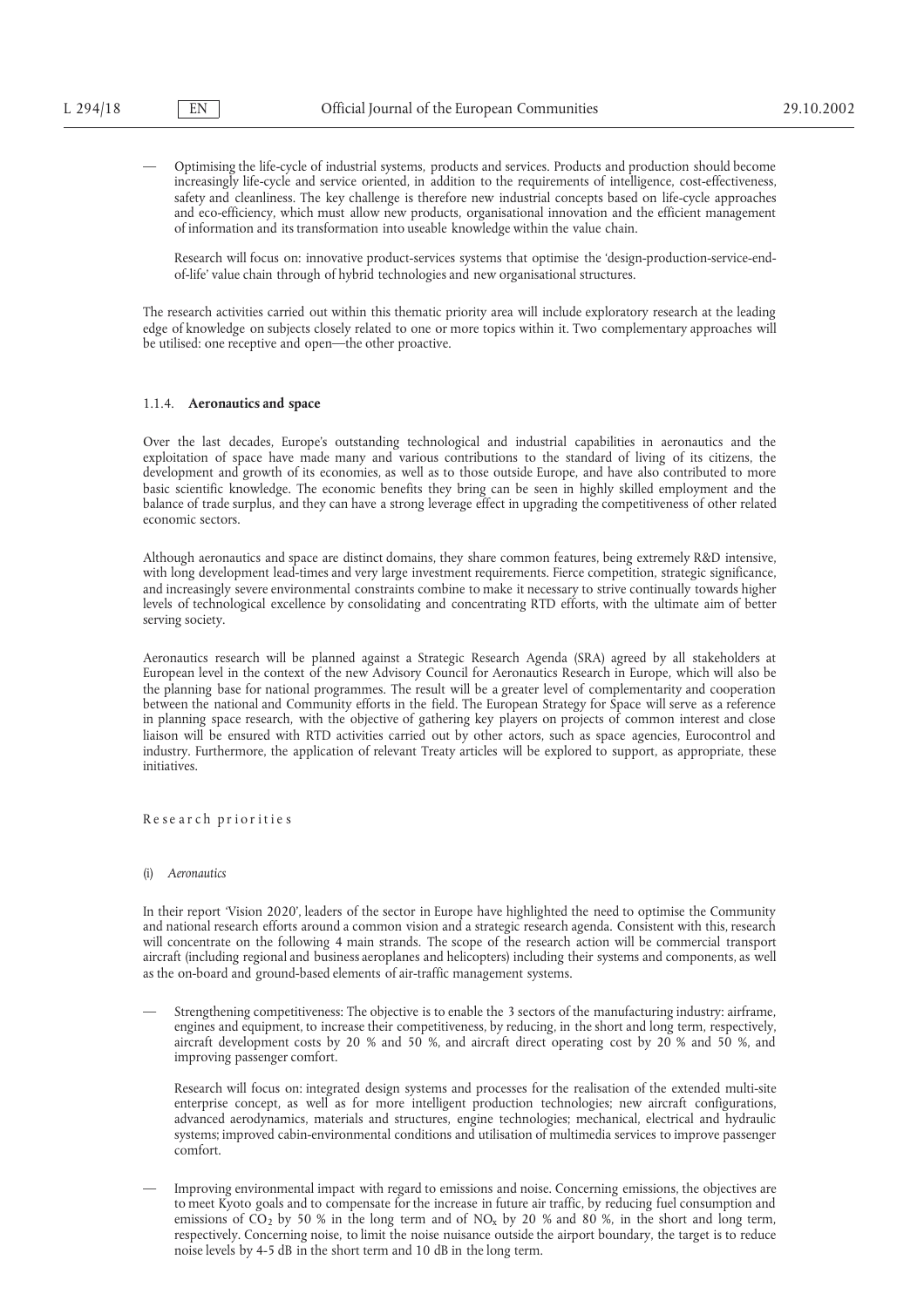— Optimising the life-cycle of industrial systems, products and services. Products and production should become increasingly life-cycle and service oriented, in addition to the requirements of intelligence, cost-effectiveness, safety and cleanliness. The key challenge is therefore new industrial concepts based on life-cycle approaches and eco-efficiency, which must allow new products, organisational innovation and the efficient management of information and its transformation into useable knowledge within the value chain.

  Research will focus on: innovative product-services systems that optimise the 'design-production-service-end-of-life' value chain through of hybrid technologies and new organisational structures.

The research activities carried out within this thematic priority area will include exploratory research at the leading edge of knowledge on subjects closely related to one or more topics within it. Two complementary approaches will be utilised: one receptive and open—the other proactive.

### 1.1.4. **Aeronautics and space**

Over the last decades, Europe's outstanding technological and industrial capabilities in aeronautics and the exploitation of space have made many and various contributions to the standard of living of its citizens, the development and growth of its economies, as well as to those outside Europe, and have also contributed to more basic scientific knowledge. The economic benefits they bring can be seen in highly skilled employment and the balance of trade surplus, and they can have a strong leverage effect in upgrading the competitiveness of other related economic sectors.

Although aeronautics and space are distinct domains, they share common features, being extremely R&D intensive, with long development lead-times and very large investment requirements. Fierce competition, strategic significance, and increasingly severe environmental constraints combine to make it necessary to strive continually towards higher levels of technological excellence by consolidating and concentrating RTD efforts, with the ultimate aim of better serving society.

Aeronautics research will be planned against a Strategic Research Agenda (SRA) agreed by all stakeholders at European level in the context of the new Advisory Council for Aeronautics Research in Europe, which will also be the planning base for national programmes. The result will be a greater level of complementarity and cooperation between the national and Community efforts in the field. The European Strategy for Space will serve as a reference in planning space research, with the objective of gathering key players on projects of common interest and close liaison will be ensured with RTD activities carried out by other actors, such as space agencies, Eurocontrol and industry. Furthermore, the application of relevant Treaty articles will be explored to support, as appropriate, these initiatives.

Research priorities

(i) *Aeronautics*

In their report 'Vision 2020', leaders of the sector in Europe have highlighted the need to optimise the Community and national research efforts around a common vision and a strategic research agenda. Consistent with this, research will concentrate on the following 4 main strands. The scope of the research action will be commercial transport aircraft (including regional and business aeroplanes and helicopters) including their systems and components, as well as the on-board and ground-based elements of air-traffic management systems.

— Strengthening competitiveness: The objective is to enable the 3 sectors of the manufacturing industry: airframe, engines and equipment, to increase their competitiveness, by reducing, in the short and long term, respectively, aircraft development costs by 20 % and 50 %, and aircraft direct operating cost by 20 % and 50 %, and improving passenger comfort.

  Research will focus on: integrated design systems and processes for the realisation of the extended multi-site enterprise concept, as well as for more intelligent production technologies; new aircraft configurations, advanced aerodynamics, materials and structures, engine technologies; mechanical, electrical and hydraulic systems; improved cabin-environmental conditions and utilisation of multimedia services to improve passenger comfort.

— Improving environmental impact with regard to emissions and noise. Concerning emissions, the objectives are to meet Kyoto goals and to compensate for the increase in future air traffic, by reducing fuel consumption and emissions of $CO_2$ by 50 % in the long term and of $NO_x$ by 20 % and 80 %, in the short and long term, respectively. Concerning noise, to limit the noise nuisance outside the airport boundary, the target is to reduce noise levels by 4-5 dB in the short term and 10 dB in the long term.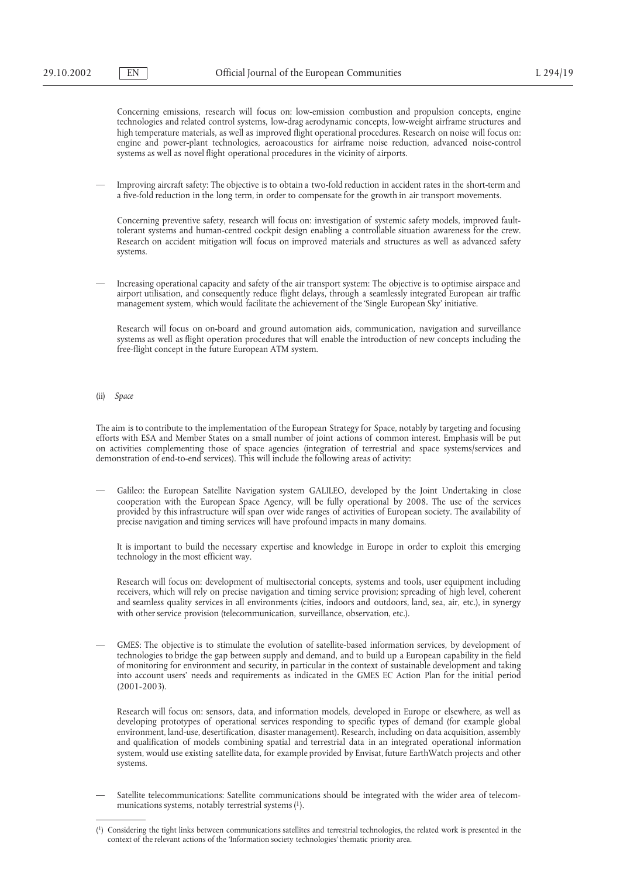Concerning emissions, research will focus on: low-emission combustion and propulsion concepts, engine technologies and related control systems, low-drag aerodynamic concepts, low-weight airframe structures and high temperature materials, as well as improved flight operational procedures. Research on noise will focus on: engine and power-plant technologies, aeroacoustics for airframe noise reduction, advanced noise-control systems as well as novel flight operational procedures in the vicinity of airports.

— Improving aircraft safety: The objective is to obtain a two-fold reduction in accident rates in the short-term and a five-fold reduction in the long term, in order to compensate for the growth in air transport movements.

  Concerning preventive safety, research will focus on: investigation of systemic safety models, improved fault-tolerant systems and human-centred cockpit design enabling a controllable situation awareness for the crew. Research on accident mitigation will focus on improved materials and structures as well as advanced safety systems.

— Increasing operational capacity and safety of the air transport system: The objective is to optimise airspace and airport utilisation, and consequently reduce flight delays, through a seamlessly integrated European air traffic management system, which would facilitate the achievement of the 'Single European Sky' initiative.

  Research will focus on on-board and ground automation aids, communication, navigation and surveillance systems as well as flight operation procedures that will enable the introduction of new concepts including the free-flight concept in the future European ATM system.

(ii) *Space*

The aim is to contribute to the implementation of the European Strategy for Space, notably by targeting and focusing efforts with ESA and Member States on a small number of joint actions of common interest. Emphasis will be put on activities complementing those of space agencies (integration of terrestrial and space systems/services and demonstration of end-to-end services). This will include the following areas of activity:

— Galileo: the European Satellite Navigation system GALILEO, developed by the Joint Undertaking in close cooperation with the European Space Agency, will be fully operational by 2008. The use of the services provided by this infrastructure will span over wide ranges of activities of European society. The availability of precise navigation and timing services will have profound impacts in many domains.

  It is important to build the necessary expertise and knowledge in Europe in order to exploit this emerging technology in the most efficient way.

  Research will focus on: development of multisectorial concepts, systems and tools, user equipment including receivers, which will rely on precise navigation and timing service provision; spreading of high level, coherent and seamless quality services in all environments (cities, indoors and outdoors, land, sea, air, etc.), in synergy with other service provision (telecommunication, surveillance, observation, etc.).

— GMES: The objective is to stimulate the evolution of satellite-based information services, by development of technologies to bridge the gap between supply and demand, and to build up a European capability in the field of monitoring for environment and security, in particular in the context of sustainable development and taking into account users' needs and requirements as indicated in the GMES EC Action Plan for the initial period (2001-2003).

  Research will focus on: sensors, data, and information models, developed in Europe or elsewhere, as well as developing prototypes of operational services responding to specific types of demand (for example global environment, land-use, desertification, disaster management). Research, including on data acquisition, assembly and qualification of models combining spatial and terrestrial data in an integrated operational information system, would use existing satellite data, for example provided by Envisat, future EarthWatch projects and other systems.

— Satellite telecommunications: Satellite communications should be integrated with the wider area of telecommunications systems, notably terrestrial systems [1].

---

[1] Considering the tight links between communications satellites and terrestrial technologies, the related work is presented in the context of the relevant actions of the 'Information society technologies' thematic priority area.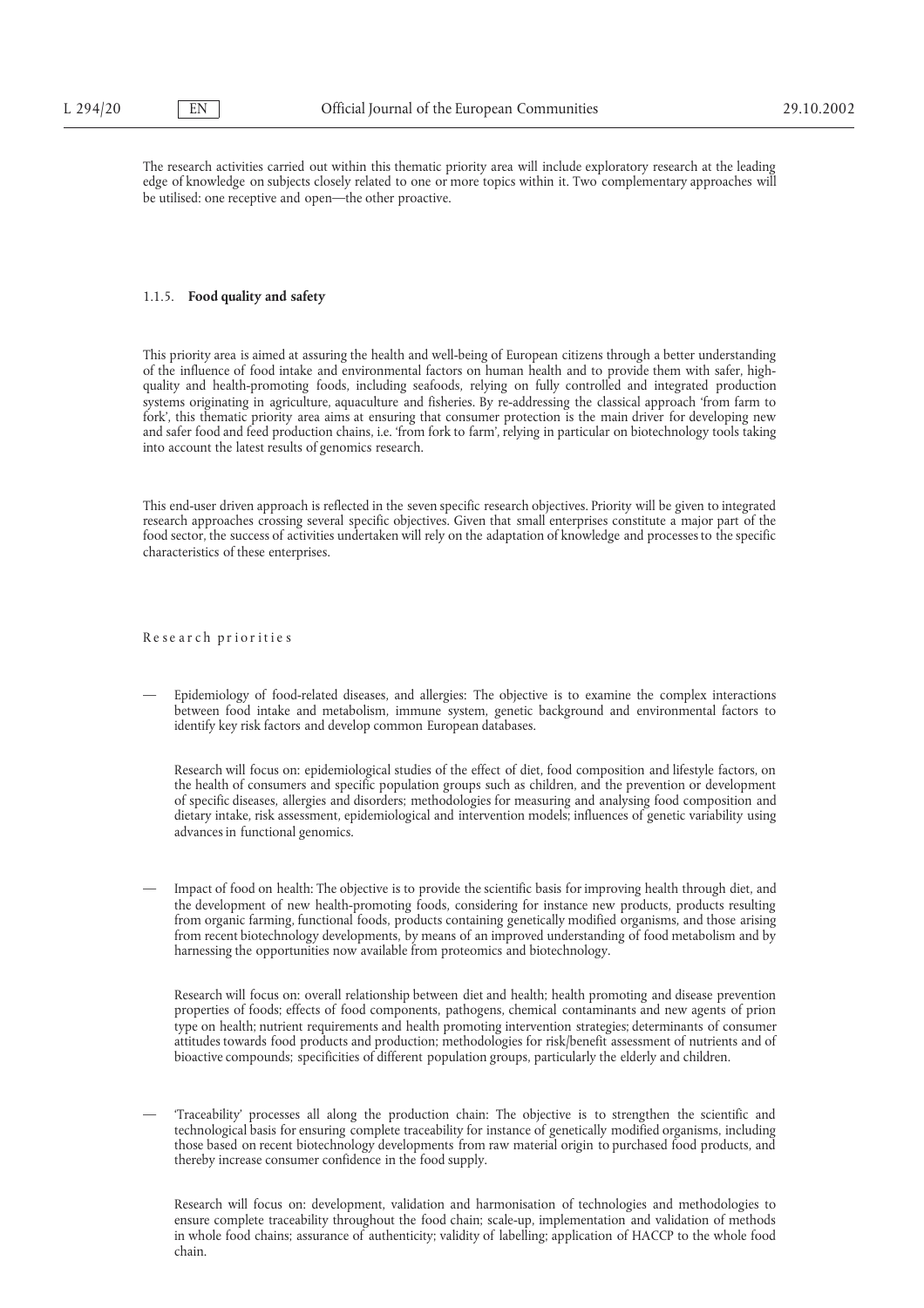The research activities carried out within this thematic priority area will include exploratory research at the leading edge of knowledge on subjects closely related to one or more topics within it. Two complementary approaches will be utilised: one receptive and open—the other proactive.

### 1.1.5. **Food quality and safety**

This priority area is aimed at assuring the health and well-being of European citizens through a better understanding of the influence of food intake and environmental factors on human health and to provide them with safer, high-quality and health-promoting foods, including seafoods, relying on fully controlled and integrated production systems originating in agriculture, aquaculture and fisheries. By re-addressing the classical approach 'from farm to fork', this thematic priority area aims at ensuring that consumer protection is the main driver for developing new and safer food and feed production chains, i.e. 'from fork to farm', relying in particular on biotechnology tools taking into account the latest results of genomics research.

This end-user driven approach is reflected in the seven specific research objectives. Priority will be given to integrated research approaches crossing several specific objectives. Given that small enterprises constitute a major part of the food sector, the success of activities undertaken will rely on the adaptation of knowledge and processes to the specific characteristics of these enterprises.

Research priorities

— Epidemiology of food-related diseases, and allergies: The objective is to examine the complex interactions between food intake and metabolism, immune system, genetic background and environmental factors to identify key risk factors and develop common European databases.

  Research will focus on: epidemiological studies of the effect of diet, food composition and lifestyle factors, on the health of consumers and specific population groups such as children, and the prevention or development of specific diseases, allergies and disorders; methodologies for measuring and analysing food composition and dietary intake, risk assessment, epidemiological and intervention models; influences of genetic variability using advances in functional genomics.

— Impact of food on health: The objective is to provide the scientific basis for improving health through diet, and the development of new health-promoting foods, considering for instance new products, products resulting from organic farming, functional foods, products containing genetically modified organisms, and those arising from recent biotechnology developments, by means of an improved understanding of food metabolism and by harnessing the opportunities now available from proteomics and biotechnology.

  Research will focus on: overall relationship between diet and health; health promoting and disease prevention properties of foods; effects of food components, pathogens, chemical contaminants and new agents of prion type on health; nutrient requirements and health promoting intervention strategies; determinants of consumer attitudes towards food products and production; methodologies for risk/benefit assessment of nutrients and of bioactive compounds; specificities of different population groups, particularly the elderly and children.

— 'Traceability' processes all along the production chain: The objective is to strengthen the scientific and technological basis for ensuring complete traceability for instance of genetically modified organisms, including those based on recent biotechnology developments from raw material origin to purchased food products, and thereby increase consumer confidence in the food supply.

  Research will focus on: development, validation and harmonisation of technologies and methodologies to ensure complete traceability throughout the food chain; scale-up, implementation and validation of methods in whole food chains; assurance of authenticity; validity of labelling; application of HACCP to the whole food chain.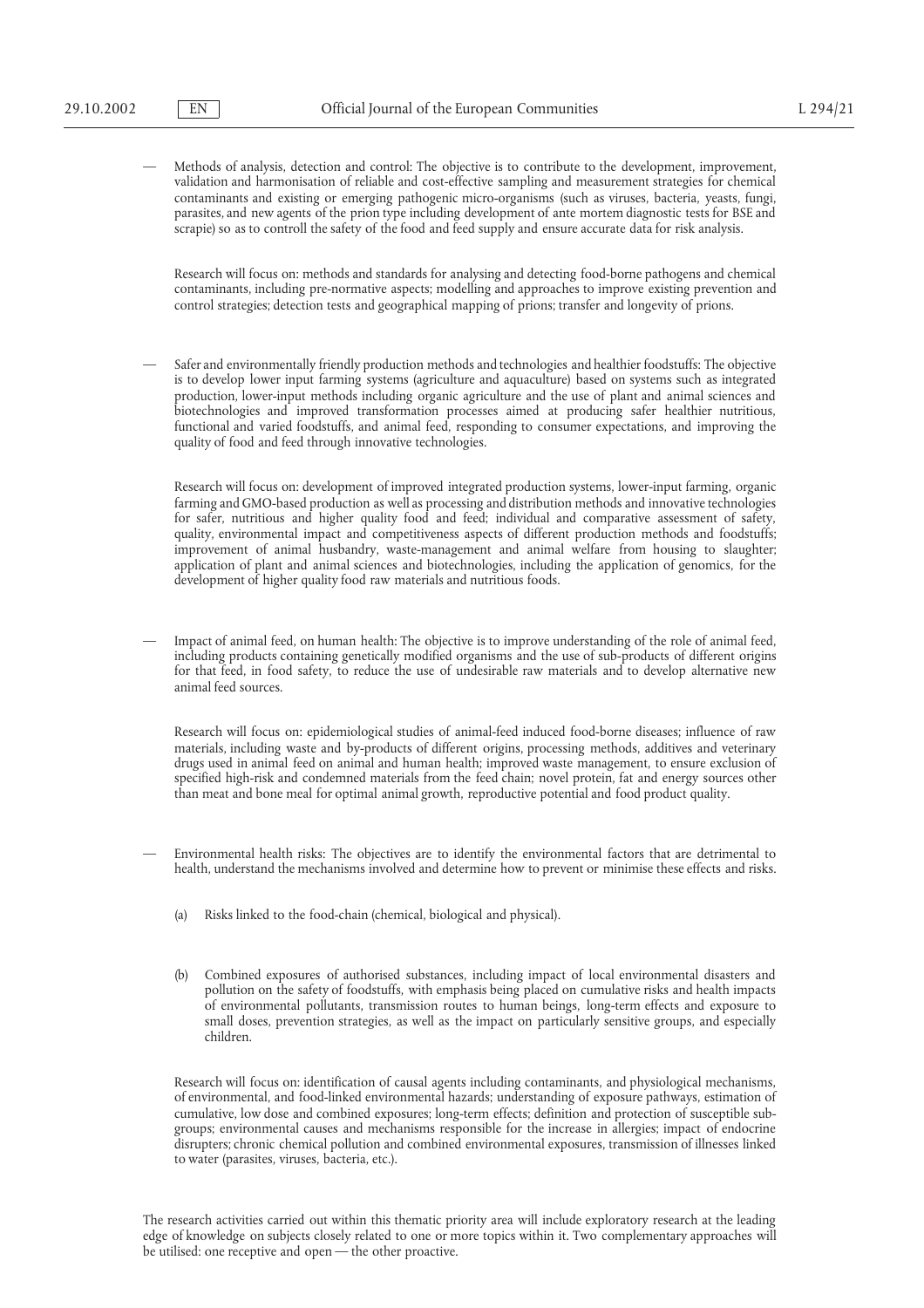— Methods of analysis, detection and control: The objective is to contribute to the development, improvement, validation and harmonisation of reliable and cost-effective sampling and measurement strategies for chemical contaminants and existing or emerging pathogenic micro-organisms (such as viruses, bacteria, yeasts, fungi, parasites, and new agents of the prion type including development of ante mortem diagnostic tests for BSE and scrapie) so as to controll the safety of the food and feed supply and ensure accurate data for risk analysis.

  Research will focus on: methods and standards for analysing and detecting food-borne pathogens and chemical contaminants, including pre-normative aspects; modelling and approaches to improve existing prevention and control strategies; detection tests and geographical mapping of prions; transfer and longevity of prions.

— Safer and environmentally friendly production methods and technologies and healthier foodstuffs: The objective is to develop lower input farming systems (agriculture and aquaculture) based on systems such as integrated production, lower-input methods including organic agriculture and the use of plant and animal sciences and biotechnologies and improved transformation processes aimed at producing safer healthier nutritious, functional and varied foodstuffs, and animal feed, responding to consumer expectations, and improving the quality of food and feed through innovative technologies.

  Research will focus on: development of improved integrated production systems, lower-input farming, organic farming and GMO-based production as well as processing and distribution methods and innovative technologies for safer, nutritious and higher quality food and feed; individual and comparative assessment of safety, quality, environmental impact and competitiveness aspects of different production methods and foodstuffs; improvement of animal husbandry, waste-management and animal welfare from housing to slaughter; application of plant and animal sciences and biotechnologies, including the application of genomics, for the development of higher quality food raw materials and nutritious foods.

— Impact of animal feed, on human health: The objective is to improve understanding of the role of animal feed, including products containing genetically modified organisms and the use of sub-products of different origins for that feed, in food safety, to reduce the use of undesirable raw materials and to develop alternative new animal feed sources.

  Research will focus on: epidemiological studies of animal-feed induced food-borne diseases; influence of raw materials, including waste and by-products of different origins, processing methods, additives and veterinary drugs used in animal feed on animal and human health; improved waste management, to ensure exclusion of specified high-risk and condemned materials from the feed chain; novel protein, fat and energy sources other than meat and bone meal for optimal animal growth, reproductive potential and food product quality.

— Environmental health risks: The objectives are to identify the environmental factors that are detrimental to health, understand the mechanisms involved and determine how to prevent or minimise these effects and risks.

  (a) Risks linked to the food-chain (chemical, biological and physical).

  (b) Combined exposures of authorised substances, including impact of local environmental disasters and pollution on the safety of foodstuffs, with emphasis being placed on cumulative risks and health impacts of environmental pollutants, transmission routes to human beings, long-term effects and exposure to small doses, prevention strategies, as well as the impact on particularly sensitive groups, and especially children.

  Research will focus on: identification of causal agents including contaminants, and physiological mechanisms, of environmental, and food-linked environmental hazards; understanding of exposure pathways, estimation of cumulative, low dose and combined exposures; long-term effects; definition and protection of susceptible sub-groups; environmental causes and mechanisms responsible for the increase in allergies; impact of endocrine disrupters; chronic chemical pollution and combined environmental exposures, transmission of illnesses linked to water (parasites, viruses, bacteria, etc.).

The research activities carried out within this thematic priority area will include exploratory research at the leading edge of knowledge on subjects closely related to one or more topics within it. Two complementary approaches will be utilised: one receptive and open — the other proactive.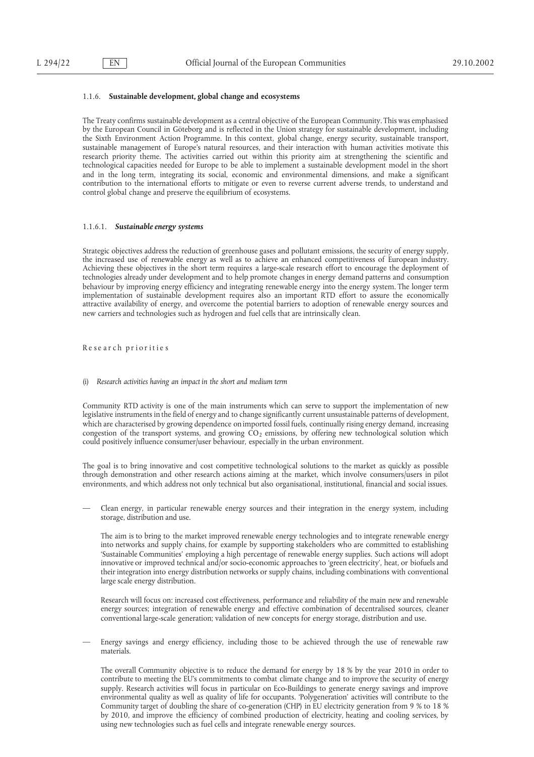### 1.1.6. **Sustainable development, global change and ecosystems**

The Treaty confirms sustainable development as a central objective of the European Community. This was emphasised by the European Council in Göteborg and is reflected in the Union strategy for sustainable development, including the Sixth Environment Action Programme. In this context, global change, energy security, sustainable transport, sustainable management of Europe's natural resources, and their interaction with human activities motivate this research priority theme. The activities carried out within this priority aim at strengthening the scientific and technological capacities needed for Europe to be able to implement a sustainable development model in the short and in the long term, integrating its social, economic and environmental dimensions, and make a significant contribution to the international efforts to mitigate or even to reverse current adverse trends, to understand and control global change and preserve the equilibrium of ecosystems.

#### 1.1.6.1. ***Sustainable energy systems***

Strategic objectives address the reduction of greenhouse gases and pollutant emissions, the security of energy supply, the increased use of renewable energy as well as to achieve an enhanced competitiveness of European industry. Achieving these objectives in the short term requires a large-scale research effort to encourage the deployment of technologies already under development and to help promote changes in energy demand patterns and consumption behaviour by improving energy efficiency and integrating renewable energy into the energy system. The longer term implementation of sustainable development requires also an important RTD effort to assure the economically attractive availability of energy, and overcome the potential barriers to adoption of renewable energy sources and new carriers and technologies such as hydrogen and fuel cells that are intrinsically clean.

Research priorities

(i) *Research activities having an impact in the short and medium term*

Community RTD activity is one of the main instruments which can serve to support the implementation of new legislative instruments in the field of energy and to change significantly current unsustainable patterns of development, which are characterised by growing dependence on imported fossil fuels, continually rising energy demand, increasing congestion of the transport systems, and growing $CO_2$ emissions, by offering new technological solution which could positively influence consumer/user behaviour, especially in the urban environment.

The goal is to bring innovative and cost competitive technological solutions to the market as quickly as possible through demonstration and other research actions aiming at the market, which involve consumers/users in pilot environments, and which address not only technical but also organisational, institutional, financial and social issues.

— Clean energy, in particular renewable energy sources and their integration in the energy system, including storage, distribution and use.

  The aim is to bring to the market improved renewable energy technologies and to integrate renewable energy into networks and supply chains, for example by supporting stakeholders who are committed to establishing 'Sustainable Communities' employing a high percentage of renewable energy supplies. Such actions will adopt innovative or improved technical and/or socio-economic approaches to 'green electricity', heat, or biofuels and their integration into energy distribution networks or supply chains, including combinations with conventional large scale energy distribution.

  Research will focus on: increased cost effectiveness, performance and reliability of the main new and renewable energy sources; integration of renewable energy and effective combination of decentralised sources, cleaner conventional large-scale generation; validation of new concepts for energy storage, distribution and use.

— Energy savings and energy efficiency, including those to be achieved through the use of renewable raw materials.

  The overall Community objective is to reduce the demand for energy by 18 % by the year 2010 in order to contribute to meeting the EU's commitments to combat climate change and to improve the security of energy supply. Research activities will focus in particular on Eco-Buildings to generate energy savings and improve environmental quality as well as quality of life for occupants. 'Polygeneration' activities will contribute to the Community target of doubling the share of co-generation (CHP) in EU electricity generation from 9 % to 18 % by 2010, and improve the efficiency of combined production of electricity, heating and cooling services, by using new technologies such as fuel cells and integrate renewable energy sources.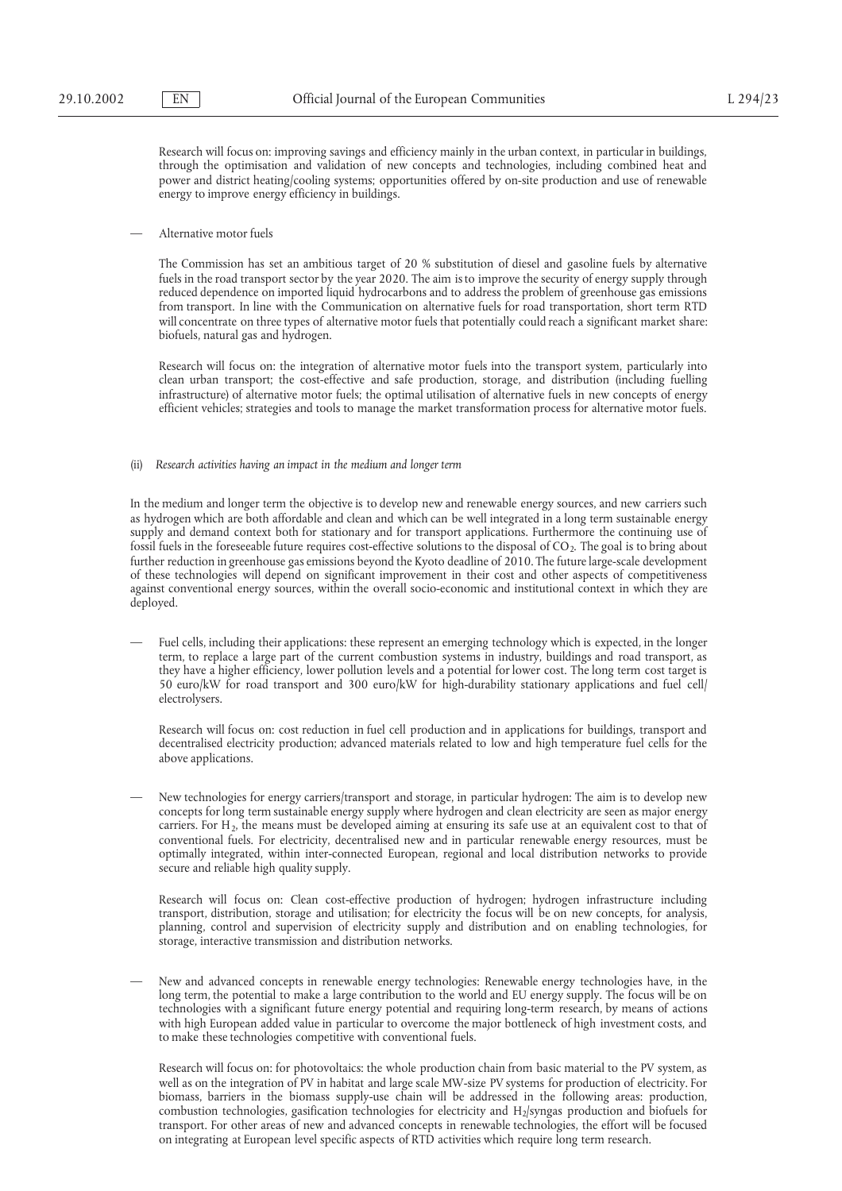Research will focus on: improving savings and efficiency mainly in the urban context, in particular in buildings, through the optimisation and validation of new concepts and technologies, including combined heat and power and district heating/cooling systems; opportunities offered by on-site production and use of renewable energy to improve energy efficiency in buildings.

— Alternative motor fuels

The Commission has set an ambitious target of 20 % substitution of diesel and gasoline fuels by alternative fuels in the road transport sector by the year 2020. The aim is to improve the security of energy supply through reduced dependence on imported liquid hydrocarbons and to address the problem of greenhouse gas emissions from transport. In line with the Communication on alternative fuels for road transportation, short term RTD will concentrate on three types of alternative motor fuels that potentially could reach a significant market share: biofuels, natural gas and hydrogen.

Research will focus on: the integration of alternative motor fuels into the transport system, particularly into clean urban transport; the cost-effective and safe production, storage, and distribution (including fuelling infrastructure) of alternative motor fuels; the optimal utilisation of alternative fuels in new concepts of energy efficient vehicles; strategies and tools to manage the market transformation process for alternative motor fuels.

(ii) *Research activities having an impact in the medium and longer term*

In the medium and longer term the objective is to develop new and renewable energy sources, and new carriers such as hydrogen which are both affordable and clean and which can be well integrated in a long term sustainable energy supply and demand context both for stationary and for transport applications. Furthermore the continuing use of fossil fuels in the foreseeable future requires cost-effective solutions to the disposal of $CO_2$. The goal is to bring about further reduction in greenhouse gas emissions beyond the Kyoto deadline of 2010. The future large-scale development of these technologies will depend on significant improvement in their cost and other aspects of competitiveness against conventional energy sources, within the overall socio-economic and institutional context in which they are deployed.

— Fuel cells, including their applications: these represent an emerging technology which is expected, in the longer term, to replace a large part of the current combustion systems in industry, buildings and road transport, as they have a higher efficiency, lower pollution levels and a potential for lower cost. The long term cost target is 50 euro/kW for road transport and 300 euro/kW for high-durability stationary applications and fuel cell/electrolysers.

Research will focus on: cost reduction in fuel cell production and in applications for buildings, transport and decentralised electricity production; advanced materials related to low and high temperature fuel cells for the above applications.

— New technologies for energy carriers/transport and storage, in particular hydrogen: The aim is to develop new concepts for long term sustainable energy supply where hydrogen and clean electricity are seen as major energy carriers. For $H_2$, the means must be developed aiming at ensuring its safe use at an equivalent cost to that of conventional fuels. For electricity, decentralised new and in particular renewable energy resources, must be optimally integrated, within inter-connected European, regional and local distribution networks to provide secure and reliable high quality supply.

Research will focus on: Clean cost-effective production of hydrogen; hydrogen infrastructure including transport, distribution, storage and utilisation; for electricity the focus will be on new concepts, for analysis, planning, control and supervision of electricity supply and distribution and on enabling technologies, for storage, interactive transmission and distribution networks.

— New and advanced concepts in renewable energy technologies: Renewable energy technologies have, in the long term, the potential to make a large contribution to the world and EU energy supply. The focus will be on technologies with a significant future energy potential and requiring long-term research, by means of actions with high European added value in particular to overcome the major bottleneck of high investment costs, and to make these technologies competitive with conventional fuels.

Research will focus on: for photovoltaics: the whole production chain from basic material to the PV system, as well as on the integration of PV in habitat and large scale MW-size PV systems for production of electricity. For biomass, barriers in the biomass supply-use chain will be addressed in the following areas: production, combustion technologies, gasification technologies for electricity and $H_2$/syngas production and biofuels for transport. For other areas of new and advanced concepts in renewable technologies, the effort will be focused on integrating at European level specific aspects of RTD activities which require long term research.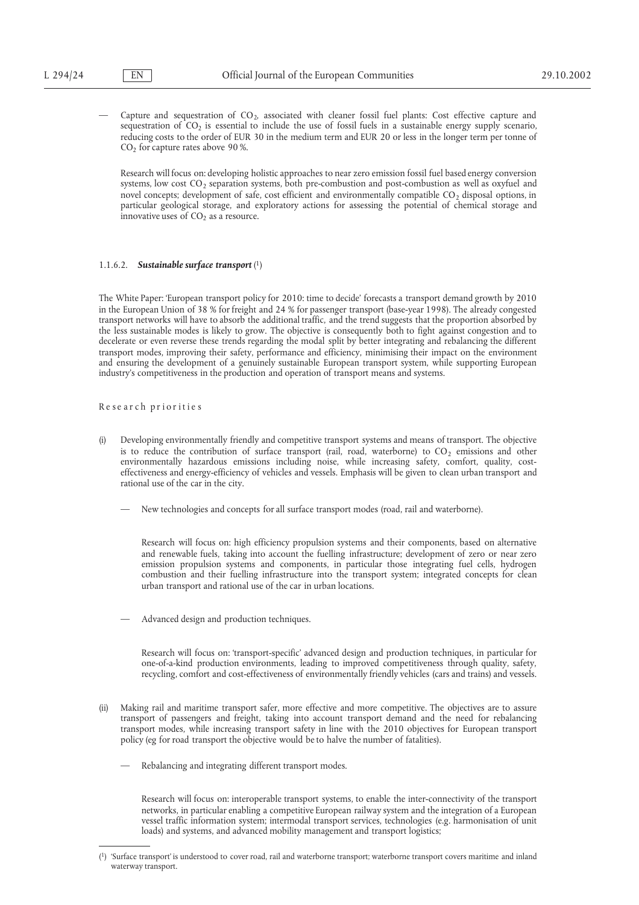— Capture and sequestration of $CO_2$, associated with cleaner fossil fuel plants: Cost effective capture and sequestration of $CO_2$ is essential to include the use of fossil fuels in a sustainable energy supply scenario, reducing costs to the order of EUR 30 in the medium term and EUR 20 or less in the longer term per tonne of $CO_2$ for capture rates above 90 %.

Research will focus on: developing holistic approaches to near zero emission fossil fuel based energy conversion systems, low cost $CO_2$ separation systems, both pre-combustion and post-combustion as well as oxyfuel and novel concepts; development of safe, cost efficient and environmentally compatible $CO_2$ disposal options, in particular geological storage, and exploratory actions for assessing the potential of chemical storage and innovative uses of $CO_2$ as a resource.

#### 1.1.6.2. ***Sustainable surface transport*** [1]

The White Paper: 'European transport policy for 2010: time to decide' forecasts a transport demand growth by 2010 in the European Union of 38 % for freight and 24 % for passenger transport (base-year 1998). The already congested transport networks will have to absorb the additional traffic, and the trend suggests that the proportion absorbed by the less sustainable modes is likely to grow. The objective is consequently both to fight against congestion and to decelerate or even reverse these trends regarding the modal split by better integrating and rebalancing the different transport modes, improving their safety, performance and efficiency, minimising their impact on the environment and ensuring the development of a genuinely sustainable European transport system, while supporting European industry's competitiveness in the production and operation of transport means and systems.

Research priorities

(i) Developing environmentally friendly and competitive transport systems and means of transport. The objective is to reduce the contribution of surface transport (rail, road, waterborne) to $CO_2$ emissions and other environmentally hazardous emissions including noise, while increasing safety, comfort, quality, cost-effectiveness and energy-efficiency of vehicles and vessels. Emphasis will be given to clean urban transport and rational use of the car in the city.

— New technologies and concepts for all surface transport modes (road, rail and waterborne).

Research will focus on: high efficiency propulsion systems and their components, based on alternative and renewable fuels, taking into account the fuelling infrastructure; development of zero or near zero emission propulsion systems and components, in particular those integrating fuel cells, hydrogen combustion and their fuelling infrastructure into the transport system; integrated concepts for clean urban transport and rational use of the car in urban locations.

— Advanced design and production techniques.

Research will focus on: 'transport-specific' advanced design and production techniques, in particular for one-of-a-kind production environments, leading to improved competitiveness through quality, safety, recycling, comfort and cost-effectiveness of environmentally friendly vehicles (cars and trains) and vessels.

(ii) Making rail and maritime transport safer, more effective and more competitive. The objectives are to assure transport of passengers and freight, taking into account transport demand and the need for rebalancing transport modes, while increasing transport safety in line with the 2010 objectives for European transport policy (eg for road transport the objective would be to halve the number of fatalities).

— Rebalancing and integrating different transport modes.

Research will focus on: interoperable transport systems, to enable the inter-connectivity of the transport networks, in particular enabling a competitive European railway system and the integration of a European vessel traffic information system; intermodal transport services, technologies (e.g. harmonisation of unit loads) and systems, and advanced mobility management and transport logistics;

---

[1] 'Surface transport' is understood to cover road, rail and waterborne transport; waterborne transport covers maritime and inland waterway transport.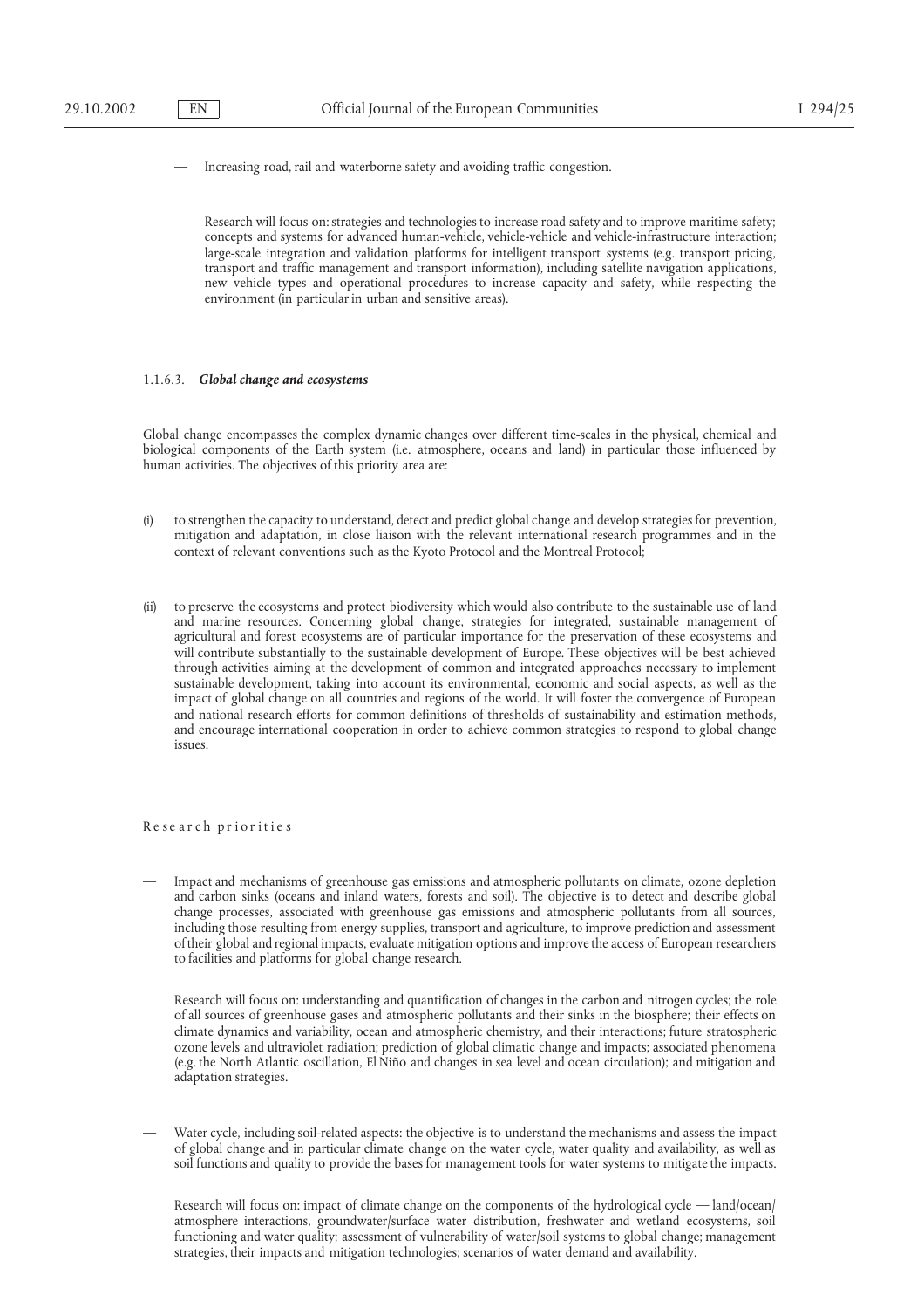— Increasing road, rail and waterborne safety and avoiding traffic congestion.

Research will focus on: strategies and technologies to increase road safety and to improve maritime safety; concepts and systems for advanced human-vehicle, vehicle-vehicle and vehicle-infrastructure interaction; large-scale integration and validation platforms for intelligent transport systems (e.g. transport pricing, transport and traffic management and transport information), including satellite navigation applications, new vehicle types and operational procedures to increase capacity and safety, while respecting the environment (in particular in urban and sensitive areas).

1.1.6.3. ***Global change and ecosystems***

Global change encompasses the complex dynamic changes over different time-scales in the physical, chemical and biological components of the Earth system (i.e. atmosphere, oceans and land) in particular those influenced by human activities. The objectives of this priority area are:

(i) to strengthen the capacity to understand, detect and predict global change and develop strategies for prevention, mitigation and adaptation, in close liaison with the relevant international research programmes and in the context of relevant conventions such as the Kyoto Protocol and the Montreal Protocol;

(ii) to preserve the ecosystems and protect biodiversity which would also contribute to the sustainable use of land and marine resources. Concerning global change, strategies for integrated, sustainable management of agricultural and forest ecosystems are of particular importance for the preservation of these ecosystems and will contribute substantially to the sustainable development of Europe. These objectives will be best achieved through activities aiming at the development of common and integrated approaches necessary to implement sustainable development, taking into account its environmental, economic and social aspects, as well as the impact of global change on all countries and regions of the world. It will foster the convergence of European and national research efforts for common definitions of thresholds of sustainability and estimation methods, and encourage international cooperation in order to achieve common strategies to respond to global change issues.

Research priorities

— Impact and mechanisms of greenhouse gas emissions and atmospheric pollutants on climate, ozone depletion and carbon sinks (oceans and inland waters, forests and soil). The objective is to detect and describe global change processes, associated with greenhouse gas emissions and atmospheric pollutants from all sources, including those resulting from energy supplies, transport and agriculture, to improve prediction and assessment of their global and regional impacts, evaluate mitigation options and improve the access of European researchers to facilities and platforms for global change research.

Research will focus on: understanding and quantification of changes in the carbon and nitrogen cycles; the role of all sources of greenhouse gases and atmospheric pollutants and their sinks in the biosphere; their effects on climate dynamics and variability, ocean and atmospheric chemistry, and their interactions; future stratospheric ozone levels and ultraviolet radiation; prediction of global climatic change and impacts; associated phenomena (e.g. the North Atlantic oscillation, El Niño and changes in sea level and ocean circulation); and mitigation and adaptation strategies.

— Water cycle, including soil-related aspects: the objective is to understand the mechanisms and assess the impact of global change and in particular climate change on the water cycle, water quality and availability, as well as soil functions and quality to provide the bases for management tools for water systems to mitigate the impacts.

Research will focus on: impact of climate change on the components of the hydrological cycle — land/ocean/atmosphere interactions, groundwater/surface water distribution, freshwater and wetland ecosystems, soil functioning and water quality; assessment of vulnerability of water/soil systems to global change; management strategies, their impacts and mitigation technologies; scenarios of water demand and availability.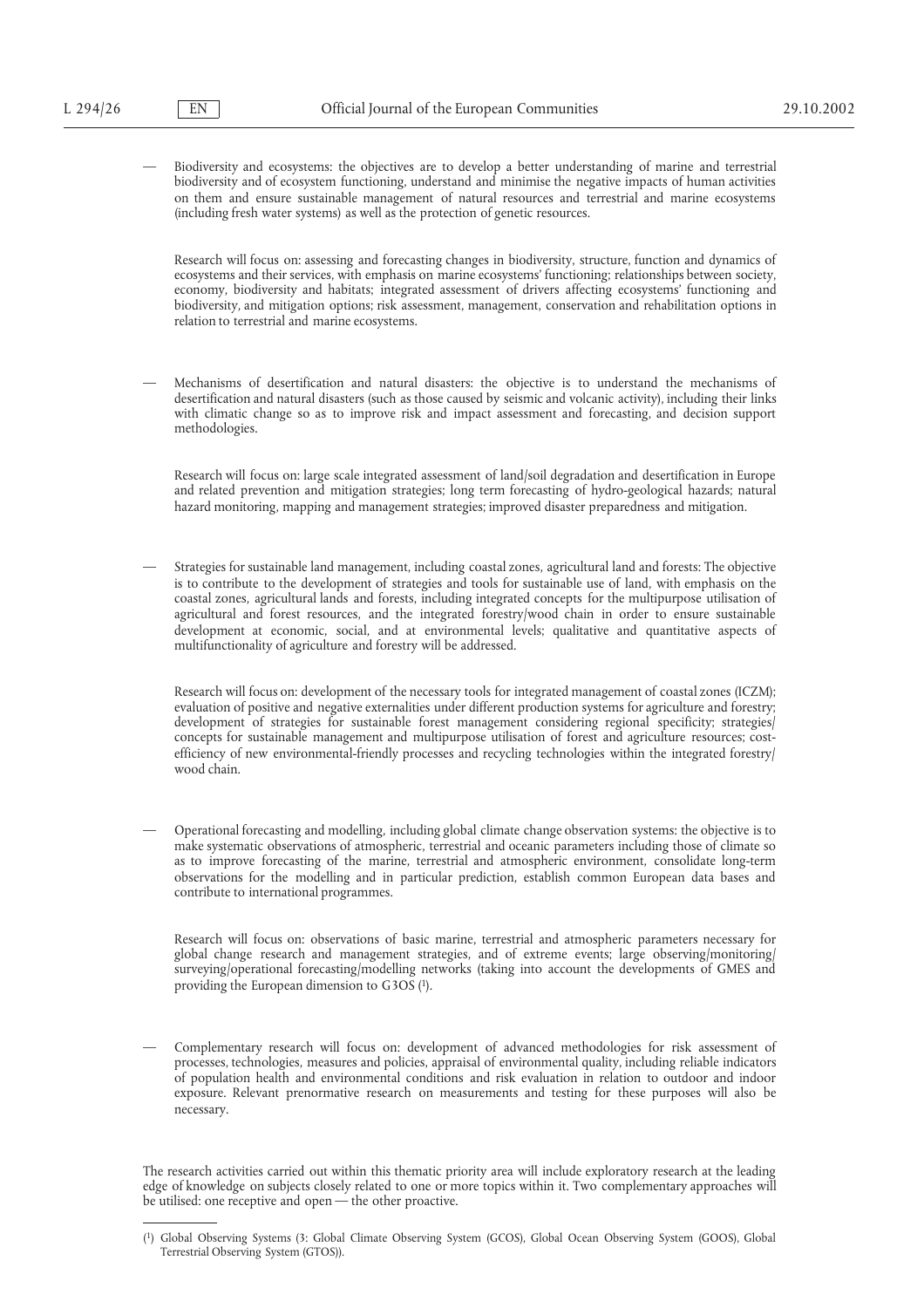- Biodiversity and ecosystems: the objectives are to develop a better understanding of marine and terrestrial biodiversity and of ecosystem functioning, understand and minimise the negative impacts of human activities on them and ensure sustainable management of natural resources and terrestrial and marine ecosystems (including fresh water systems) as well as the protection of genetic resources.

  Research will focus on: assessing and forecasting changes in biodiversity, structure, function and dynamics of ecosystems and their services, with emphasis on marine ecosystems' functioning; relationships between society, economy, biodiversity and habitats; integrated assessment of drivers affecting ecosystems' functioning and biodiversity, and mitigation options; risk assessment, management, conservation and rehabilitation options in relation to terrestrial and marine ecosystems.

- Mechanisms of desertification and natural disasters: the objective is to understand the mechanisms of desertification and natural disasters (such as those caused by seismic and volcanic activity), including their links with climatic change so as to improve risk and impact assessment and forecasting, and decision support methodologies.

  Research will focus on: large scale integrated assessment of land/soil degradation and desertification in Europe and related prevention and mitigation strategies; long term forecasting of hydro-geological hazards; natural hazard monitoring, mapping and management strategies; improved disaster preparedness and mitigation.

- Strategies for sustainable land management, including coastal zones, agricultural land and forests: The objective is to contribute to the development of strategies and tools for sustainable use of land, with emphasis on the coastal zones, agricultural lands and forests, including integrated concepts for the multipurpose utilisation of agricultural and forest resources, and the integrated forestry/wood chain in order to ensure sustainable development at economic, social, and at environmental levels; qualitative and quantitative aspects of multifunctionality of agriculture and forestry will be addressed.

  Research will focus on: development of the necessary tools for integrated management of coastal zones (ICZM); evaluation of positive and negative externalities under different production systems for agriculture and forestry; development of strategies for sustainable forest management considering regional specificity; strategies/concepts for sustainable management and multipurpose utilisation of forest and agriculture resources; cost-efficiency of new environmental-friendly processes and recycling technologies within the integrated forestry/wood chain.

- Operational forecasting and modelling, including global climate change observation systems: the objective is to make systematic observations of atmospheric, terrestrial and oceanic parameters including those of climate so as to improve forecasting of the marine, terrestrial and atmospheric environment, consolidate long-term observations for the modelling and in particular prediction, establish common European data bases and contribute to international programmes.

  Research will focus on: observations of basic marine, terrestrial and atmospheric parameters necessary for global change research and management strategies, and of extreme events; large observing/monitoring/surveying/operational forecasting/modelling networks (taking into account the developments of GMES and providing the European dimension to G3OS [1]).

- Complementary research will focus on: development of advanced methodologies for risk assessment of processes, technologies, measures and policies, appraisal of environmental quality, including reliable indicators of population health and environmental conditions and risk evaluation in relation to outdoor and indoor exposure. Relevant prenormative research on measurements and testing for these purposes will also be necessary.

The research activities carried out within this thematic priority area will include exploratory research at the leading edge of knowledge on subjects closely related to one or more topics within it. Two complementary approaches will be utilised: one receptive and open — the other proactive.

---

[1] Global Observing Systems (3: Global Climate Observing System (GCOS), Global Ocean Observing System (GOOS), Global Terrestrial Observing System (GTOS)).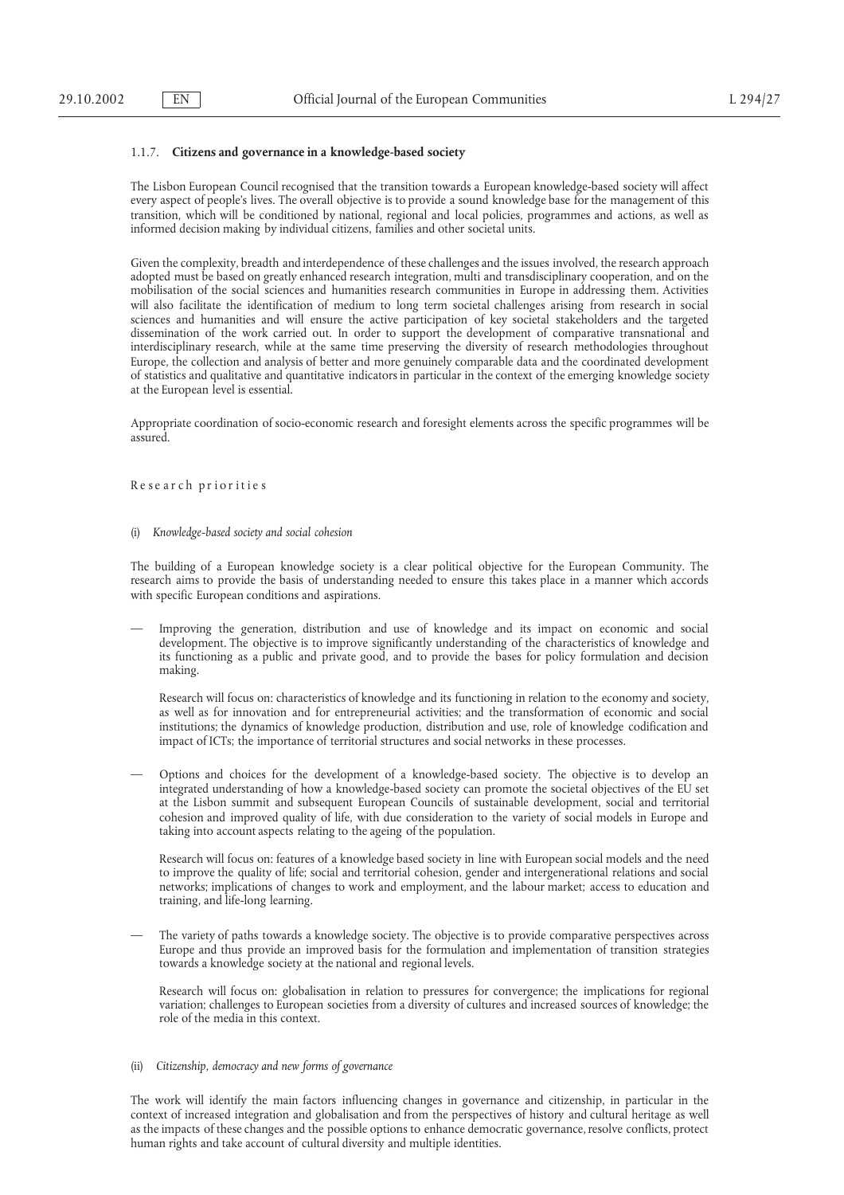### 1.1.7. **Citizens and governance in a knowledge-based society**

The Lisbon European Council recognised that the transition towards a European knowledge-based society will affect every aspect of people's lives. The overall objective is to provide a sound knowledge base for the management of this transition, which will be conditioned by national, regional and local policies, programmes and actions, as well as informed decision making by individual citizens, families and other societal units.

Given the complexity, breadth and interdependence of these challenges and the issues involved, the research approach adopted must be based on greatly enhanced research integration, multi and transdisciplinary cooperation, and on the mobilisation of the social sciences and humanities research communities in Europe in addressing them. Activities will also facilitate the identification of medium to long term societal challenges arising from research in social sciences and humanities and will ensure the active participation of key societal stakeholders and the targeted dissemination of the work carried out. In order to support the development of comparative transnational and interdisciplinary research, while at the same time preserving the diversity of research methodologies throughout Europe, the collection and analysis of better and more genuinely comparable data and the coordinated development of statistics and qualitative and quantitative indicators in particular in the context of the emerging knowledge society at the European level is essential.

Appropriate coordination of socio-economic research and foresight elements across the specific programmes will be assured.

Research priorities

(i) *Knowledge-based society and social cohesion*

The building of a European knowledge society is a clear political objective for the European Community. The research aims to provide the basis of understanding needed to ensure this takes place in a manner which accords with specific European conditions and aspirations.

— Improving the generation, distribution and use of knowledge and its impact on economic and social development. The objective is to improve significantly understanding of the characteristics of knowledge and its functioning as a public and private good, and to provide the bases for policy formulation and decision making.

  Research will focus on: characteristics of knowledge and its functioning in relation to the economy and society, as well as for innovation and for entrepreneurial activities; and the transformation of economic and social institutions; the dynamics of knowledge production, distribution and use, role of knowledge codification and impact of ICTs; the importance of territorial structures and social networks in these processes.

— Options and choices for the development of a knowledge-based society. The objective is to develop an integrated understanding of how a knowledge-based society can promote the societal objectives of the EU set at the Lisbon summit and subsequent European Councils of sustainable development, social and territorial cohesion and improved quality of life, with due consideration to the variety of social models in Europe and taking into account aspects relating to the ageing of the population.

  Research will focus on: features of a knowledge based society in line with European social models and the need to improve the quality of life; social and territorial cohesion, gender and intergenerational relations and social networks; implications of changes to work and employment, and the labour market; access to education and training, and life-long learning.

— The variety of paths towards a knowledge society. The objective is to provide comparative perspectives across Europe and thus provide an improved basis for the formulation and implementation of transition strategies towards a knowledge society at the national and regional levels.

  Research will focus on: globalisation in relation to pressures for convergence; the implications for regional variation; challenges to European societies from a diversity of cultures and increased sources of knowledge; the role of the media in this context.

(ii) *Citizenship, democracy and new forms of governance*

The work will identify the main factors influencing changes in governance and citizenship, in particular in the context of increased integration and globalisation and from the perspectives of history and cultural heritage as well as the impacts of these changes and the possible options to enhance democratic governance, resolve conflicts, protect human rights and take account of cultural diversity and multiple identities.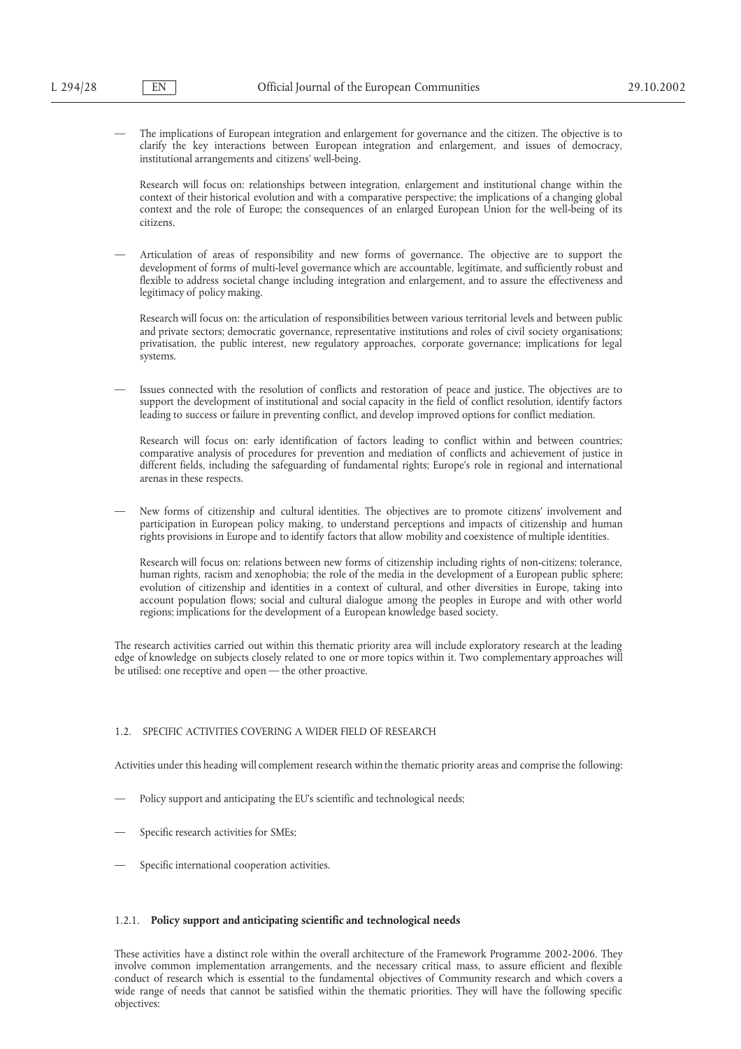— The implications of European integration and enlargement for governance and the citizen. The objective is to clarify the key interactions between European integration and enlargement, and issues of democracy, institutional arrangements and citizens' well-being.

  Research will focus on: relationships between integration, enlargement and institutional change within the context of their historical evolution and with a comparative perspective; the implications of a changing global context and the role of Europe; the consequences of an enlarged European Union for the well-being of its citizens.

— Articulation of areas of responsibility and new forms of governance. The objective are to support the development of forms of multi-level governance which are accountable, legitimate, and sufficiently robust and flexible to address societal change including integration and enlargement, and to assure the effectiveness and legitimacy of policy making.

  Research will focus on: the articulation of responsibilities between various territorial levels and between public and private sectors; democratic governance, representative institutions and roles of civil society organisations; privatisation, the public interest, new regulatory approaches, corporate governance; implications for legal systems.

— Issues connected with the resolution of conflicts and restoration of peace and justice. The objectives are to support the development of institutional and social capacity in the field of conflict resolution, identify factors leading to success or failure in preventing conflict, and develop improved options for conflict mediation.

  Research will focus on: early identification of factors leading to conflict within and between countries; comparative analysis of procedures for prevention and mediation of conflicts and achievement of justice in different fields, including the safeguarding of fundamental rights; Europe's role in regional and international arenas in these respects.

— New forms of citizenship and cultural identities. The objectives are to promote citizens' involvement and participation in European policy making, to understand perceptions and impacts of citizenship and human rights provisions in Europe and to identify factors that allow mobility and coexistence of multiple identities.

  Research will focus on: relations between new forms of citizenship including rights of non-citizens; tolerance, human rights, racism and xenophobia; the role of the media in the development of a European public sphere; evolution of citizenship and identities in a context of cultural, and other diversities in Europe, taking into account population flows; social and cultural dialogue among the peoples in Europe and with other world regions; implications for the development of a European knowledge based society.

The research activities carried out within this thematic priority area will include exploratory research at the leading edge of knowledge on subjects closely related to one or more topics within it. Two complementary approaches will be utilised: one receptive and open — the other proactive.

## 1.2. SPECIFIC ACTIVITIES COVERING A WIDER FIELD OF RESEARCH

Activities under this heading will complement research within the thematic priority areas and comprise the following:

— Policy support and anticipating the EU's scientific and technological needs;

— Specific research activities for SMEs;

— Specific international cooperation activities.

### 1.2.1. **Policy support and anticipating scientific and technological needs**

These activities have a distinct role within the overall architecture of the Framework Programme 2002-2006. They involve common implementation arrangements, and the necessary critical mass, to assure efficient and flexible conduct of research which is essential to the fundamental objectives of Community research and which covers a wide range of needs that cannot be satisfied within the thematic priorities. They will have the following specific objectives: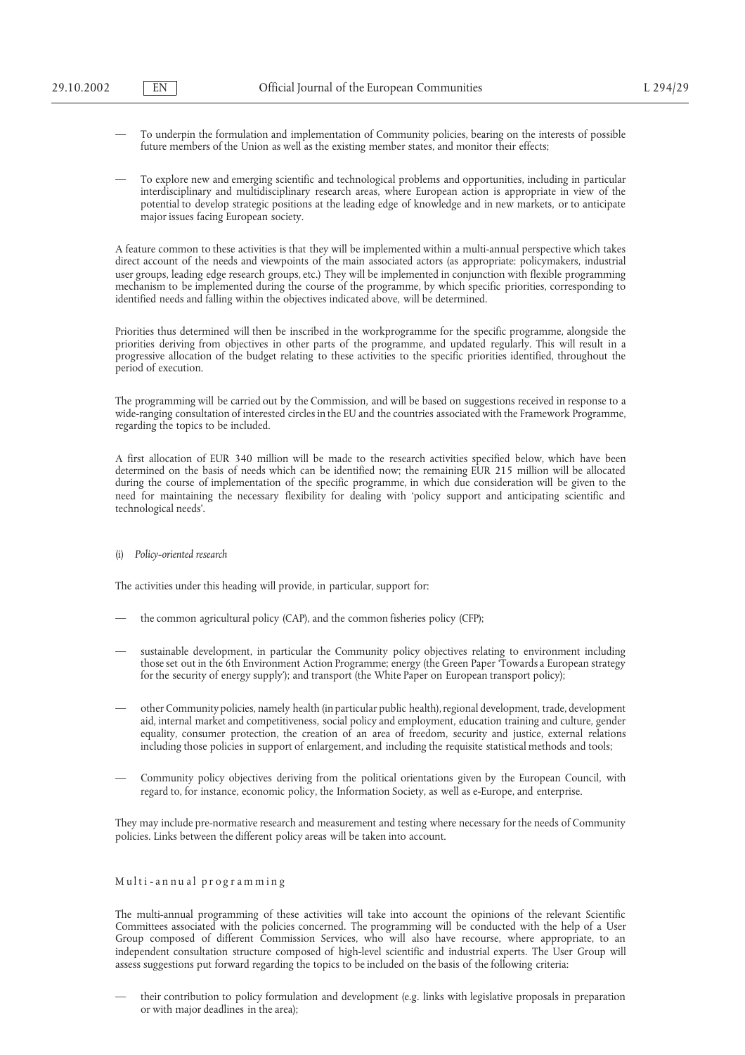— To underpin the formulation and implementation of Community policies, bearing on the interests of possible future members of the Union as well as the existing member states, and monitor their effects;

— To explore new and emerging scientific and technological problems and opportunities, including in particular interdisciplinary and multidisciplinary research areas, where European action is appropriate in view of the potential to develop strategic positions at the leading edge of knowledge and in new markets, or to anticipate major issues facing European society.

A feature common to these activities is that they will be implemented within a multi-annual perspective which takes direct account of the needs and viewpoints of the main associated actors (as appropriate: policymakers, industrial user groups, leading edge research groups, etc.) They will be implemented in conjunction with flexible programming mechanism to be implemented during the course of the programme, by which specific priorities, corresponding to identified needs and falling within the objectives indicated above, will be determined.

Priorities thus determined will then be inscribed in the workprogramme for the specific programme, alongside the priorities deriving from objectives in other parts of the programme, and updated regularly. This will result in a progressive allocation of the budget relating to these activities to the specific priorities identified, throughout the period of execution.

The programming will be carried out by the Commission, and will be based on suggestions received in response to a wide-ranging consultation of interested circles in the EU and the countries associated with the Framework Programme, regarding the topics to be included.

A first allocation of EUR 340 million will be made to the research activities specified below, which have been determined on the basis of needs which can be identified now; the remaining EUR 215 million will be allocated during the course of implementation of the specific programme, in which due consideration will be given to the need for maintaining the necessary flexibility for dealing with 'policy support and anticipating scientific and technological needs'.

(i) *Policy-oriented research*

The activities under this heading will provide, in particular, support for:

— the common agricultural policy (CAP), and the common fisheries policy (CFP);

— sustainable development, in particular the Community policy objectives relating to environment including those set out in the 6th Environment Action Programme; energy (the Green Paper 'Towards a European strategy for the security of energy supply'); and transport (the White Paper on European transport policy);

— other Community policies, namely health (in particular public health), regional development, trade, development aid, internal market and competitiveness, social policy and employment, education training and culture, gender equality, consumer protection, the creation of an area of freedom, security and justice, external relations including those policies in support of enlargement, and including the requisite statistical methods and tools;

— Community policy objectives deriving from the political orientations given by the European Council, with regard to, for instance, economic policy, the Information Society, as well as e-Europe, and enterprise.

They may include pre-normative research and measurement and testing where necessary for the needs of Community policies. Links between the different policy areas will be taken into account.

Multi-annual programming

The multi-annual programming of these activities will take into account the opinions of the relevant Scientific Committees associated with the policies concerned. The programming will be conducted with the help of a User Group composed of different Commission Services, who will also have recourse, where appropriate, to an independent consultation structure composed of high-level scientific and industrial experts. The User Group will assess suggestions put forward regarding the topics to be included on the basis of the following criteria:

— their contribution to policy formulation and development (e.g. links with legislative proposals in preparation or with major deadlines in the area);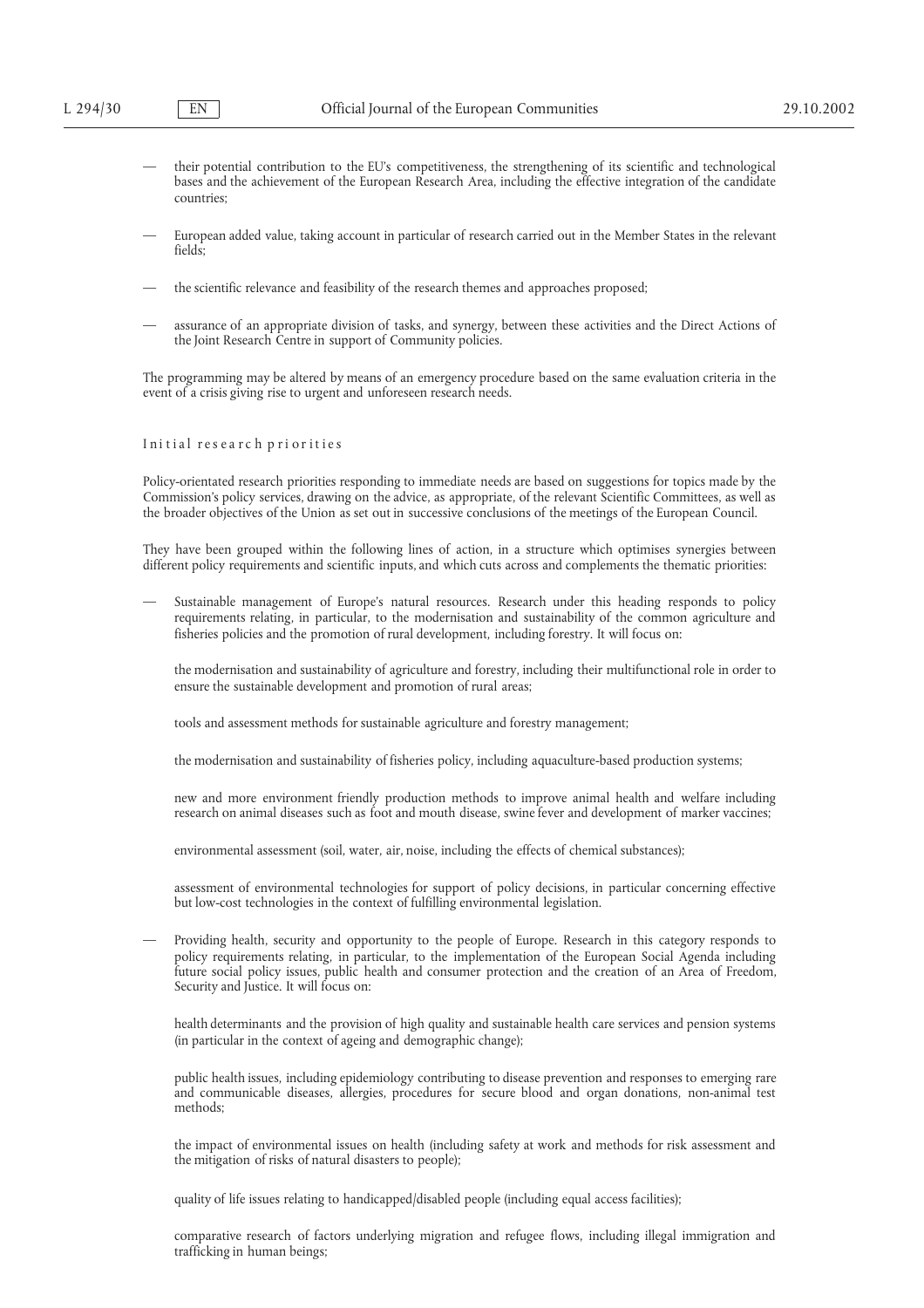— their potential contribution to the EU's competitiveness, the strengthening of its scientific and technological bases and the achievement of the European Research Area, including the effective integration of the candidate countries;

— European added value, taking account in particular of research carried out in the Member States in the relevant fields;

— the scientific relevance and feasibility of the research themes and approaches proposed;

— assurance of an appropriate division of tasks, and synergy, between these activities and the Direct Actions of the Joint Research Centre in support of Community policies.

The programming may be altered by means of an emergency procedure based on the same evaluation criteria in the event of a crisis giving rise to urgent and unforeseen research needs.

Initial research priorities

Policy-orientated research priorities responding to immediate needs are based on suggestions for topics made by the Commission's policy services, drawing on the advice, as appropriate, of the relevant Scientific Committees, as well as the broader objectives of the Union as set out in successive conclusions of the meetings of the European Council.

They have been grouped within the following lines of action, in a structure which optimises synergies between different policy requirements and scientific inputs, and which cuts across and complements the thematic priorities:

— Sustainable management of Europe's natural resources. Research under this heading responds to policy requirements relating, in particular, to the modernisation and sustainability of the common agriculture and fisheries policies and the promotion of rural development, including forestry. It will focus on:

  the modernisation and sustainability of agriculture and forestry, including their multifunctional role in order to ensure the sustainable development and promotion of rural areas;

  tools and assessment methods for sustainable agriculture and forestry management;

  the modernisation and sustainability of fisheries policy, including aquaculture-based production systems;

  new and more environment friendly production methods to improve animal health and welfare including research on animal diseases such as foot and mouth disease, swine fever and development of marker vaccines;

  environmental assessment (soil, water, air, noise, including the effects of chemical substances);

  assessment of environmental technologies for support of policy decisions, in particular concerning effective but low-cost technologies in the context of fulfilling environmental legislation.

— Providing health, security and opportunity to the people of Europe. Research in this category responds to policy requirements relating, in particular, to the implementation of the European Social Agenda including future social policy issues, public health and consumer protection and the creation of an Area of Freedom, Security and Justice. It will focus on:

  health determinants and the provision of high quality and sustainable health care services and pension systems (in particular in the context of ageing and demographic change);

  public health issues, including epidemiology contributing to disease prevention and responses to emerging rare and communicable diseases, allergies, procedures for secure blood and organ donations, non-animal test methods;

  the impact of environmental issues on health (including safety at work and methods for risk assessment and the mitigation of risks of natural disasters to people);

  quality of life issues relating to handicapped/disabled people (including equal access facilities);

  comparative research of factors underlying migration and refugee flows, including illegal immigration and trafficking in human beings;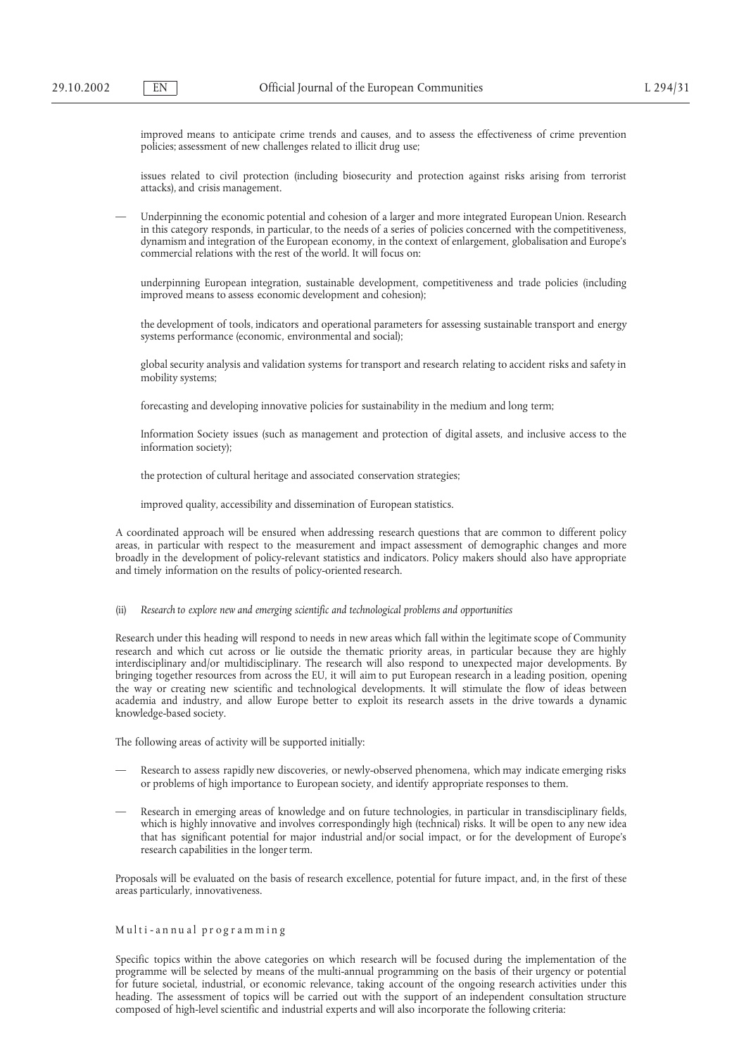improved means to anticipate crime trends and causes, and to assess the effectiveness of crime prevention policies; assessment of new challenges related to illicit drug use;

issues related to civil protection (including biosecurity and protection against risks arising from terrorist attacks), and crisis management.

— Underpinning the economic potential and cohesion of a larger and more integrated European Union. Research in this category responds, in particular, to the needs of a series of policies concerned with the competitiveness, dynamism and integration of the European economy, in the context of enlargement, globalisation and Europe's commercial relations with the rest of the world. It will focus on:

underpinning European integration, sustainable development, competitiveness and trade policies (including improved means to assess economic development and cohesion);

the development of tools, indicators and operational parameters for assessing sustainable transport and energy systems performance (economic, environmental and social);

global security analysis and validation systems for transport and research relating to accident risks and safety in mobility systems;

forecasting and developing innovative policies for sustainability in the medium and long term;

Information Society issues (such as management and protection of digital assets, and inclusive access to the information society);

the protection of cultural heritage and associated conservation strategies;

improved quality, accessibility and dissemination of European statistics.

A coordinated approach will be ensured when addressing research questions that are common to different policy areas, in particular with respect to the measurement and impact assessment of demographic changes and more broadly in the development of policy-relevant statistics and indicators. Policy makers should also have appropriate and timely information on the results of policy-oriented research.

(ii) *Research to explore new and emerging scientific and technological problems and opportunities*

Research under this heading will respond to needs in new areas which fall within the legitimate scope of Community research and which cut across or lie outside the thematic priority areas, in particular because they are highly interdisciplinary and/or multidisciplinary. The research will also respond to unexpected major developments. By bringing together resources from across the EU, it will aim to put European research in a leading position, opening the way or creating new scientific and technological developments. It will stimulate the flow of ideas between academia and industry, and allow Europe better to exploit its research assets in the drive towards a dynamic knowledge-based society.

The following areas of activity will be supported initially:

— Research to assess rapidly new discoveries, or newly-observed phenomena, which may indicate emerging risks or problems of high importance to European society, and identify appropriate responses to them.

— Research in emerging areas of knowledge and on future technologies, in particular in transdisciplinary fields, which is highly innovative and involves correspondingly high (technical) risks. It will be open to any new idea that has significant potential for major industrial and/or social impact, or for the development of Europe's research capabilities in the longer term.

Proposals will be evaluated on the basis of research excellence, potential for future impact, and, in the first of these areas particularly, innovativeness.

Multi-annual programming

Specific topics within the above categories on which research will be focused during the implementation of the programme will be selected by means of the multi-annual programming on the basis of their urgency or potential for future societal, industrial, or economic relevance, taking account of the ongoing research activities under this heading. The assessment of topics will be carried out with the support of an independent consultation structure composed of high-level scientific and industrial experts and will also incorporate the following criteria: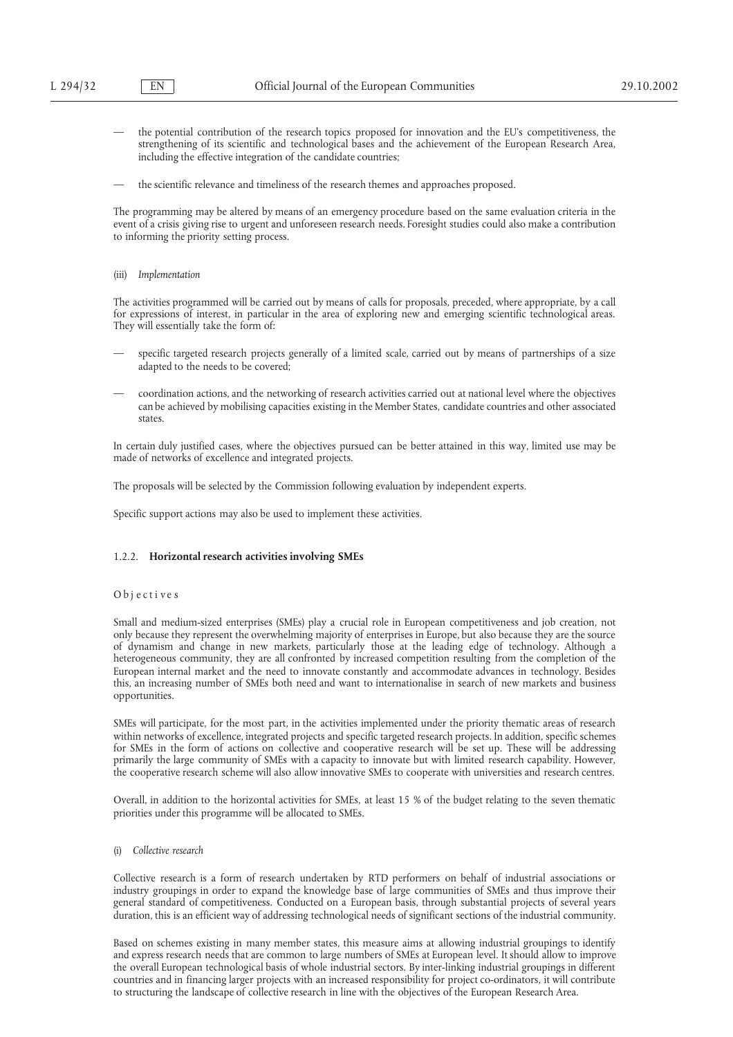— the potential contribution of the research topics proposed for innovation and the EU's competitiveness, the strengthening of its scientific and technological bases and the achievement of the European Research Area, including the effective integration of the candidate countries;

— the scientific relevance and timeliness of the research themes and approaches proposed.

The programming may be altered by means of an emergency procedure based on the same evaluation criteria in the event of a crisis giving rise to urgent and unforeseen research needs. Foresight studies could also make a contribution to informing the priority setting process.

(iii) *Implementation*

The activities programmed will be carried out by means of calls for proposals, preceded, where appropriate, by a call for expressions of interest, in particular in the area of exploring new and emerging scientific technological areas. They will essentially take the form of:

— specific targeted research projects generally of a limited scale, carried out by means of partnerships of a size adapted to the needs to be covered;

— coordination actions, and the networking of research activities carried out at national level where the objectives can be achieved by mobilising capacities existing in the Member States, candidate countries and other associated states.

In certain duly justified cases, where the objectives pursued can be better attained in this way, limited use may be made of networks of excellence and integrated projects.

The proposals will be selected by the Commission following evaluation by independent experts.

Specific support actions may also be used to implement these activities.

### 1.2.2. **Horizontal research activities involving SMEs**

Objectives

Small and medium-sized enterprises (SMEs) play a crucial role in European competitiveness and job creation, not only because they represent the overwhelming majority of enterprises in Europe, but also because they are the source of dynamism and change in new markets, particularly those at the leading edge of technology. Although a heterogeneous community, they are all confronted by increased competition resulting from the completion of the European internal market and the need to innovate constantly and accommodate advances in technology. Besides this, an increasing number of SMEs both need and want to internationalise in search of new markets and business opportunities.

SMEs will participate, for the most part, in the activities implemented under the priority thematic areas of research within networks of excellence, integrated projects and specific targeted research projects. In addition, specific schemes for SMEs in the form of actions on collective and cooperative research will be set up. These will be addressing primarily the large community of SMEs with a capacity to innovate but with limited research capability. However, the cooperative research scheme will also allow innovative SMEs to cooperate with universities and research centres.

Overall, in addition to the horizontal activities for SMEs, at least 15 % of the budget relating to the seven thematic priorities under this programme will be allocated to SMEs.

(i) *Collective research*

Collective research is a form of research undertaken by RTD performers on behalf of industrial associations or industry groupings in order to expand the knowledge base of large communities of SMEs and thus improve their general standard of competitiveness. Conducted on a European basis, through substantial projects of several years duration, this is an efficient way of addressing technological needs of significant sections of the industrial community.

Based on schemes existing in many member states, this measure aims at allowing industrial groupings to identify and express research needs that are common to large numbers of SMEs at European level. It should allow to improve the overall European technological basis of whole industrial sectors. By inter-linking industrial groupings in different countries and in financing larger projects with an increased responsibility for project co-ordinators, it will contribute to structuring the landscape of collective research in line with the objectives of the European Research Area.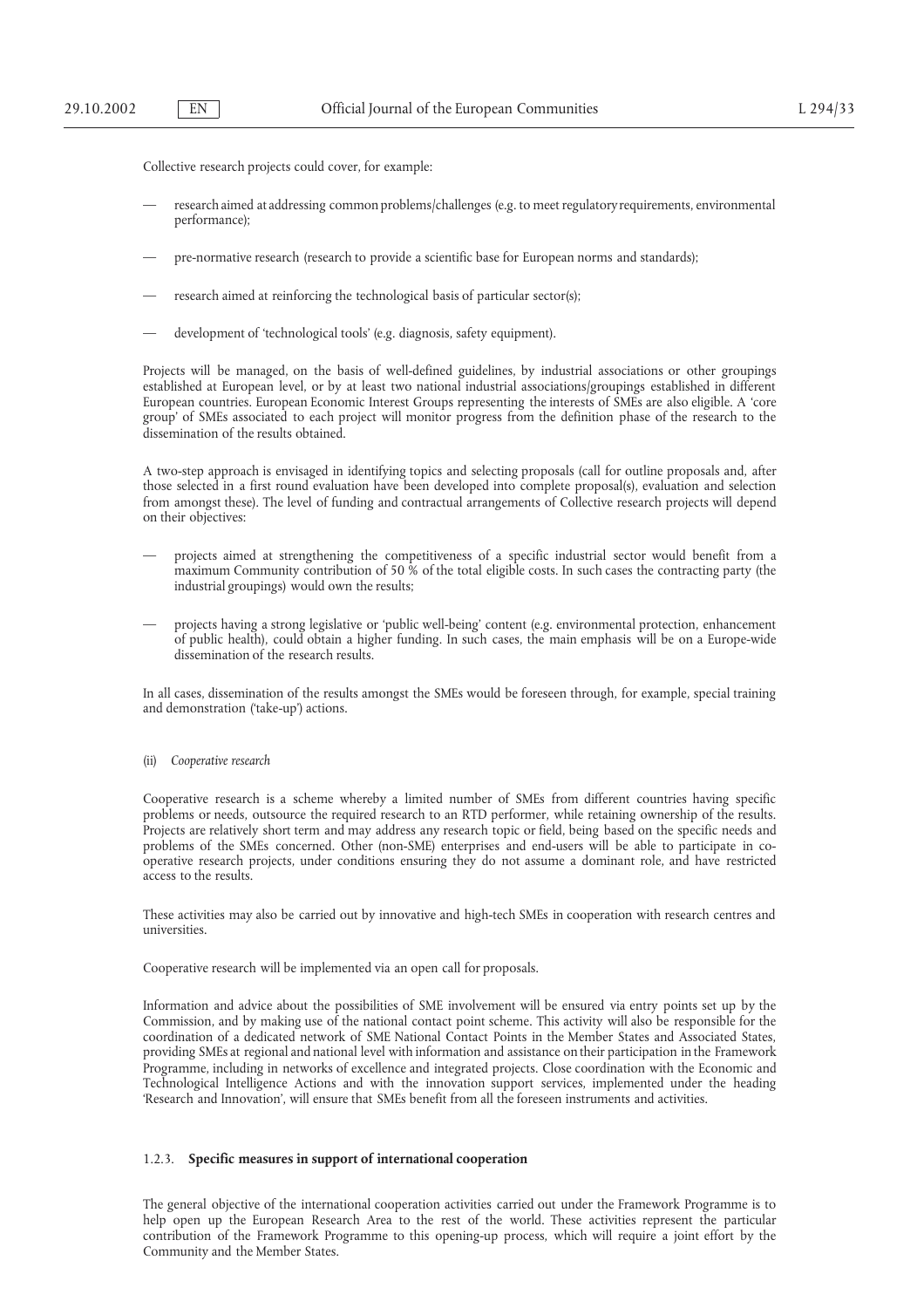Collective research projects could cover, for example:

- research aimed at addressing common problems/challenges (e.g. to meet regulatory requirements, environmental performance);
- pre-normative research (research to provide a scientific base for European norms and standards);
- research aimed at reinforcing the technological basis of particular sector(s);
- development of 'technological tools' (e.g. diagnosis, safety equipment).

Projects will be managed, on the basis of well-defined guidelines, by industrial associations or other groupings established at European level, or by at least two national industrial associations/groupings established in different European countries. European Economic Interest Groups representing the interests of SMEs are also eligible. A 'core group' of SMEs associated to each project will monitor progress from the definition phase of the research to the dissemination of the results obtained.

A two-step approach is envisaged in identifying topics and selecting proposals (call for outline proposals and, after those selected in a first round evaluation have been developed into complete proposal(s), evaluation and selection from amongst these). The level of funding and contractual arrangements of Collective research projects will depend on their objectives:

- projects aimed at strengthening the competitiveness of a specific industrial sector would benefit from a maximum Community contribution of 50 % of the total eligible costs. In such cases the contracting party (the industrial groupings) would own the results;
- projects having a strong legislative or 'public well-being' content (e.g. environmental protection, enhancement of public health), could obtain a higher funding. In such cases, the main emphasis will be on a Europe-wide dissemination of the research results.

In all cases, dissemination of the results amongst the SMEs would be foreseen through, for example, special training and demonstration ('take-up') actions.

(ii) *Cooperative research*

Cooperative research is a scheme whereby a limited number of SMEs from different countries having specific problems or needs, outsource the required research to an RTD performer, while retaining ownership of the results. Projects are relatively short term and may address any research topic or field, being based on the specific needs and problems of the SMEs concerned. Other (non-SME) enterprises and end-users will be able to participate in co-operative research projects, under conditions ensuring they do not assume a dominant role, and have restricted access to the results.

These activities may also be carried out by innovative and high-tech SMEs in cooperation with research centres and universities.

Cooperative research will be implemented via an open call for proposals.

Information and advice about the possibilities of SME involvement will be ensured via entry points set up by the Commission, and by making use of the national contact point scheme. This activity will also be responsible for the coordination of a dedicated network of SME National Contact Points in the Member States and Associated States, providing SMEs at regional and national level with information and assistance on their participation in the Framework Programme, including in networks of excellence and integrated projects. Close coordination with the Economic and Technological Intelligence Actions and with the innovation support services, implemented under the heading 'Research and Innovation', will ensure that SMEs benefit from all the foreseen instruments and activities.

#### 1.2.3. **Specific measures in support of international cooperation**

The general objective of the international cooperation activities carried out under the Framework Programme is to help open up the European Research Area to the rest of the world. These activities represent the particular contribution of the Framework Programme to this opening-up process, which will require a joint effort by the Community and the Member States.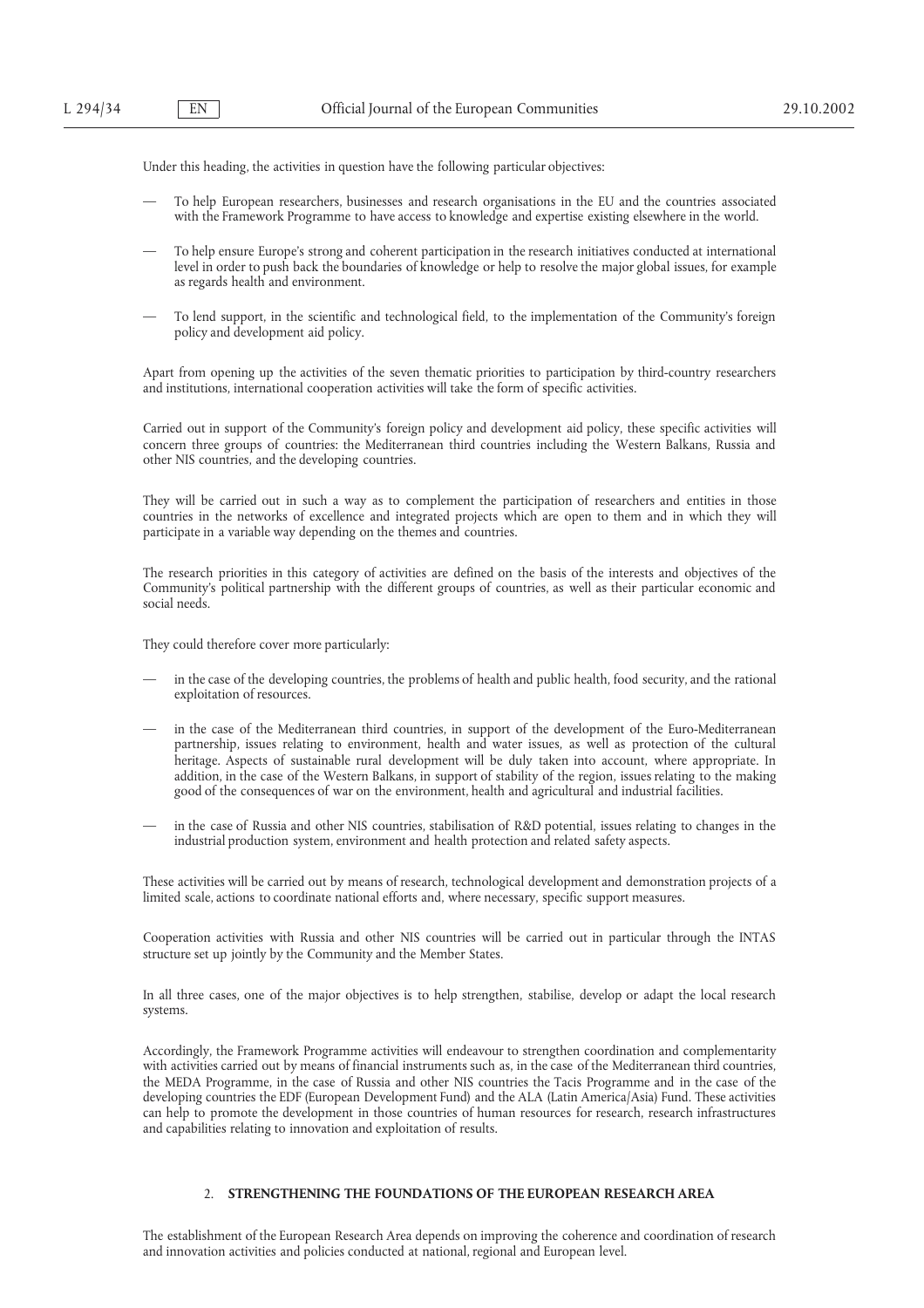Under this heading, the activities in question have the following particular objectives:

— To help European researchers, businesses and research organisations in the EU and the countries associated with the Framework Programme to have access to knowledge and expertise existing elsewhere in the world.

— To help ensure Europe's strong and coherent participation in the research initiatives conducted at international level in order to push back the boundaries of knowledge or help to resolve the major global issues, for example as regards health and environment.

— To lend support, in the scientific and technological field, to the implementation of the Community's foreign policy and development aid policy.

Apart from opening up the activities of the seven thematic priorities to participation by third-country researchers and institutions, international cooperation activities will take the form of specific activities.

Carried out in support of the Community's foreign policy and development aid policy, these specific activities will concern three groups of countries: the Mediterranean third countries including the Western Balkans, Russia and other NIS countries, and the developing countries.

They will be carried out in such a way as to complement the participation of researchers and entities in those countries in the networks of excellence and integrated projects which are open to them and in which they will participate in a variable way depending on the themes and countries.

The research priorities in this category of activities are defined on the basis of the interests and objectives of the Community's political partnership with the different groups of countries, as well as their particular economic and social needs.

They could therefore cover more particularly:

— in the case of the developing countries, the problems of health and public health, food security, and the rational exploitation of resources.

— in the case of the Mediterranean third countries, in support of the development of the Euro-Mediterranean partnership, issues relating to environment, health and water issues, as well as protection of the cultural heritage. Aspects of sustainable rural development will be duly taken into account, where appropriate. In addition, in the case of the Western Balkans, in support of stability of the region, issues relating to the making good of the consequences of war on the environment, health and agricultural and industrial facilities.

— in the case of Russia and other NIS countries, stabilisation of R&D potential, issues relating to changes in the industrial production system, environment and health protection and related safety aspects.

These activities will be carried out by means of research, technological development and demonstration projects of a limited scale, actions to coordinate national efforts and, where necessary, specific support measures.

Cooperation activities with Russia and other NIS countries will be carried out in particular through the INTAS structure set up jointly by the Community and the Member States.

In all three cases, one of the major objectives is to help strengthen, stabilise, develop or adapt the local research systems.

Accordingly, the Framework Programme activities will endeavour to strengthen coordination and complementarity with activities carried out by means of financial instruments such as, in the case of the Mediterranean third countries, the MEDA Programme, in the case of Russia and other NIS countries the Tacis Programme and in the case of the developing countries the EDF (European Development Fund) and the ALA (Latin America/Asia) Fund. These activities can help to promote the development in those countries of human resources for research, research infrastructures and capabilities relating to innovation and exploitation of results.

## 2. STRENGTHENING THE FOUNDATIONS OF THE EUROPEAN RESEARCH AREA

The establishment of the European Research Area depends on improving the coherence and coordination of research and innovation activities and policies conducted at national, regional and European level.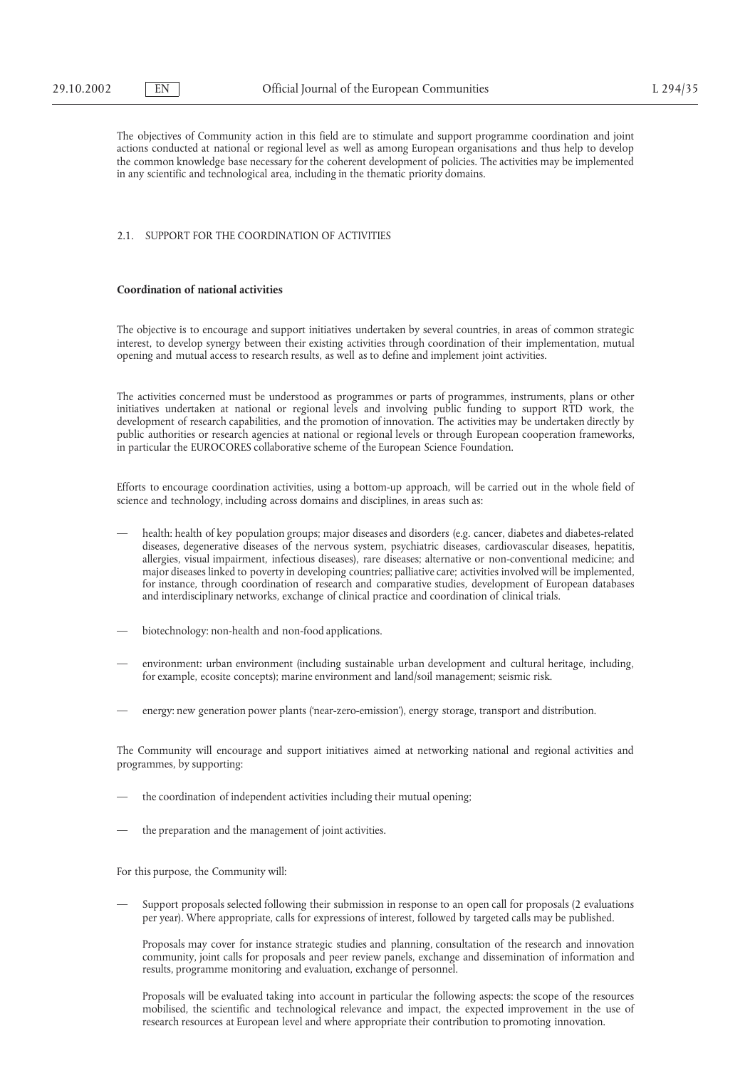The objectives of Community action in this field are to stimulate and support programme coordination and joint actions conducted at national or regional level as well as among European organisations and thus help to develop the common knowledge base necessary for the coherent development of policies. The activities may be implemented in any scientific and technological area, including in the thematic priority domains.

## 2.1. SUPPORT FOR THE COORDINATION OF ACTIVITIES

**Coordination of national activities**

The objective is to encourage and support initiatives undertaken by several countries, in areas of common strategic interest, to develop synergy between their existing activities through coordination of their implementation, mutual opening and mutual access to research results, as well as to define and implement joint activities.

The activities concerned must be understood as programmes or parts of programmes, instruments, plans or other initiatives undertaken at national or regional levels and involving public funding to support RTD work, the development of research capabilities, and the promotion of innovation. The activities may be undertaken directly by public authorities or research agencies at national or regional levels or through European cooperation frameworks, in particular the EUROCORES collaborative scheme of the European Science Foundation.

Efforts to encourage coordination activities, using a bottom-up approach, will be carried out in the whole field of science and technology, including across domains and disciplines, in areas such as:

— health: health of key population groups; major diseases and disorders (e.g. cancer, diabetes and diabetes-related diseases, degenerative diseases of the nervous system, psychiatric diseases, cardiovascular diseases, hepatitis, allergies, visual impairment, infectious diseases), rare diseases; alternative or non-conventional medicine; and major diseases linked to poverty in developing countries; palliative care; activities involved will be implemented, for instance, through coordination of research and comparative studies, development of European databases and interdisciplinary networks, exchange of clinical practice and coordination of clinical trials.

— biotechnology: non-health and non-food applications.

— environment: urban environment (including sustainable urban development and cultural heritage, including, for example, ecosite concepts); marine environment and land/soil management; seismic risk.

— energy: new generation power plants ('near-zero-emission'), energy storage, transport and distribution.

The Community will encourage and support initiatives aimed at networking national and regional activities and programmes, by supporting:

— the coordination of independent activities including their mutual opening;

— the preparation and the management of joint activities.

For this purpose, the Community will:

— Support proposals selected following their submission in response to an open call for proposals (2 evaluations per year). Where appropriate, calls for expressions of interest, followed by targeted calls may be published.

  Proposals may cover for instance strategic studies and planning, consultation of the research and innovation community, joint calls for proposals and peer review panels, exchange and dissemination of information and results, programme monitoring and evaluation, exchange of personnel.

  Proposals will be evaluated taking into account in particular the following aspects: the scope of the resources mobilised, the scientific and technological relevance and impact, the expected improvement in the use of research resources at European level and where appropriate their contribution to promoting innovation.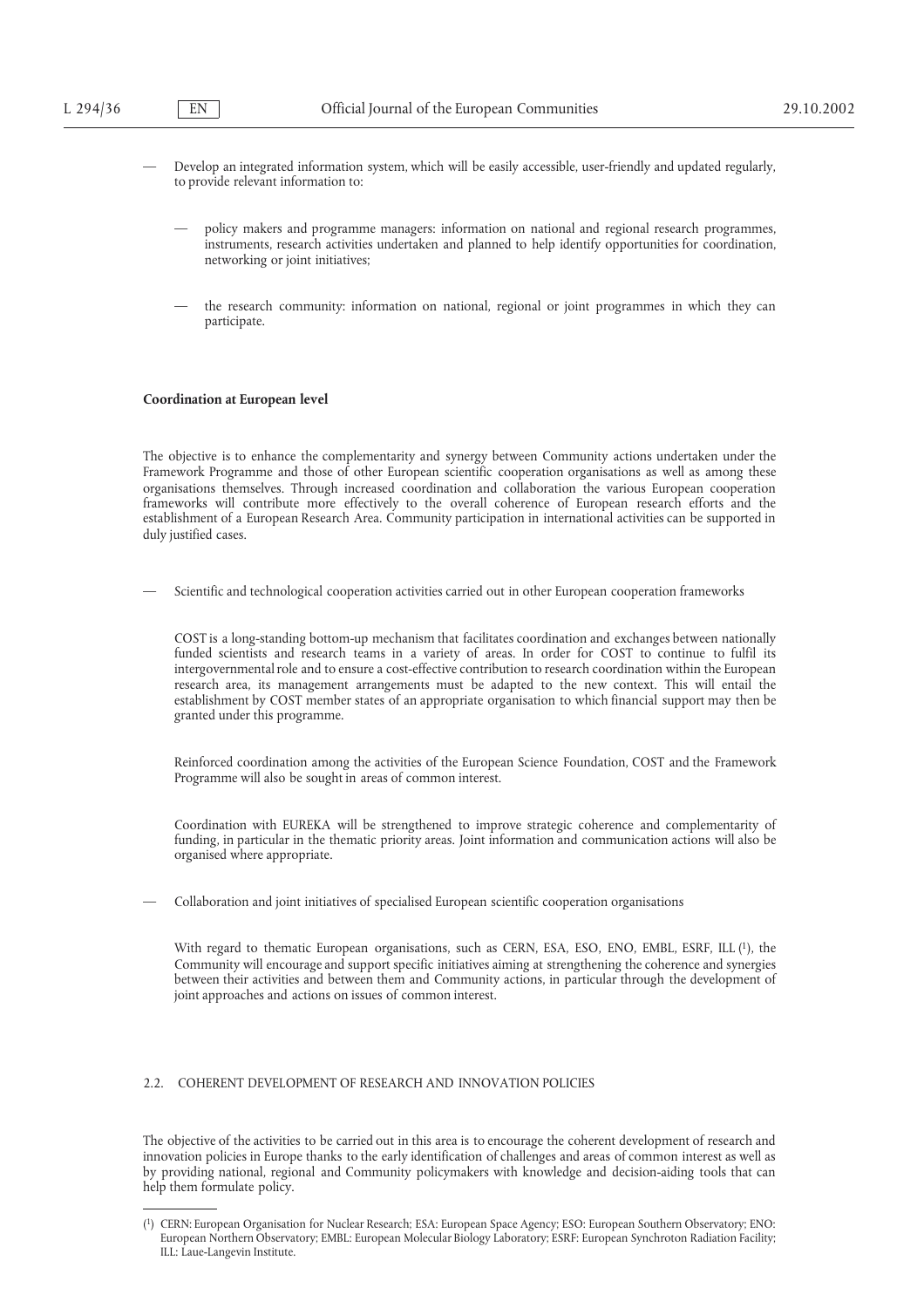— Develop an integrated information system, which will be easily accessible, user-friendly and updated regularly, to provide relevant information to:

— policy makers and programme managers: information on national and regional research programmes, instruments, research activities undertaken and planned to help identify opportunities for coordination, networking or joint initiatives;

— the research community: information on national, regional or joint programmes in which they can participate.

**Coordination at European level**

The objective is to enhance the complementarity and synergy between Community actions undertaken under the Framework Programme and those of other European scientific cooperation organisations as well as among these organisations themselves. Through increased coordination and collaboration the various European cooperation frameworks will contribute more effectively to the overall coherence of European research efforts and the establishment of a European Research Area. Community participation in international activities can be supported in duly justified cases.

— Scientific and technological cooperation activities carried out in other European cooperation frameworks

COST is a long-standing bottom-up mechanism that facilitates coordination and exchanges between nationally funded scientists and research teams in a variety of areas. In order for COST to continue to fulfil its intergovernmental role and to ensure a cost-effective contribution to research coordination within the European research area, its management arrangements must be adapted to the new context. This will entail the establishment by COST member states of an appropriate organisation to which financial support may then be granted under this programme.

Reinforced coordination among the activities of the European Science Foundation, COST and the Framework Programme will also be sought in areas of common interest.

Coordination with EUREKA will be strengthened to improve strategic coherence and complementarity of funding, in particular in the thematic priority areas. Joint information and communication actions will also be organised where appropriate.

— Collaboration and joint initiatives of specialised European scientific cooperation organisations

With regard to thematic European organisations, such as CERN, ESA, ESO, ENO, EMBL, ESRF, ILL [1], the Community will encourage and support specific initiatives aiming at strengthening the coherence and synergies between their activities and between them and Community actions, in particular through the development of joint approaches and actions on issues of common interest.

2.2. COHERENT DEVELOPMENT OF RESEARCH AND INNOVATION POLICIES

The objective of the activities to be carried out in this area is to encourage the coherent development of research and innovation policies in Europe thanks to the early identification of challenges and areas of common interest as well as by providing national, regional and Community policymakers with knowledge and decision-aiding tools that can help them formulate policy.

---

[1] CERN: European Organisation for Nuclear Research; ESA: European Space Agency; ESO: European Southern Observatory; ENO: European Northern Observatory; EMBL: European Molecular Biology Laboratory; ESRF: European Synchroton Radiation Facility; ILL: Laue-Langevin Institute.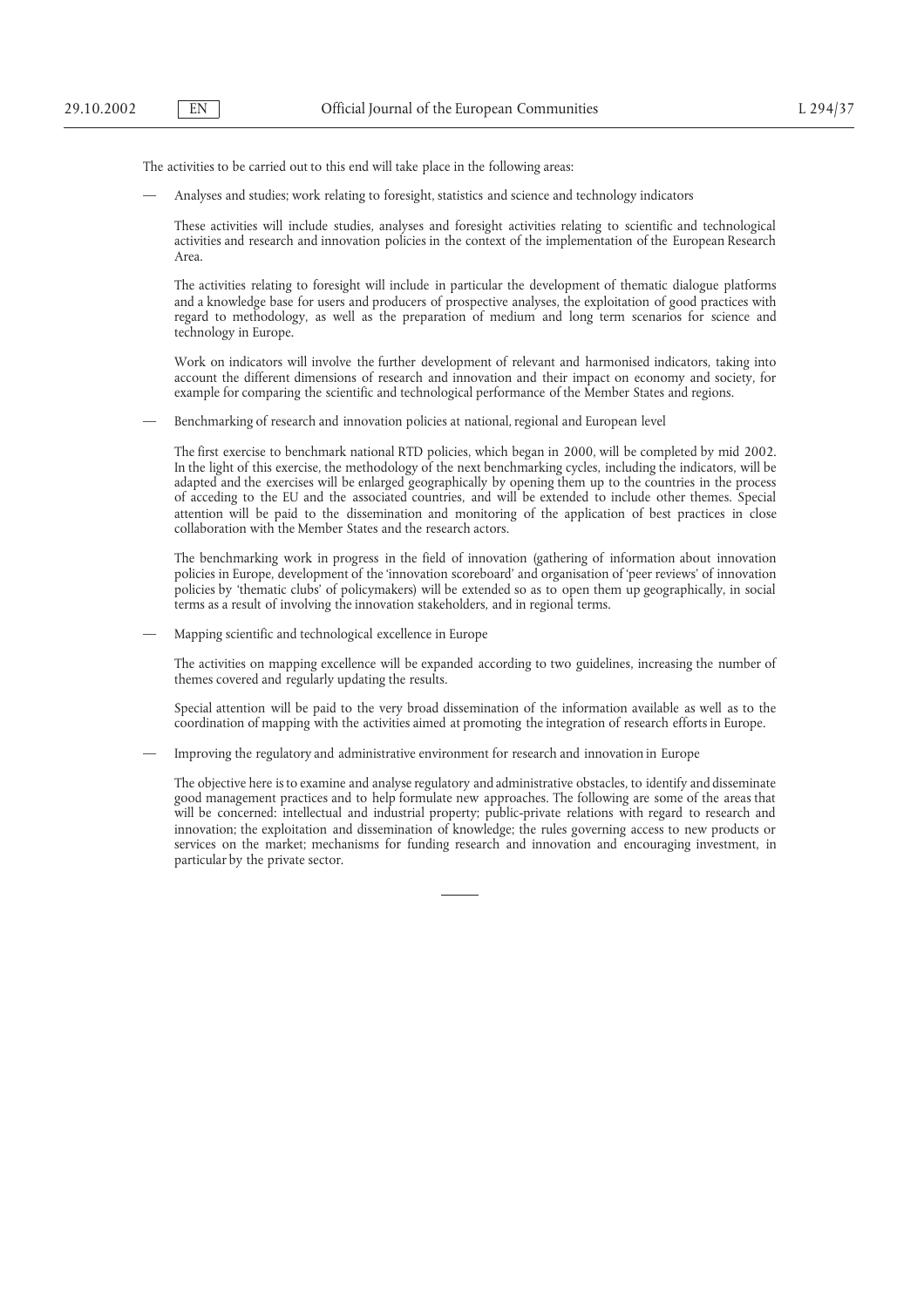The activities to be carried out to this end will take place in the following areas:

— Analyses and studies; work relating to foresight, statistics and science and technology indicators

These activities will include studies, analyses and foresight activities relating to scientific and technological activities and research and innovation policies in the context of the implementation of the European Research Area.

The activities relating to foresight will include in particular the development of thematic dialogue platforms and a knowledge base for users and producers of prospective analyses, the exploitation of good practices with regard to methodology, as well as the preparation of medium and long term scenarios for science and technology in Europe.

Work on indicators will involve the further development of relevant and harmonised indicators, taking into account the different dimensions of research and innovation and their impact on economy and society, for example for comparing the scientific and technological performance of the Member States and regions.

— Benchmarking of research and innovation policies at national, regional and European level

The first exercise to benchmark national RTD policies, which began in 2000, will be completed by mid 2002. In the light of this exercise, the methodology of the next benchmarking cycles, including the indicators, will be adapted and the exercises will be enlarged geographically by opening them up to the countries in the process of acceding to the EU and the associated countries, and will be extended to include other themes. Special attention will be paid to the dissemination and monitoring of the application of best practices in close collaboration with the Member States and the research actors.

The benchmarking work in progress in the field of innovation (gathering of information about innovation policies in Europe, development of the 'innovation scoreboard' and organisation of 'peer reviews' of innovation policies by 'thematic clubs' of policymakers) will be extended so as to open them up geographically, in social terms as a result of involving the innovation stakeholders, and in regional terms.

— Mapping scientific and technological excellence in Europe

The activities on mapping excellence will be expanded according to two guidelines, increasing the number of themes covered and regularly updating the results.

Special attention will be paid to the very broad dissemination of the information available as well as to the coordination of mapping with the activities aimed at promoting the integration of research efforts in Europe.

— Improving the regulatory and administrative environment for research and innovation in Europe

The objective here is to examine and analyse regulatory and administrative obstacles, to identify and disseminate good management practices and to help formulate new approaches. The following are some of the areas that will be concerned: intellectual and industrial property; public-private relations with regard to research and innovation; the exploitation and dissemination of knowledge; the rules governing access to new products or services on the market; mechanisms for funding research and innovation and encouraging investment, in particular by the private sector.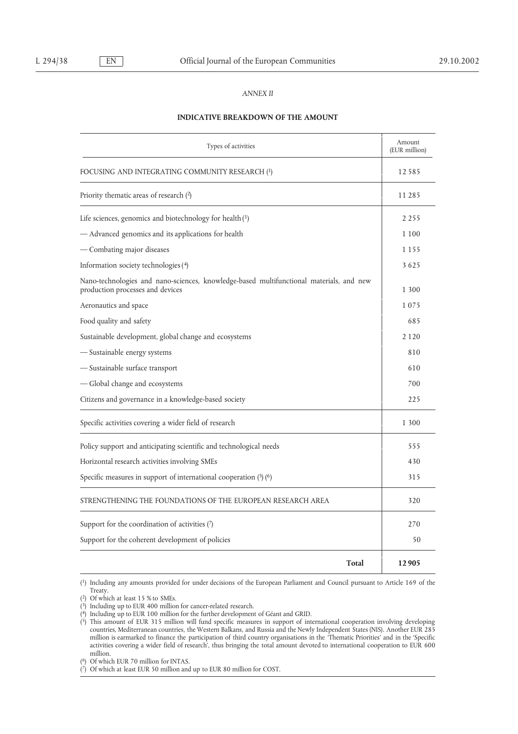*ANNEX II*

**INDICATIVE BREAKDOWN OF THE AMOUNT**

| Types of activities | Amount (EUR million) |
|---|---|
| FOCUSING AND INTEGRATING COMMUNITY RESEARCH [1] | 12 585 |
| Priority thematic areas of research [2] | 11 285 |
| Life sciences, genomics and biotechnology for health [3] | 2 255 |
| — Advanced genomics and its applications for health | 1 100 |
| — Combating major diseases | 1 155 |
| Information society technologies [4] | 3 625 |
| Nano-technologies and nano-sciences, knowledge-based multifunctional materials, and new production processes and devices | 1 300 |
| Aeronautics and space | 1 075 |
| Food quality and safety | 685 |
| Sustainable development, global change and ecosystems | 2 120 |
| — Sustainable energy systems | 810 |
| — Sustainable surface transport | 610 |
| — Global change and ecosystems | 700 |
| Citizens and governance in a knowledge-based society | 225 |
| Specific activities covering a wider field of research | 1 300 |
| Policy support and anticipating scientific and technological needs | 555 |
| Horizontal research activities involving SMEs | 430 |
| Specific measures in support of international cooperation [5] [6] | 315 |
| STRENGTHENING THE FOUNDATIONS OF THE EUROPEAN RESEARCH AREA | 320 |
| Support for the coordination of activities [7] | 270 |
| Support for the coherent development of policies | 50 |
| **Total** | **12 905** |

[1] Including any amounts provided for under decisions of the European Parliament and Council pursuant to Article 169 of the Treaty.

[2] Of which at least 15 % to SMEs.

[3] Including up to EUR 400 million for cancer-related research.

[4] Including up to EUR 100 million for the further development of Géant and GRID.

[5] This amount of EUR 315 million will fund specific measures in support of international cooperation involving developing countries, Mediterranean countries, the Western Balkans, and Russia and the Newly Independent States (NIS). Another EUR 285 million is earmarked to finance the participation of third country organisations in the 'Thematic Priorities' and in the 'Specific activities covering a wider field of research', thus bringing the total amount devoted to international cooperation to EUR 600 million.

[6] Of which EUR 70 million for INTAS.

[7] Of which at least EUR 50 million and up to EUR 80 million for COST.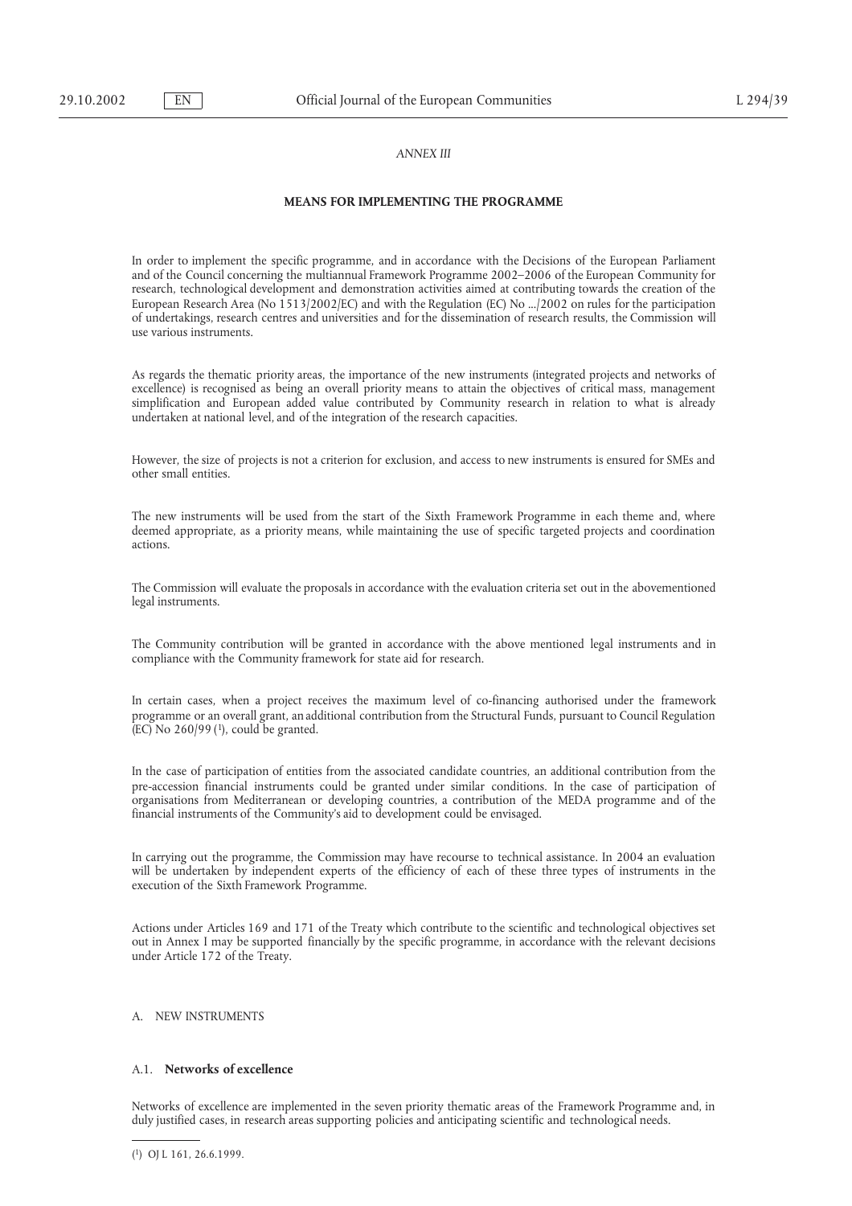*ANNEX III*

## MEANS FOR IMPLEMENTING THE PROGRAMME

In order to implement the specific programme, and in accordance with the Decisions of the European Parliament and of the Council concerning the multiannual Framework Programme 2002–2006 of the European Community for research, technological development and demonstration activities aimed at contributing towards the creation of the European Research Area (No 1513/2002/EC) and with the Regulation (EC) No .../2002 on rules for the participation of undertakings, research centres and universities and for the dissemination of research results, the Commission will use various instruments.

As regards the thematic priority areas, the importance of the new instruments (integrated projects and networks of excellence) is recognised as being an overall priority means to attain the objectives of critical mass, management simplification and European added value contributed by Community research in relation to what is already undertaken at national level, and of the integration of the research capacities.

However, the size of projects is not a criterion for exclusion, and access to new instruments is ensured for SMEs and other small entities.

The new instruments will be used from the start of the Sixth Framework Programme in each theme and, where deemed appropriate, as a priority means, while maintaining the use of specific targeted projects and coordination actions.

The Commission will evaluate the proposals in accordance with the evaluation criteria set out in the abovementioned legal instruments.

The Community contribution will be granted in accordance with the above mentioned legal instruments and in compliance with the Community framework for state aid for research.

In certain cases, when a project receives the maximum level of co-financing authorised under the framework programme or an overall grant, an additional contribution from the Structural Funds, pursuant to Council Regulation (EC) No 260/99 [1], could be granted.

In the case of participation of entities from the associated candidate countries, an additional contribution from the pre-accession financial instruments could be granted under similar conditions. In the case of participation of organisations from Mediterranean or developing countries, a contribution of the MEDA programme and of the financial instruments of the Community's aid to development could be envisaged.

In carrying out the programme, the Commission may have recourse to technical assistance. In 2004 an evaluation will be undertaken by independent experts of the efficiency of each of these three types of instruments in the execution of the Sixth Framework Programme.

Actions under Articles 169 and 171 of the Treaty which contribute to the scientific and technological objectives set out in Annex I may be supported financially by the specific programme, in accordance with the relevant decisions under Article 172 of the Treaty.

### A. NEW INSTRUMENTS

#### A.1. **Networks of excellence**

Networks of excellence are implemented in the seven priority thematic areas of the Framework Programme and, in duly justified cases, in research areas supporting policies and anticipating scientific and technological needs.

---

[1] OJ L 161, 26.6.1999.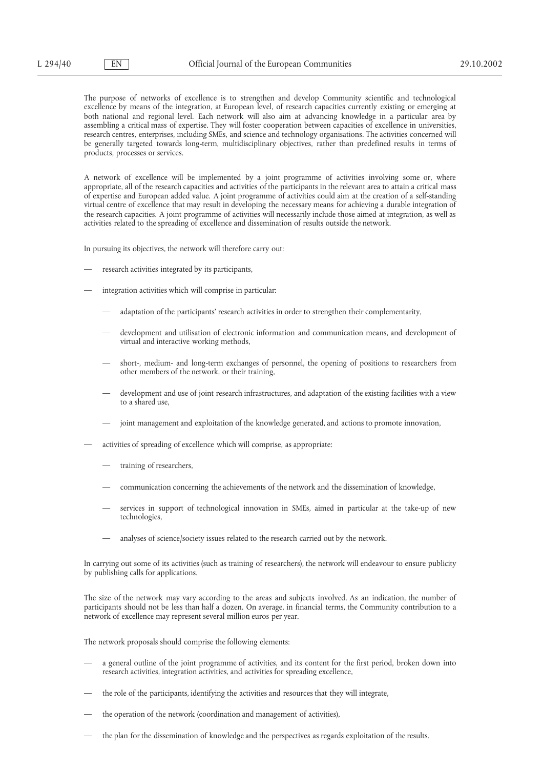The purpose of networks of excellence is to strengthen and develop Community scientific and technological excellence by means of the integration, at European level, of research capacities currently existing or emerging at both national and regional level. Each network will also aim at advancing knowledge in a particular area by assembling a critical mass of expertise. They will foster cooperation between capacities of excellence in universities, research centres, enterprises, including SMEs, and science and technology organisations. The activities concerned will be generally targeted towards long-term, multidisciplinary objectives, rather than predefined results in terms of products, processes or services.

A network of excellence will be implemented by a joint programme of activities involving some or, where appropriate, all of the research capacities and activities of the participants in the relevant area to attain a critical mass of expertise and European added value. A joint programme of activities could aim at the creation of a self-standing virtual centre of excellence that may result in developing the necessary means for achieving a durable integration of the research capacities. A joint programme of activities will necessarily include those aimed at integration, as well as activities related to the spreading of excellence and dissemination of results outside the network.

In pursuing its objectives, the network will therefore carry out:

- research activities integrated by its participants,
- integration activities which will comprise in particular:
  - adaptation of the participants' research activities in order to strengthen their complementarity,
  - development and utilisation of electronic information and communication means, and development of virtual and interactive working methods,
  - short-, medium- and long-term exchanges of personnel, the opening of positions to researchers from other members of the network, or their training,
  - development and use of joint research infrastructures, and adaptation of the existing facilities with a view to a shared use,
  - joint management and exploitation of the knowledge generated, and actions to promote innovation,
- activities of spreading of excellence which will comprise, as appropriate:
  - training of researchers,
  - communication concerning the achievements of the network and the dissemination of knowledge,
  - services in support of technological innovation in SMEs, aimed in particular at the take-up of new technologies,
  - analyses of science/society issues related to the research carried out by the network.

In carrying out some of its activities (such as training of researchers), the network will endeavour to ensure publicity by publishing calls for applications.

The size of the network may vary according to the areas and subjects involved. As an indication, the number of participants should not be less than half a dozen. On average, in financial terms, the Community contribution to a network of excellence may represent several million euros per year.

The network proposals should comprise the following elements:

- a general outline of the joint programme of activities, and its content for the first period, broken down into research activities, integration activities, and activities for spreading excellence,
- the role of the participants, identifying the activities and resources that they will integrate,
- the operation of the network (coordination and management of activities),
- the plan for the dissemination of knowledge and the perspectives as regards exploitation of the results.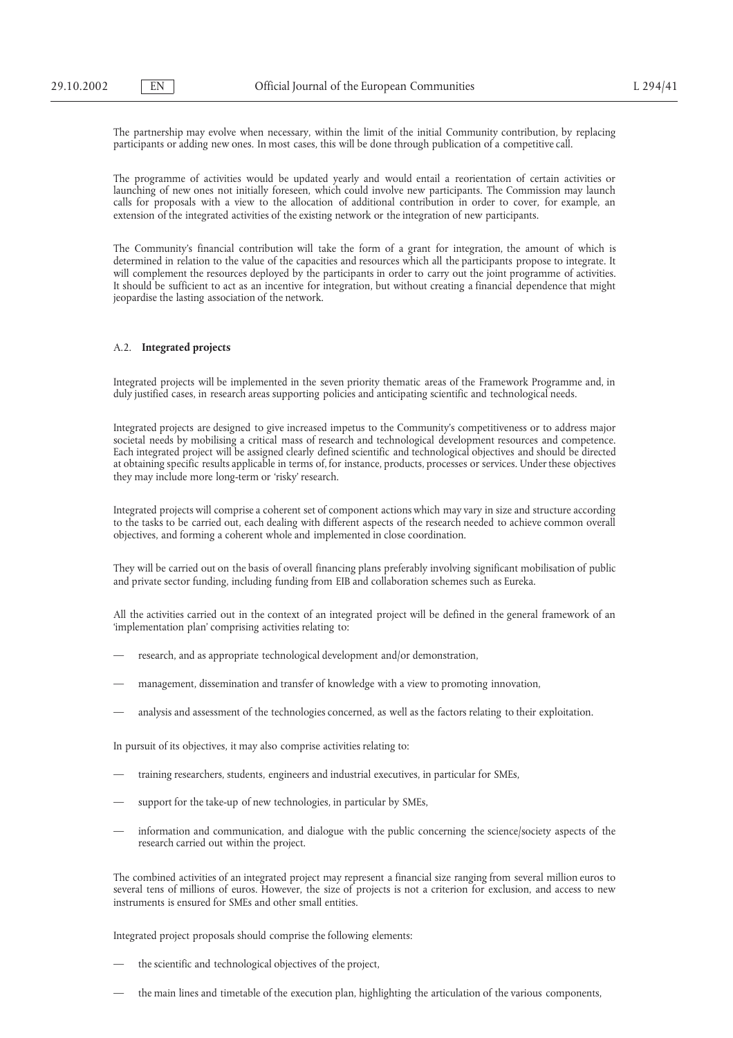The partnership may evolve when necessary, within the limit of the initial Community contribution, by replacing participants or adding new ones. In most cases, this will be done through publication of a competitive call.

The programme of activities would be updated yearly and would entail a reorientation of certain activities or launching of new ones not initially foreseen, which could involve new participants. The Commission may launch calls for proposals with a view to the allocation of additional contribution in order to cover, for example, an extension of the integrated activities of the existing network or the integration of new participants.

The Community's financial contribution will take the form of a grant for integration, the amount of which is determined in relation to the value of the capacities and resources which all the participants propose to integrate. It will complement the resources deployed by the participants in order to carry out the joint programme of activities. It should be sufficient to act as an incentive for integration, but without creating a financial dependence that might jeopardise the lasting association of the network.

### A.2. **Integrated projects**

Integrated projects will be implemented in the seven priority thematic areas of the Framework Programme and, in duly justified cases, in research areas supporting policies and anticipating scientific and technological needs.

Integrated projects are designed to give increased impetus to the Community's competitiveness or to address major societal needs by mobilising a critical mass of research and technological development resources and competence. Each integrated project will be assigned clearly defined scientific and technological objectives and should be directed at obtaining specific results applicable in terms of, for instance, products, processes or services. Under these objectives they may include more long-term or 'risky' research.

Integrated projects will comprise a coherent set of component actions which may vary in size and structure according to the tasks to be carried out, each dealing with different aspects of the research needed to achieve common overall objectives, and forming a coherent whole and implemented in close coordination.

They will be carried out on the basis of overall financing plans preferably involving significant mobilisation of public and private sector funding, including funding from EIB and collaboration schemes such as Eureka.

All the activities carried out in the context of an integrated project will be defined in the general framework of an 'implementation plan' comprising activities relating to:

— research, and as appropriate technological development and/or demonstration,

— management, dissemination and transfer of knowledge with a view to promoting innovation,

— analysis and assessment of the technologies concerned, as well as the factors relating to their exploitation.

In pursuit of its objectives, it may also comprise activities relating to:

— training researchers, students, engineers and industrial executives, in particular for SMEs,

— support for the take-up of new technologies, in particular by SMEs,

— information and communication, and dialogue with the public concerning the science/society aspects of the research carried out within the project.

The combined activities of an integrated project may represent a financial size ranging from several million euros to several tens of millions of euros. However, the size of projects is not a criterion for exclusion, and access to new instruments is ensured for SMEs and other small entities.

Integrated project proposals should comprise the following elements:

— the scientific and technological objectives of the project,

— the main lines and timetable of the execution plan, highlighting the articulation of the various components,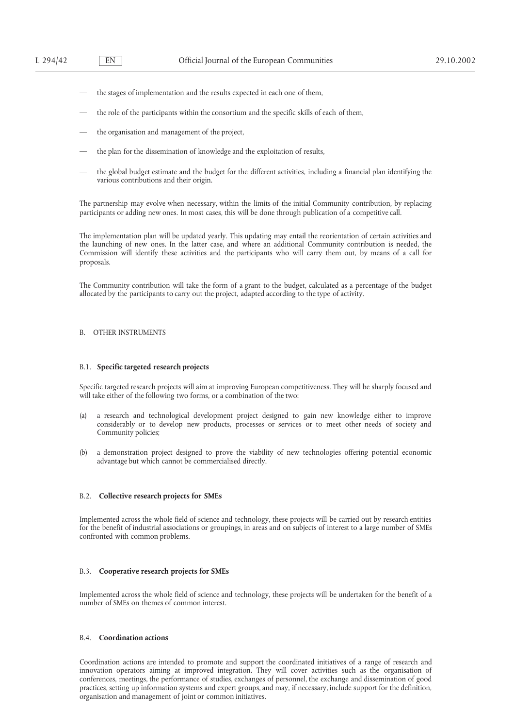- the stages of implementation and the results expected in each one of them,
- the role of the participants within the consortium and the specific skills of each of them,
- the organisation and management of the project,
- the plan for the dissemination of knowledge and the exploitation of results,
- the global budget estimate and the budget for the different activities, including a financial plan identifying the various contributions and their origin.

The partnership may evolve when necessary, within the limits of the initial Community contribution, by replacing participants or adding new ones. In most cases, this will be done through publication of a competitive call.

The implementation plan will be updated yearly. This updating may entail the reorientation of certain activities and the launching of new ones. In the latter case, and where an additional Community contribution is needed, the Commission will identify these activities and the participants who will carry them out, by means of a call for proposals.

The Community contribution will take the form of a grant to the budget, calculated as a percentage of the budget allocated by the participants to carry out the project, adapted according to the type of activity.

## B. OTHER INSTRUMENTS

### B.1. **Specific targeted research projects**

Specific targeted research projects will aim at improving European competitiveness. They will be sharply focused and will take either of the following two forms, or a combination of the two:

(a) a research and technological development project designed to gain new knowledge either to improve considerably or to develop new products, processes or services or to meet other needs of society and Community policies;

(b) a demonstration project designed to prove the viability of new technologies offering potential economic advantage but which cannot be commercialised directly.

### B.2. **Collective research projects for SMEs**

Implemented across the whole field of science and technology, these projects will be carried out by research entities for the benefit of industrial associations or groupings, in areas and on subjects of interest to a large number of SMEs confronted with common problems.

### B.3. **Cooperative research projects for SMEs**

Implemented across the whole field of science and technology, these projects will be undertaken for the benefit of a number of SMEs on themes of common interest.

### B.4. **Coordination actions**

Coordination actions are intended to promote and support the coordinated initiatives of a range of research and innovation operators aiming at improved integration. They will cover activities such as the organisation of conferences, meetings, the performance of studies, exchanges of personnel, the exchange and dissemination of good practices, setting up information systems and expert groups, and may, if necessary, include support for the definition, organisation and management of joint or common initiatives.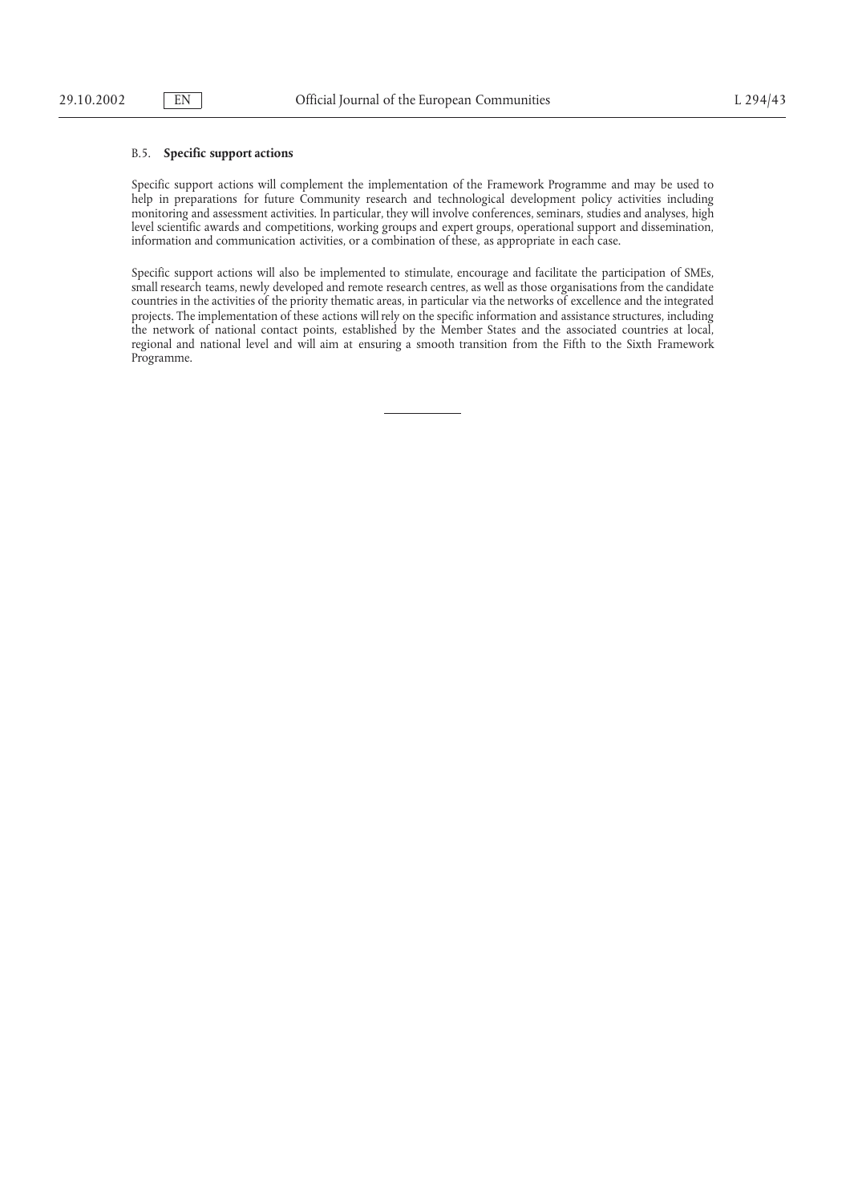### B.5. **Specific support actions**

Specific support actions will complement the implementation of the Framework Programme and may be used to help in preparations for future Community research and technological development policy activities including monitoring and assessment activities. In particular, they will involve conferences, seminars, studies and analyses, high level scientific awards and competitions, working groups and expert groups, operational support and dissemination, information and communication activities, or a combination of these, as appropriate in each case.

Specific support actions will also be implemented to stimulate, encourage and facilitate the participation of SMEs, small research teams, newly developed and remote research centres, as well as those organisations from the candidate countries in the activities of the priority thematic areas, in particular via the networks of excellence and the integrated projects. The implementation of these actions will rely on the specific information and assistance structures, including the network of national contact points, established by the Member States and the associated countries at local, regional and national level and will aim at ensuring a smooth transition from the Fifth to the Sixth Framework Programme.